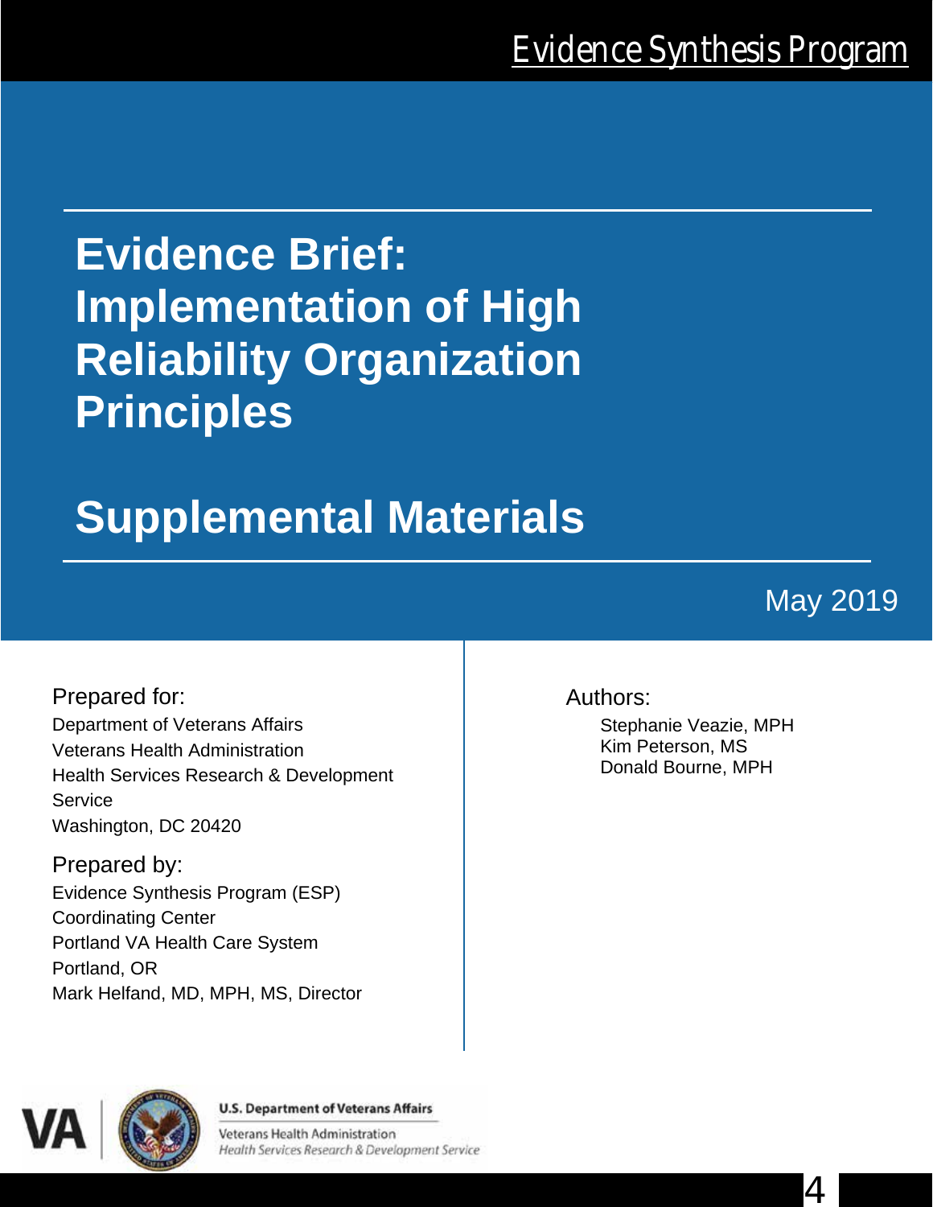Evidence Synthesis Program

# Evidence Brief: Implementation of High Reliability Organization Principles

# Supplemental Materials

May 2019

Prepared for:
Department of Veterans Affairs
Veterans Health Administration
Health Services Research & Development Service
Washington, DC 20420

Prepared by:
Evidence Synthesis Program (ESP)
Coordinating Center
Portland VA Health Care System
Portland, OR
Mark Helfand, MD, MPH, MS, Director

Authors:
Stephanie Veazie, MPH
Kim Peterson, MS
Donald Bourne, MPH

U.S. Department of Veterans Affairs
Veterans Health Administration
*Health Services Research & Development Service*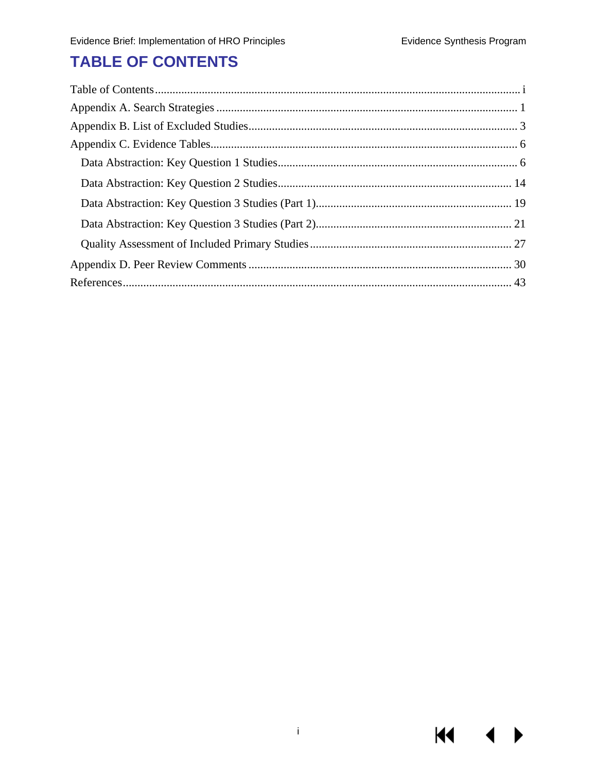# TABLE OF CONTENTS

Table of Contents ........................................................................................................................ i

Appendix A. Search Strategies ..................................................................................................... 1

Appendix B. List of Excluded Studies .......................................................................................... 3

Appendix C. Evidence Tables ........................................................................................................ 6

- Data Abstraction: Key Question 1 Studies .................................................................................. 6
- Data Abstraction: Key Question 2 Studies ................................................................................ 14
- Data Abstraction: Key Question 3 Studies (Part 1) .................................................................. 19
- Data Abstraction: Key Question 3 Studies (Part 2) .................................................................. 21
- Quality Assessment of Included Primary Studies ..................................................................... 27

Appendix D. Peer Review Comments ......................................................................................... 30

References .................................................................................................................................... 43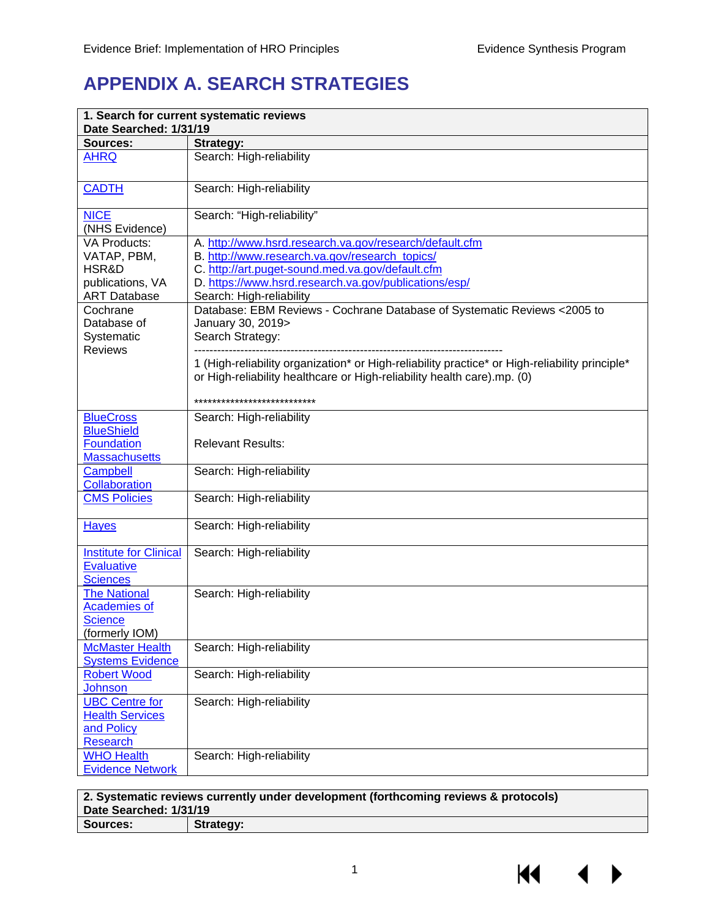# APPENDIX A. SEARCH STRATEGIES

| **1. Search for current systematic reviews**<br>**Date Searched: 1/31/19** | |
|---|---|
| **Sources:** | **Strategy:** |
| AHRQ | Search: High-reliability |
| CADTH | Search: High-reliability |
| NICE<br>(NHS Evidence) | Search: "High-reliability" |
| VA Products:<br>VATAP, PBM, HSR&D publications, VA ART Database | A. http://www.hsrd.research.va.gov/research/default.cfm<br>B. http://www.research.va.gov/research_topics/<br>C. http://art.puget-sound.med.va.gov/default.cfm<br>D. https://www.hsrd.research.va.gov/publications/esp/<br>Search: High-reliability |
| Cochrane Database of Systematic Reviews | Database: EBM Reviews - Cochrane Database of Systematic Reviews <2005 to January 30, 2019><br>Search Strategy:<br>--------------------------------------------------------------------------------<br>1 (High-reliability organization* or High-reliability practice* or High-reliability principle* or High-reliability healthcare or High-reliability health care).mp. (0)<br><br>*************************** |
| BlueCross BlueShield Foundation Massachusetts | Search: High-reliability<br><br>Relevant Results: |
| Campbell Collaboration | Search: High-reliability |
| CMS Policies | Search: High-reliability |
| Hayes | Search: High-reliability |
| Institute for Clinical Evaluative Sciences | Search: High-reliability |
| The National Academies of Science<br>(formerly IOM) | Search: High-reliability |
| McMaster Health Systems Evidence | Search: High-reliability |
| Robert Wood Johnson | Search: High-reliability |
| UBC Centre for Health Services and Policy Research | Search: High-reliability |
| WHO Health Evidence Network | Search: High-reliability |

| **2. Systematic reviews currently under development (forthcoming reviews & protocols)**<br>**Date Searched: 1/31/19** | |
|---|---|
| **Sources:** | **Strategy:** |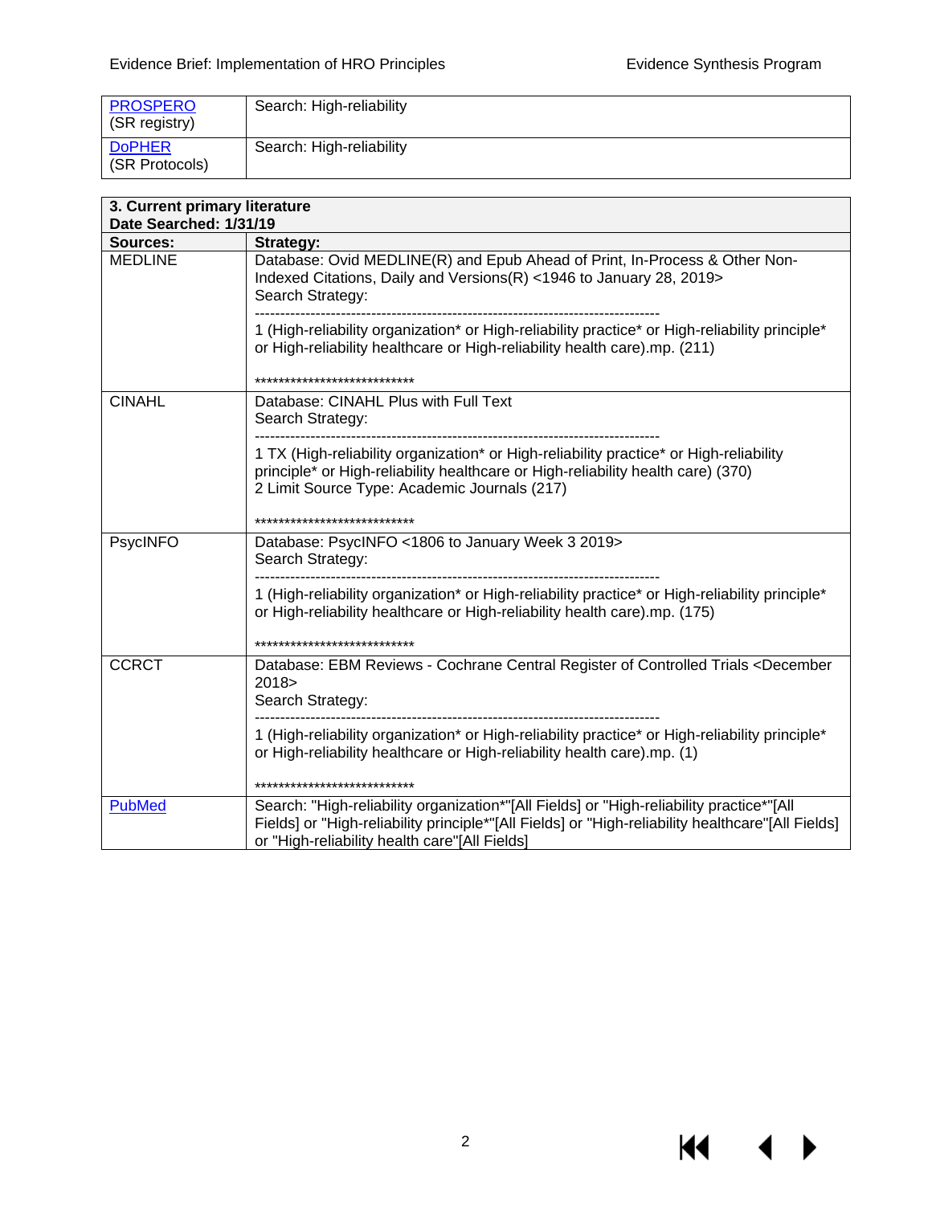| | |
|---|---|
| PROSPERO (SR registry) | Search: High-reliability |
| DoPHER (SR Protocols) | Search: High-reliability |

| **3. Current primary literature**<br>**Date Searched: 1/31/19** | |
|---|---|
| **Sources:** | **Strategy:** |
| MEDLINE | Database: Ovid MEDLINE(R) and Epub Ahead of Print, In-Process & Other Non-Indexed Citations, Daily and Versions(R) <1946 to January 28, 2019><br>Search Strategy:<br>--------------------------------------------------------------------------------<br>1 (High-reliability organization* or High-reliability practice* or High-reliability principle* or High-reliability healthcare or High-reliability health care).mp. (211)<br><br>*************************** |
| CINAHL | Database: CINAHL Plus with Full Text<br>Search Strategy:<br>--------------------------------------------------------------------------------<br>1 TX (High-reliability organization* or High-reliability practice* or High-reliability principle* or High-reliability healthcare or High-reliability health care) (370)<br>2 Limit Source Type: Academic Journals (217)<br><br>*************************** |
| PsycINFO | Database: PsycINFO <1806 to January Week 3 2019><br>Search Strategy:<br>--------------------------------------------------------------------------------<br>1 (High-reliability organization* or High-reliability practice* or High-reliability principle* or High-reliability healthcare or High-reliability health care).mp. (175)<br><br>*************************** |
| CCRCT | Database: EBM Reviews - Cochrane Central Register of Controlled Trials <December 2018><br>Search Strategy:<br>--------------------------------------------------------------------------------<br>1 (High-reliability organization* or High-reliability practice* or High-reliability principle* or High-reliability healthcare or High-reliability health care).mp. (1)<br><br>*************************** |
| PubMed | Search: "High-reliability organization*"[All Fields] or "High-reliability practice*"[All Fields] or "High-reliability principle*"[All Fields] or "High-reliability healthcare"[All Fields] or "High-reliability health care"[All Fields] |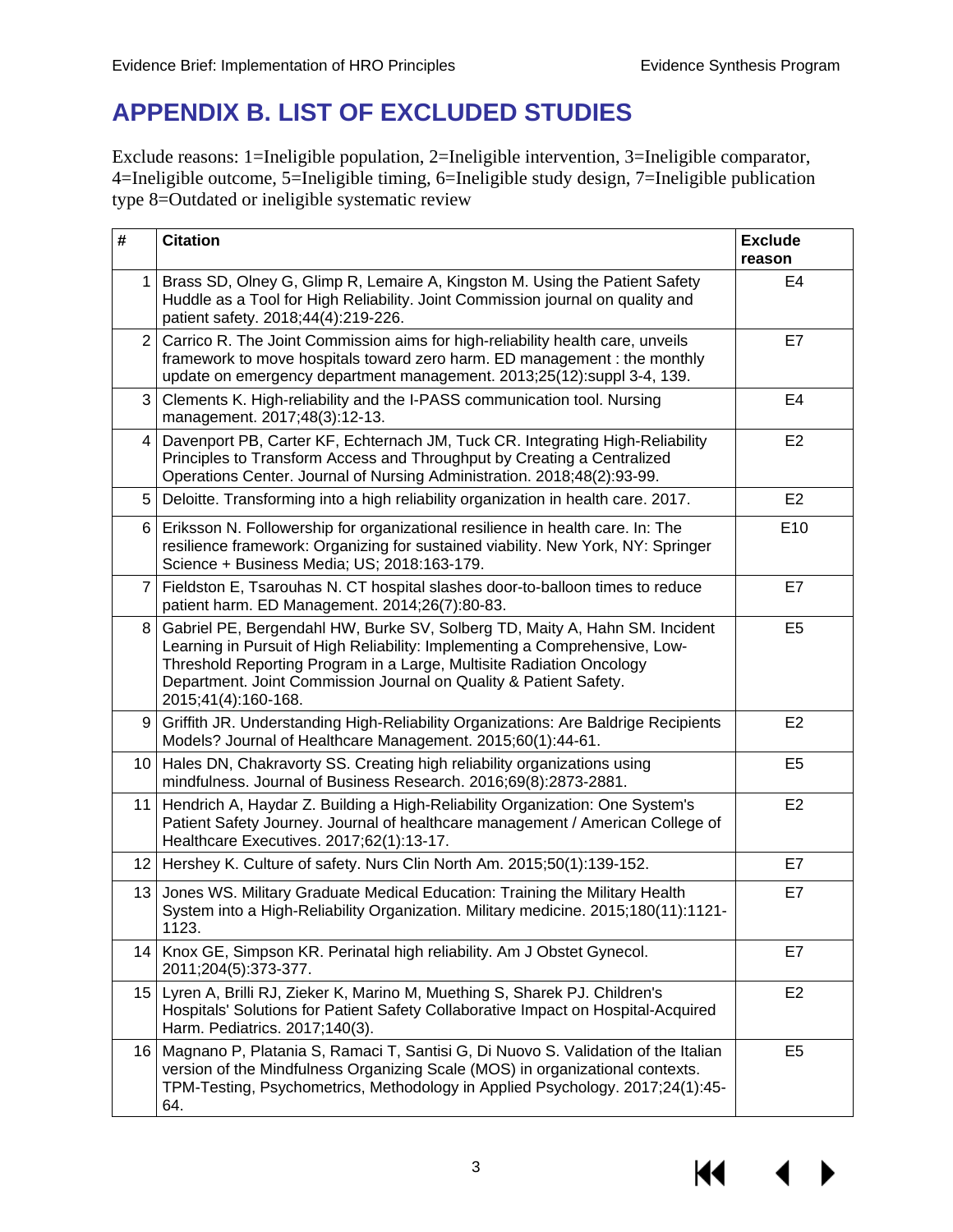# APPENDIX B. LIST OF EXCLUDED STUDIES

Exclude reasons: 1=Ineligible population, 2=Ineligible intervention, 3=Ineligible comparator, 4=Ineligible outcome, 5=Ineligible timing, 6=Ineligible study design, 7=Ineligible publication type 8=Outdated or ineligible systematic review

| # | Citation | Exclude reason |
|---|---|---|
| 1 | Brass SD, Olney G, Glimp R, Lemaire A, Kingston M. Using the Patient Safety Huddle as a Tool for High Reliability. Joint Commission journal on quality and patient safety. 2018;44(4):219-226. | E4 |
| 2 | Carrico R. The Joint Commission aims for high-reliability health care, unveils framework to move hospitals toward zero harm. ED management : the monthly update on emergency department management. 2013;25(12):suppl 3-4, 139. | E7 |
| 3 | Clements K. High-reliability and the I-PASS communication tool. Nursing management. 2017;48(3):12-13. | E4 |
| 4 | Davenport PB, Carter KF, Echternach JM, Tuck CR. Integrating High-Reliability Principles to Transform Access and Throughput by Creating a Centralized Operations Center. Journal of Nursing Administration. 2018;48(2):93-99. | E2 |
| 5 | Deloitte. Transforming into a high reliability organization in health care. 2017. | E2 |
| 6 | Eriksson N. Followership for organizational resilience in health care. In: The resilience framework: Organizing for sustained viability. New York, NY: Springer Science + Business Media; US; 2018:163-179. | E10 |
| 7 | Fieldston E, Tsarouhas N. CT hospital slashes door-to-balloon times to reduce patient harm. ED Management. 2014;26(7):80-83. | E7 |
| 8 | Gabriel PE, Bergendahl HW, Burke SV, Solberg TD, Maity A, Hahn SM. Incident Learning in Pursuit of High Reliability: Implementing a Comprehensive, Low-Threshold Reporting Program in a Large, Multisite Radiation Oncology Department. Joint Commission Journal on Quality & Patient Safety. 2015;41(4):160-168. | E5 |
| 9 | Griffith JR. Understanding High-Reliability Organizations: Are Baldrige Recipients Models? Journal of Healthcare Management. 2015;60(1):44-61. | E2 |
| 10 | Hales DN, Chakravorty SS. Creating high reliability organizations using mindfulness. Journal of Business Research. 2016;69(8):2873-2881. | E5 |
| 11 | Hendrich A, Haydar Z. Building a High-Reliability Organization: One System's Patient Safety Journey. Journal of healthcare management / American College of Healthcare Executives. 2017;62(1):13-17. | E2 |
| 12 | Hershey K. Culture of safety. Nurs Clin North Am. 2015;50(1):139-152. | E7 |
| 13 | Jones WS. Military Graduate Medical Education: Training the Military Health System into a High-Reliability Organization. Military medicine. 2015;180(11):1121-1123. | E7 |
| 14 | Knox GE, Simpson KR. Perinatal high reliability. Am J Obstet Gynecol. 2011;204(5):373-377. | E7 |
| 15 | Lyren A, Brilli RJ, Zieker K, Marino M, Muething S, Sharek PJ. Children's Hospitals' Solutions for Patient Safety Collaborative Impact on Hospital-Acquired Harm. Pediatrics. 2017;140(3). | E2 |
| 16 | Magnano P, Platania S, Ramaci T, Santisi G, Di Nuovo S. Validation of the Italian version of the Mindfulness Organizing Scale (MOS) in organizational contexts. TPM-Testing, Psychometrics, Methodology in Applied Psychology. 2017;24(1):45-64. | E5 |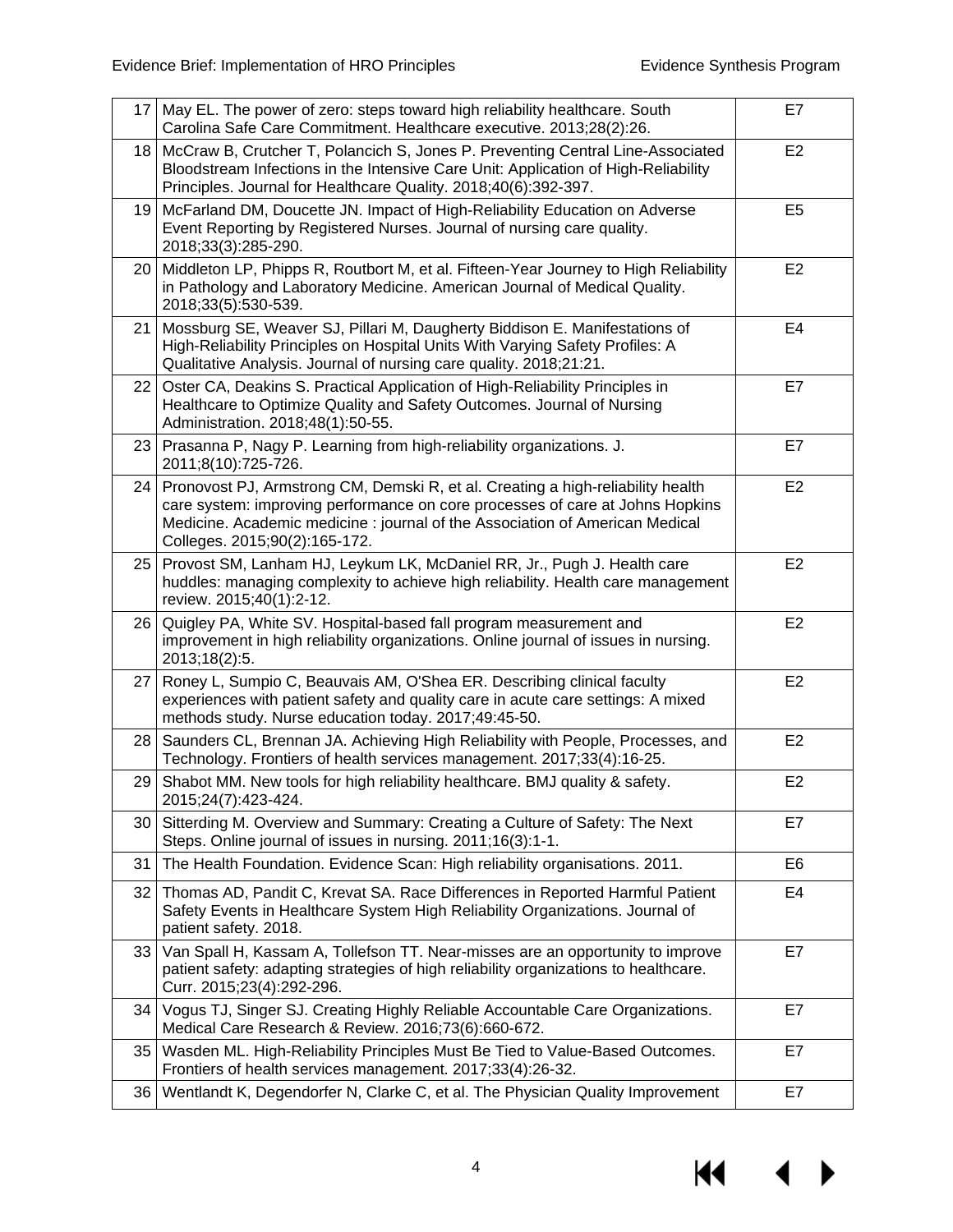| | | |
|---|---|---|
| 17 | May EL. The power of zero: steps toward high reliability healthcare. South Carolina Safe Care Commitment. Healthcare executive. 2013;28(2):26. | E7 |
| 18 | McCraw B, Crutcher T, Polancich S, Jones P. Preventing Central Line-Associated Bloodstream Infections in the Intensive Care Unit: Application of High-Reliability Principles. Journal for Healthcare Quality. 2018;40(6):392-397. | E2 |
| 19 | McFarland DM, Doucette JN. Impact of High-Reliability Education on Adverse Event Reporting by Registered Nurses. Journal of nursing care quality. 2018;33(3):285-290. | E5 |
| 20 | Middleton LP, Phipps R, Routbort M, et al. Fifteen-Year Journey to High Reliability in Pathology and Laboratory Medicine. American Journal of Medical Quality. 2018;33(5):530-539. | E2 |
| 21 | Mossburg SE, Weaver SJ, Pillari M, Daugherty Biddison E. Manifestations of High-Reliability Principles on Hospital Units With Varying Safety Profiles: A Qualitative Analysis. Journal of nursing care quality. 2018;21:21. | E4 |
| 22 | Oster CA, Deakins S. Practical Application of High-Reliability Principles in Healthcare to Optimize Quality and Safety Outcomes. Journal of Nursing Administration. 2018;48(1):50-55. | E7 |
| 23 | Prasanna P, Nagy P. Learning from high-reliability organizations. J. 2011;8(10):725-726. | E7 |
| 24 | Pronovost PJ, Armstrong CM, Demski R, et al. Creating a high-reliability health care system: improving performance on core processes of care at Johns Hopkins Medicine. Academic medicine : journal of the Association of American Medical Colleges. 2015;90(2):165-172. | E2 |
| 25 | Provost SM, Lanham HJ, Leykum LK, McDaniel RR, Jr., Pugh J. Health care huddles: managing complexity to achieve high reliability. Health care management review. 2015;40(1):2-12. | E2 |
| 26 | Quigley PA, White SV. Hospital-based fall program measurement and improvement in high reliability organizations. Online journal of issues in nursing. 2013;18(2):5. | E2 |
| 27 | Roney L, Sumpio C, Beauvais AM, O'Shea ER. Describing clinical faculty experiences with patient safety and quality care in acute care settings: A mixed methods study. Nurse education today. 2017;49:45-50. | E2 |
| 28 | Saunders CL, Brennan JA. Achieving High Reliability with People, Processes, and Technology. Frontiers of health services management. 2017;33(4):16-25. | E2 |
| 29 | Shabot MM. New tools for high reliability healthcare. BMJ quality & safety. 2015;24(7):423-424. | E2 |
| 30 | Sitterding M. Overview and Summary: Creating a Culture of Safety: The Next Steps. Online journal of issues in nursing. 2011;16(3):1-1. | E7 |
| 31 | The Health Foundation. Evidence Scan: High reliability organisations. 2011. | E6 |
| 32 | Thomas AD, Pandit C, Krevat SA. Race Differences in Reported Harmful Patient Safety Events in Healthcare System High Reliability Organizations. Journal of patient safety. 2018. | E4 |
| 33 | Van Spall H, Kassam A, Tollefson TT. Near-misses are an opportunity to improve patient safety: adapting strategies of high reliability organizations to healthcare. Curr. 2015;23(4):292-296. | E7 |
| 34 | Vogus TJ, Singer SJ. Creating Highly Reliable Accountable Care Organizations. Medical Care Research & Review. 2016;73(6):660-672. | E7 |
| 35 | Wasden ML. High-Reliability Principles Must Be Tied to Value-Based Outcomes. Frontiers of health services management. 2017;33(4):26-32. | E7 |
| 36 | Wentlandt K, Degendorfer N, Clarke C, et al. The Physician Quality Improvement | E7 |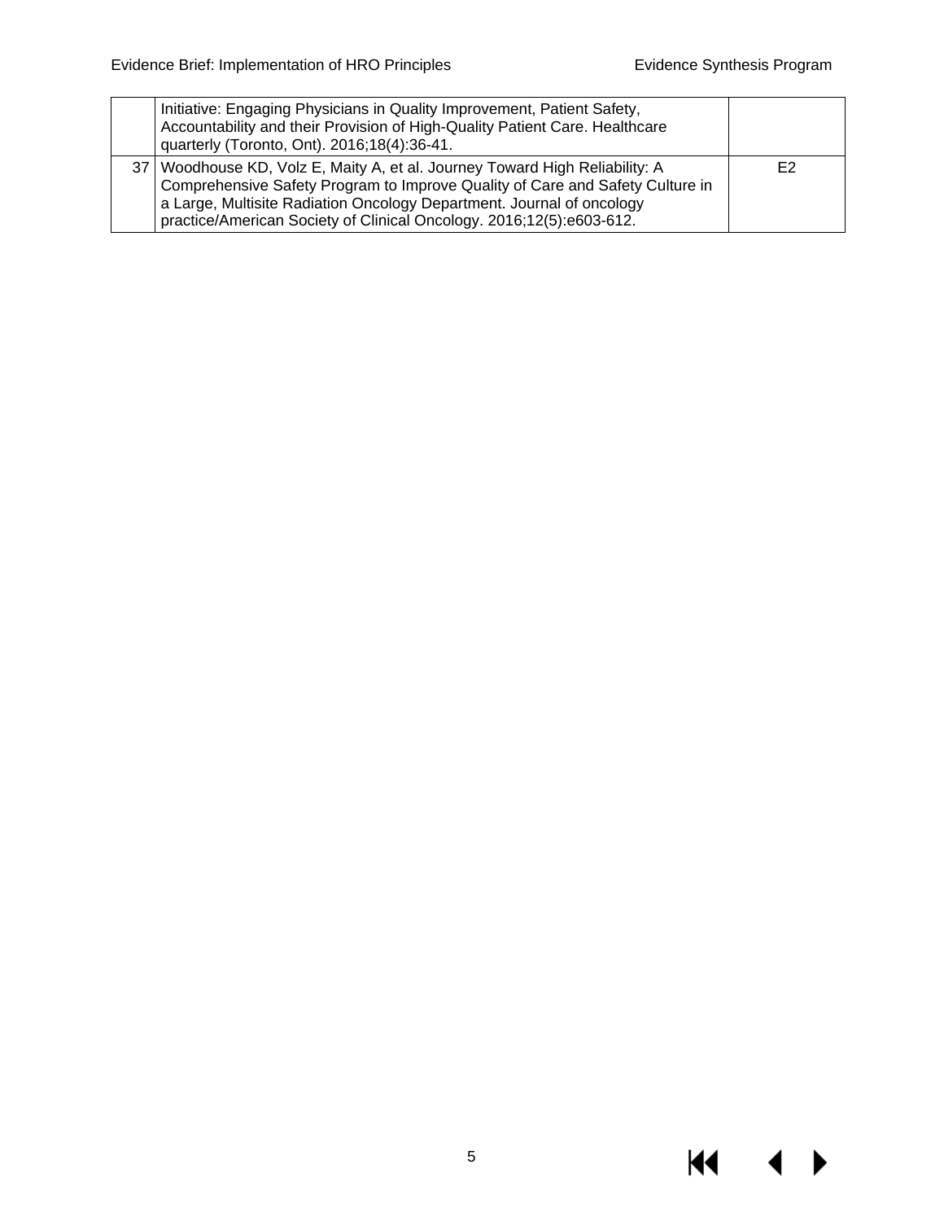| | | |
|---|---|---|
| | Initiative: Engaging Physicians in Quality Improvement, Patient Safety, Accountability and their Provision of High-Quality Patient Care. Healthcare quarterly (Toronto, Ont). 2016;18(4):36-41. | |
| 37 | Woodhouse KD, Volz E, Maity A, et al. Journey Toward High Reliability: A Comprehensive Safety Program to Improve Quality of Care and Safety Culture in a Large, Multisite Radiation Oncology Department. Journal of oncology practice/American Society of Clinical Oncology. 2016;12(5):e603-612. | E2 |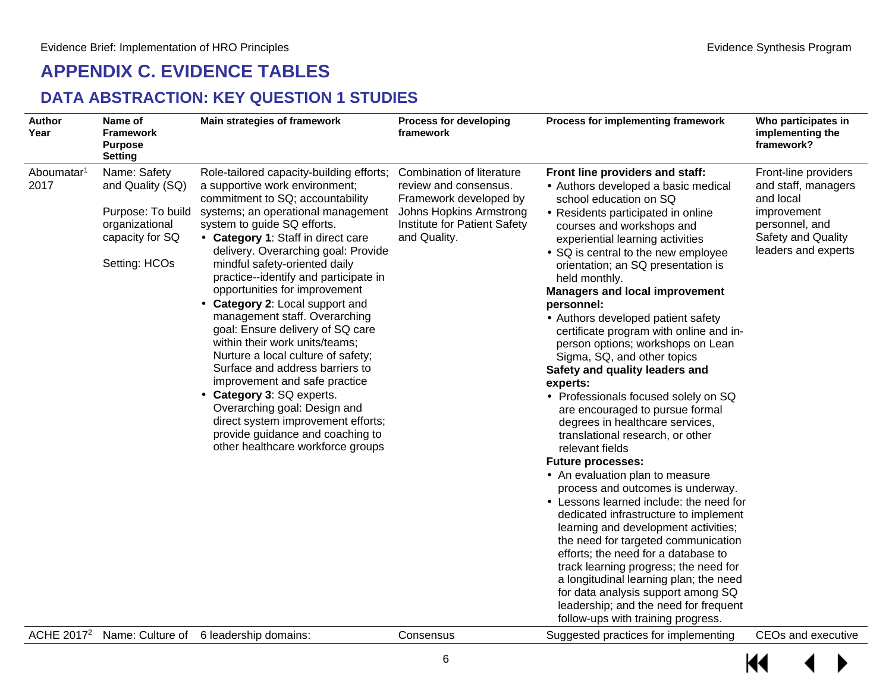# APPENDIX C. EVIDENCE TABLES

## DATA ABSTRACTION: KEY QUESTION 1 STUDIES

| Author Year | Name of Framework Purpose Setting | Main strategies of framework | Process for developing framework | Process for implementing framework | Who participates in implementing the framework? |
|---|---|---|---|---|---|
| Aboumatar[1] 2017 | Name: Safety and Quality (SQ)<br><br>Purpose: To build organizational capacity for SQ<br><br>Setting: HCOs | Role-tailored capacity-building efforts; a supportive work environment; commitment to SQ; accountability systems; an operational management system to guide SQ efforts.<br>• **Category 1**: Staff in direct care delivery. Overarching goal: Provide mindful safety-oriented daily practice--identify and participate in opportunities for improvement<br>• **Category 2**: Local support and management staff. Overarching goal: Ensure delivery of SQ care within their work units/teams; Nurture a local culture of safety; Surface and address barriers to improvement and safe practice<br>• **Category 3**: SQ experts. Overarching goal: Design and direct system improvement efforts; provide guidance and coaching to other healthcare workforce groups | Combination of literature review and consensus. Framework developed by Johns Hopkins Armstrong Institute for Patient Safety and Quality. | **Front line providers and staff:**<br>• Authors developed a basic medical school education on SQ<br>• Residents participated in online courses and workshops and experiential learning activities<br>• SQ is central to the new employee orientation; an SQ presentation is held monthly.<br>**Managers and local improvement personnel:**<br>• Authors developed patient safety certificate program with online and in-person options; workshops on Lean Sigma, SQ, and other topics<br>**Safety and quality leaders and experts:**<br>• Professionals focused solely on SQ are encouraged to pursue formal degrees in healthcare services, translational research, or other relevant fields<br>**Future processes:**<br>• An evaluation plan to measure process and outcomes is underway.<br>• Lessons learned include: the need for dedicated infrastructure to implement learning and development activities; the need for targeted communication efforts; the need for a database to track learning progress; the need for a longitudinal learning plan; the need for data analysis support among SQ leadership; and the need for frequent follow-ups with training progress. | Front-line providers and staff, managers and local improvement personnel, and Safety and Quality leaders and experts |
| ACHE 2017[2] | Name: Culture of | 6 leadership domains: | Consensus | Suggested practices for implementing | CEOs and executive |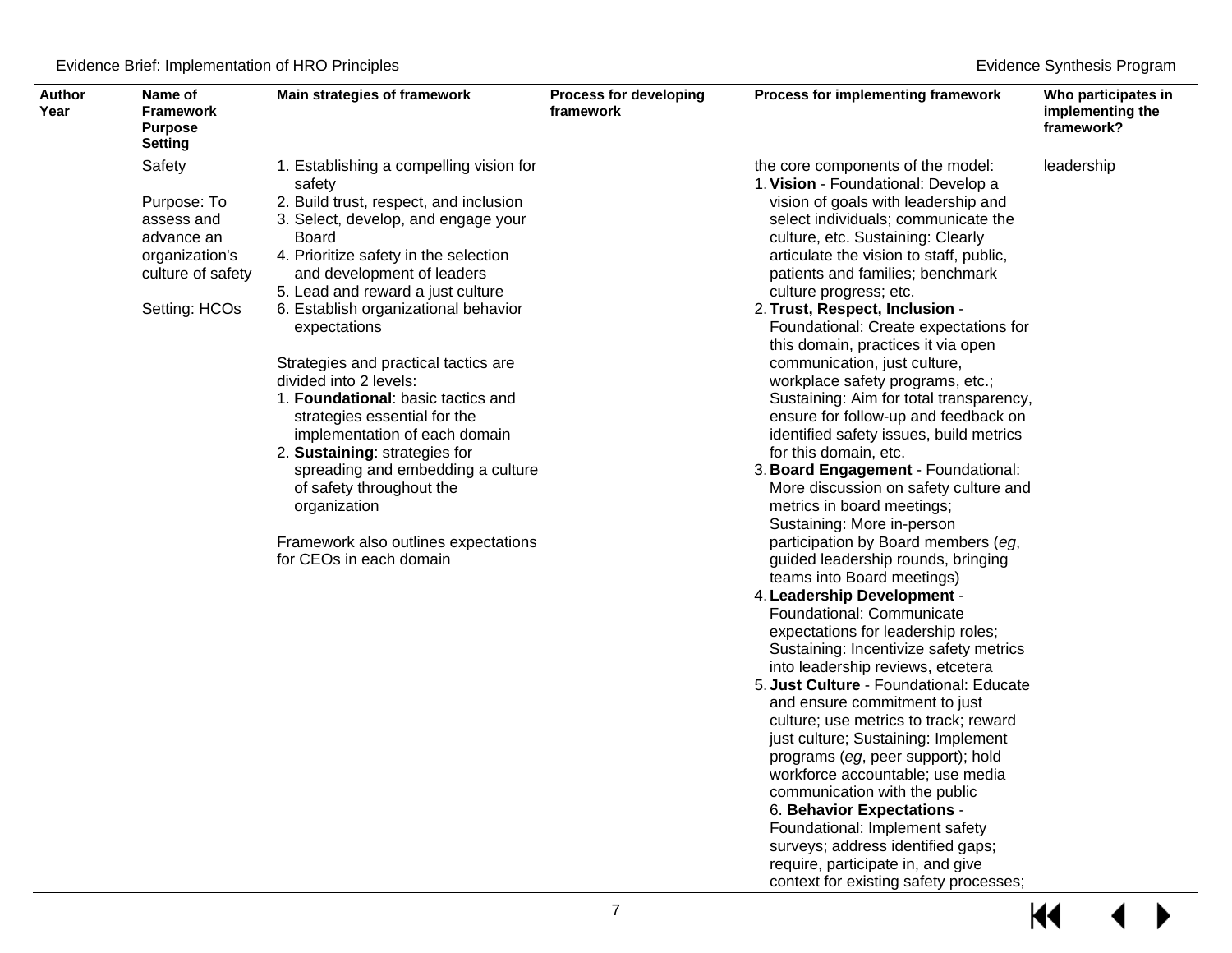| Author Year | Name of Framework Purpose Setting | Main strategies of framework | Process for developing framework | Process for implementing framework | Who participates in implementing the framework? |
|---|---|---|---|---|---|
| | Safety<br><br>Purpose: To assess and advance an organization's culture of safety<br><br>Setting: HCOs | 1. Establishing a compelling vision for safety<br>2. Build trust, respect, and inclusion<br>3. Select, develop, and engage your Board<br>4. Prioritize safety in the selection and development of leaders<br>5. Lead and reward a just culture<br>6. Establish organizational behavior expectations<br><br>Strategies and practical tactics are divided into 2 levels:<br>1. **Foundational**: basic tactics and strategies essential for the implementation of each domain<br>2. **Sustaining**: strategies for spreading and embedding a culture of safety throughout the organization<br><br>Framework also outlines expectations for CEOs in each domain | | the core components of the model:<br>1. **Vision** - Foundational: Develop a vision of goals with leadership and select individuals; communicate the culture, etc. Sustaining: Clearly articulate the vision to staff, public, patients and families; benchmark culture progress; etc.<br>2. **Trust, Respect, Inclusion** - Foundational: Create expectations for this domain, practices it via open communication, just culture, workplace safety programs, etc.; Sustaining: Aim for total transparency, ensure for follow-up and feedback on identified safety issues, build metrics for this domain, etc.<br>3. **Board Engagement** - Foundational: More discussion on safety culture and metrics in board meetings; Sustaining: More in-person participation by Board members (*eg*, guided leadership rounds, bringing teams into Board meetings)<br>4. **Leadership Development** - Foundational: Communicate expectations for leadership roles; Sustaining: Incentivize safety metrics into leadership reviews, etcetera<br>5. **Just Culture** - Foundational: Educate and ensure commitment to just culture; use metrics to track; reward just culture; Sustaining: Implement programs (*eg*, peer support); hold workforce accountable; use media communication with the public<br>6. **Behavior Expectations** - Foundational: Implement safety surveys; address identified gaps; require, participate in, and give context for existing safety processes; | leadership |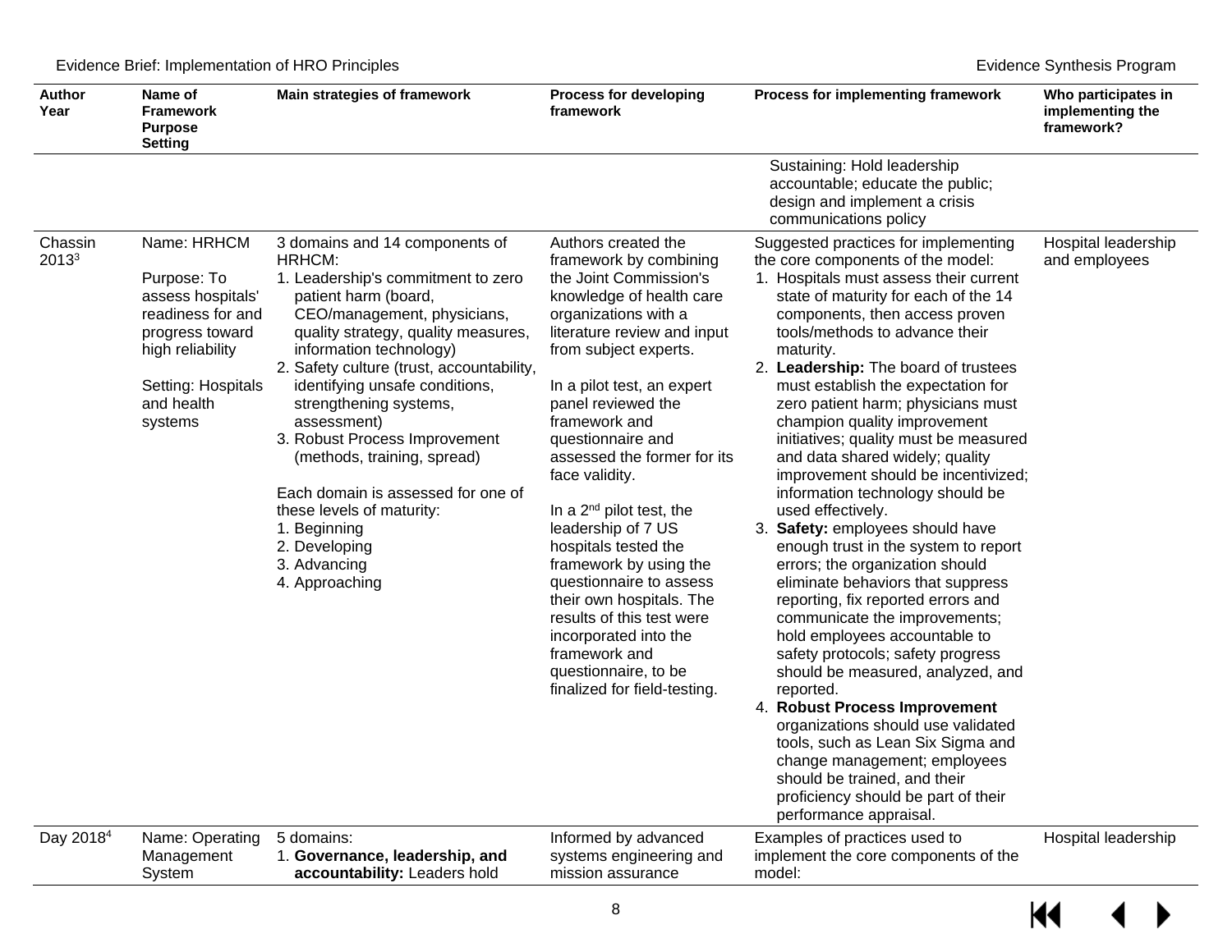| Author Year | Name of Framework Purpose Setting | Main strategies of framework | Process for developing framework | Process for implementing framework | Who participates in implementing the framework? |
|---|---|---|---|---|---|
| | | | | Sustaining: Hold leadership accountable; educate the public; design and implement a crisis communications policy | |
| Chassin 2013[3] | Name: HRHCM<br><br>Purpose: To assess hospitals' readiness for and progress toward high reliability<br><br>Setting: Hospitals and health systems | 3 domains and 14 components of HRHCM:<br>1. Leadership's commitment to zero patient harm (board, CEO/management, physicians, quality strategy, quality measures, information technology)<br>2. Safety culture (trust, accountability, identifying unsafe conditions, strengthening systems, assessment)<br>3. Robust Process Improvement (methods, training, spread)<br><br>Each domain is assessed for one of these levels of maturity:<br>1. Beginning<br>2. Developing<br>3. Advancing<br>4. Approaching | Authors created the framework by combining the Joint Commission's knowledge of health care organizations with a literature review and input from subject experts.<br><br>In a pilot test, an expert panel reviewed the framework and questionnaire and assessed the former for its face validity.<br><br>In a 2nd pilot test, the leadership of 7 US hospitals tested the framework by using the questionnaire to assess their own hospitals. The results of this test were incorporated into the framework and questionnaire, to be finalized for field-testing. | Suggested practices for implementing the core components of the model:<br>1. Hospitals must assess their current state of maturity for each of the 14 components, then access proven tools/methods to advance their maturity.<br>2. **Leadership:** The board of trustees must establish the expectation for zero patient harm; physicians must champion quality improvement initiatives; quality must be measured and data shared widely; quality improvement should be incentivized; information technology should be used effectively.<br>3. **Safety:** employees should have enough trust in the system to report errors; the organization should eliminate behaviors that suppress reporting, fix reported errors and communicate the improvements; hold employees accountable to safety protocols; safety progress should be measured, analyzed, and reported.<br>4. **Robust Process Improvement** organizations should use validated tools, such as Lean Six Sigma and change management; employees should be trained, and their proficiency should be part of their performance appraisal. | Hospital leadership and employees |
| Day 2018[4] | Name: Operating Management System | 5 domains:<br>1. **Governance, leadership, and accountability:** Leaders hold | Informed by advanced systems engineering and mission assurance | Examples of practices used to implement the core components of the model: | Hospital leadership |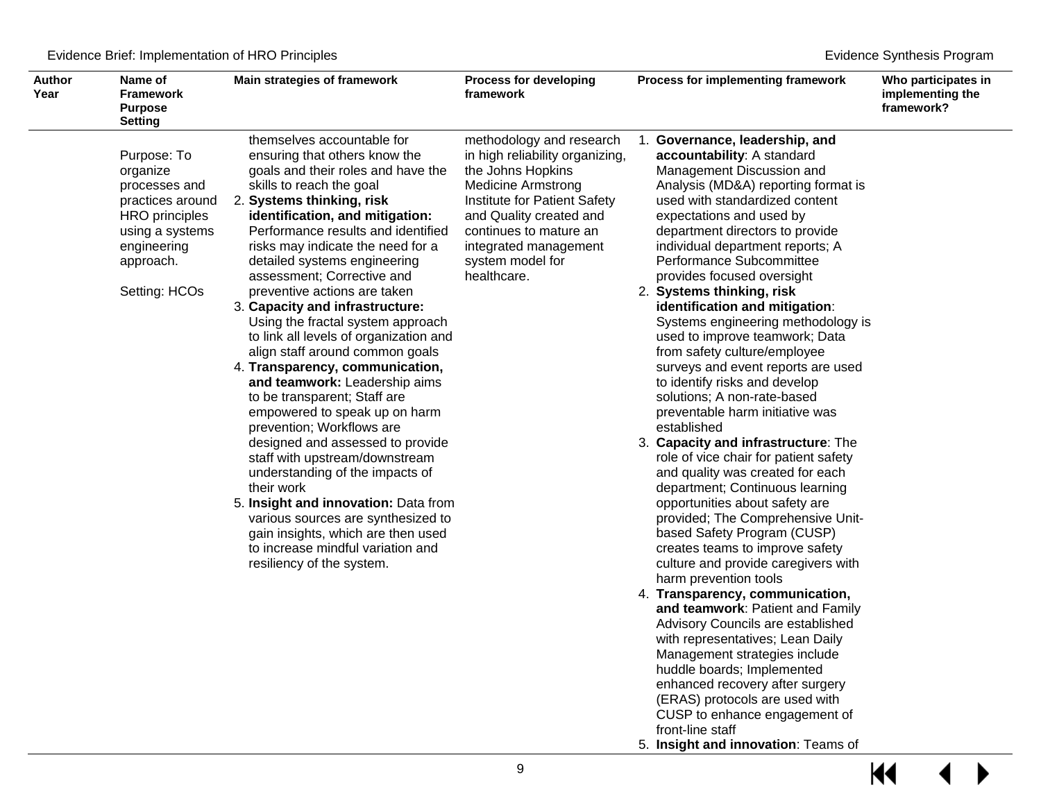| Author Year | Name of Framework Purpose Setting | Main strategies of framework | Process for developing framework | Process for implementing framework | Who participates in implementing the framework? |
|---|---|---|---|---|---|
| | Purpose: To organize processes and practices around HRO principles using a systems engineering approach.<br><br>Setting: HCOs | themselves accountable for ensuring that others know the goals and their roles and have the skills to reach the goal<br>2. **Systems thinking, risk identification, and mitigation:** Performance results and identified risks may indicate the need for a detailed systems engineering assessment; Corrective and preventive actions are taken<br>3. **Capacity and infrastructure:** Using the fractal system approach to link all levels of organization and align staff around common goals<br>4. **Transparency, communication, and teamwork:** Leadership aims to be transparent; Staff are empowered to speak up on harm prevention; Workflows are designed and assessed to provide staff with upstream/downstream understanding of the impacts of their work<br>5. **Insight and innovation:** Data from various sources are synthesized to gain insights, which are then used to increase mindful variation and resiliency of the system. | methodology and research in high reliability organizing, the Johns Hopkins Medicine Armstrong Institute for Patient Safety and Quality created and continues to mature an integrated management system model for healthcare. | 1. **Governance, leadership, and accountability**: A standard Management Discussion and Analysis (MD&A) reporting format is used with standardized content expectations and used by department directors to provide individual department reports; A Performance Subcommittee provides focused oversight<br>2. **Systems thinking, risk identification and mitigation**: Systems engineering methodology is used to improve teamwork; Data from safety culture/employee surveys and event reports are used to identify risks and develop solutions; A non-rate-based preventable harm initiative was established<br>3. **Capacity and infrastructure**: The role of vice chair for patient safety and quality was created for each department; Continuous learning opportunities about safety are provided; The Comprehensive Unit-based Safety Program (CUSP) creates teams to improve safety culture and provide caregivers with harm prevention tools<br>4. **Transparency, communication, and teamwork**: Patient and Family Advisory Councils are established with representatives; Lean Daily Management strategies include huddle boards; Implemented enhanced recovery after surgery (ERAS) protocols are used with CUSP to enhance engagement of front-line staff<br>5. **Insight and innovation**: Teams of | |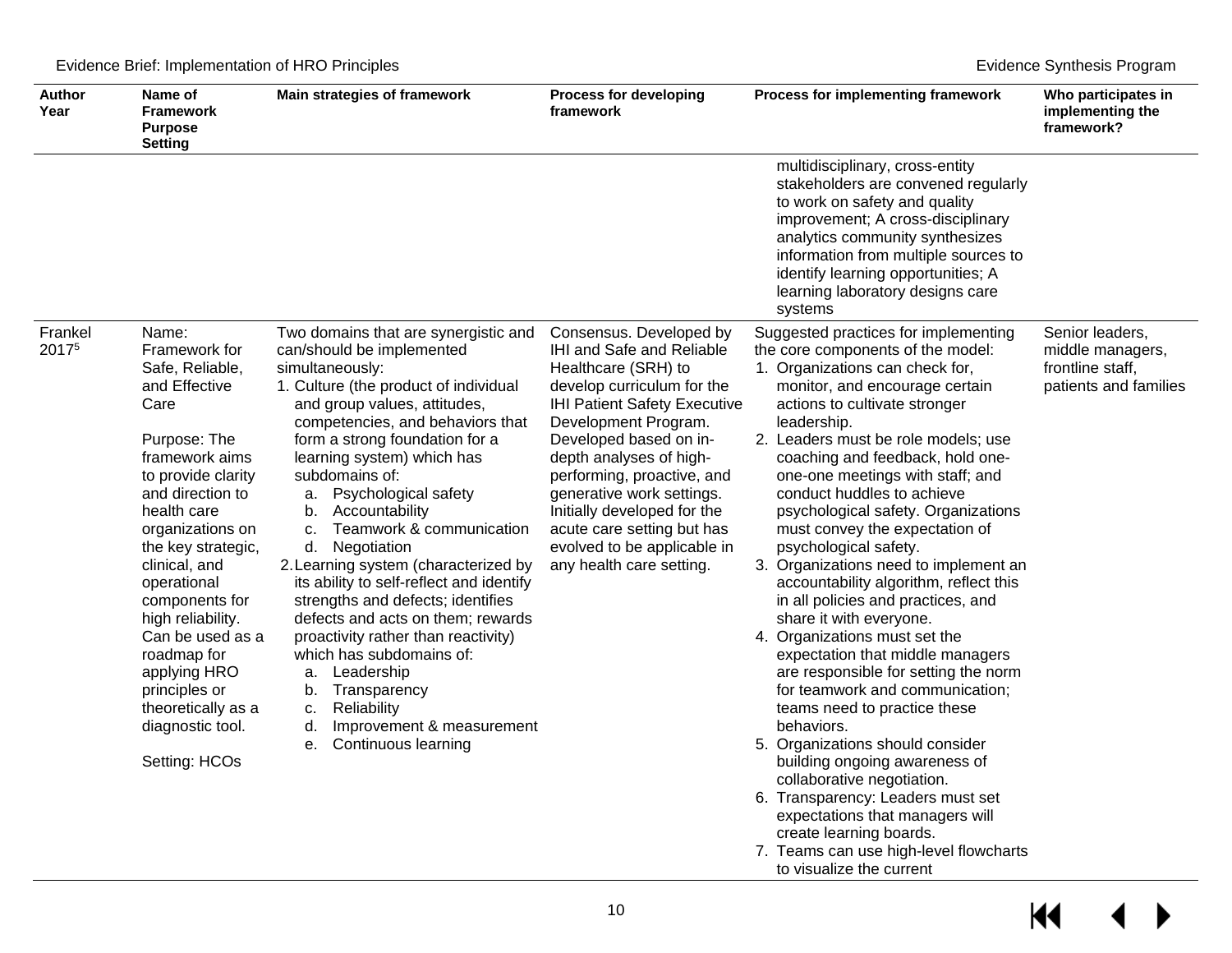| Author Year | Name of Framework Purpose Setting | Main strategies of framework | Process for developing framework | Process for implementing framework | Who participates in implementing the framework? |
|---|---|---|---|---|---|
| | | | | multidisciplinary, cross-entity stakeholders are convened regularly to work on safety and quality improvement; A cross-disciplinary analytics community synthesizes information from multiple sources to identify learning opportunities; A learning laboratory designs care systems | |
| Frankel 2017[5] | Name: Framework for Safe, Reliable, and Effective Care<br><br>Purpose: The framework aims to provide clarity and direction to health care organizations on the key strategic, clinical, and operational components for high reliability. Can be used as a roadmap for applying HRO principles or theoretically as a diagnostic tool.<br><br>Setting: HCOs | Two domains that are synergistic and can/should be implemented simultaneously:<br>1. Culture (the product of individual and group values, attitudes, competencies, and behaviors that form a strong foundation for a learning system) which has subdomains of:<br>a. Psychological safety<br>b. Accountability<br>c. Teamwork & communication<br>d. Negotiation<br>2. Learning system (characterized by its ability to self-reflect and identify strengths and defects; identifies defects and acts on them; rewards proactivity rather than reactivity) which has subdomains of:<br>a. Leadership<br>b. Transparency<br>c. Reliability<br>d. Improvement & measurement<br>e. Continuous learning | Consensus. Developed by IHI and Safe and Reliable Healthcare (SRH) to develop curriculum for the IHI Patient Safety Executive Development Program. Developed based on in-depth analyses of high-performing, proactive, and generative work settings. Initially developed for the acute care setting but has evolved to be applicable in any health care setting. | Suggested practices for implementing the core components of the model:<br>1. Organizations can check for, monitor, and encourage certain actions to cultivate stronger leadership.<br>2. Leaders must be role models; use coaching and feedback, hold one-one meetings with staff; and conduct huddles to achieve psychological safety. Organizations must convey the expectation of psychological safety.<br>3. Organizations need to implement an accountability algorithm, reflect this in all policies and practices, and share it with everyone.<br>4. Organizations must set the expectation that middle managers are responsible for setting the norm for teamwork and communication; teams need to practice these behaviors.<br>5. Organizations should consider building ongoing awareness of collaborative negotiation.<br>6. Transparency: Leaders must set expectations that managers will create learning boards.<br>7. Teams can use high-level flowcharts to visualize the current | Senior leaders, middle managers, frontline staff, patients and families |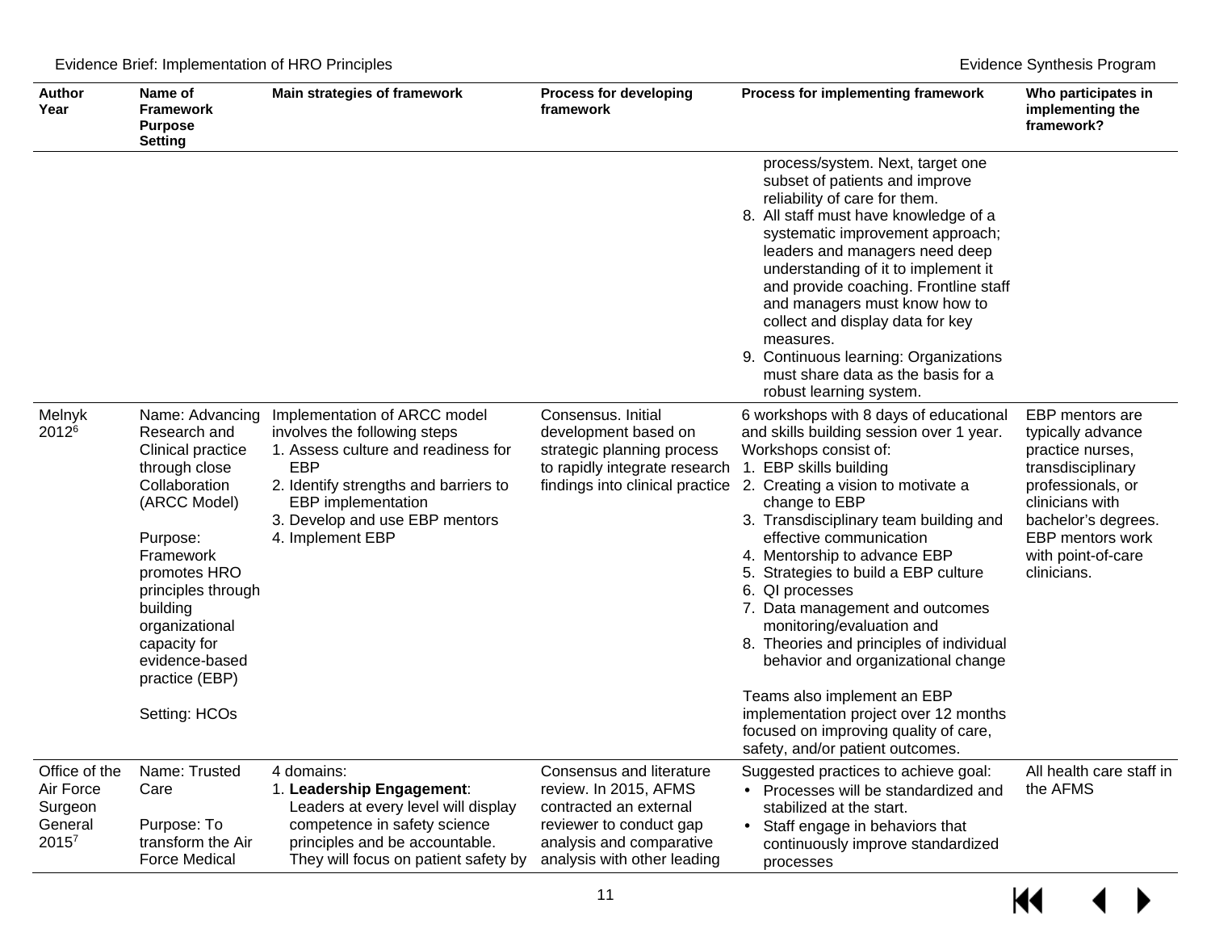| Author Year | Name of Framework Purpose Setting | Main strategies of framework | Process for developing framework | Process for implementing framework | Who participates in implementing the framework? |
|---|---|---|---|---|---|
| | | | | process/system. Next, target one subset of patients and improve reliability of care for them.<br>8. All staff must have knowledge of a systematic improvement approach; leaders and managers need deep understanding of it to implement it and provide coaching. Frontline staff and managers must know how to collect and display data for key measures.<br>9. Continuous learning: Organizations must share data as the basis for a robust learning system. | |
| Melnyk 2012[6] | Name: Advancing Research and Clinical practice through close Collaboration (ARCC Model)<br><br>Purpose: Framework promotes HRO principles through building organizational capacity for evidence-based practice (EBP)<br><br>Setting: HCOs | Implementation of ARCC model involves the following steps<br>1. Assess culture and readiness for EBP<br>2. Identify strengths and barriers to EBP implementation<br>3. Develop and use EBP mentors<br>4. Implement EBP | Consensus. Initial development based on strategic planning process to rapidly integrate research findings into clinical practice | 6 workshops with 8 days of educational and skills building session over 1 year. Workshops consist of:<br>1. EBP skills building<br>2. Creating a vision to motivate a change to EBP<br>3. Transdisciplinary team building and effective communication<br>4. Mentorship to advance EBP<br>5. Strategies to build a EBP culture<br>6. QI processes<br>7. Data management and outcomes monitoring/evaluation and<br>8. Theories and principles of individual behavior and organizational change<br><br>Teams also implement an EBP implementation project over 12 months focused on improving quality of care, safety, and/or patient outcomes. | EBP mentors are typically advance practice nurses, transdisciplinary professionals, or clinicians with bachelor's degrees. EBP mentors work with point-of-care clinicians. |
| Office of the Air Force Surgeon General 2015[7] | Name: Trusted Care<br><br>Purpose: To transform the Air Force Medical | 4 domains:<br>1. **Leadership Engagement**: Leaders at every level will display competence in safety science principles and be accountable. They will focus on patient safety by | Consensus and literature review. In 2015, AFMS contracted an external reviewer to conduct gap analysis and comparative analysis with other leading | Suggested practices to achieve goal:<br>• Processes will be standardized and stabilized at the start.<br>• Staff engage in behaviors that continuously improve standardized processes | All health care staff in the AFMS |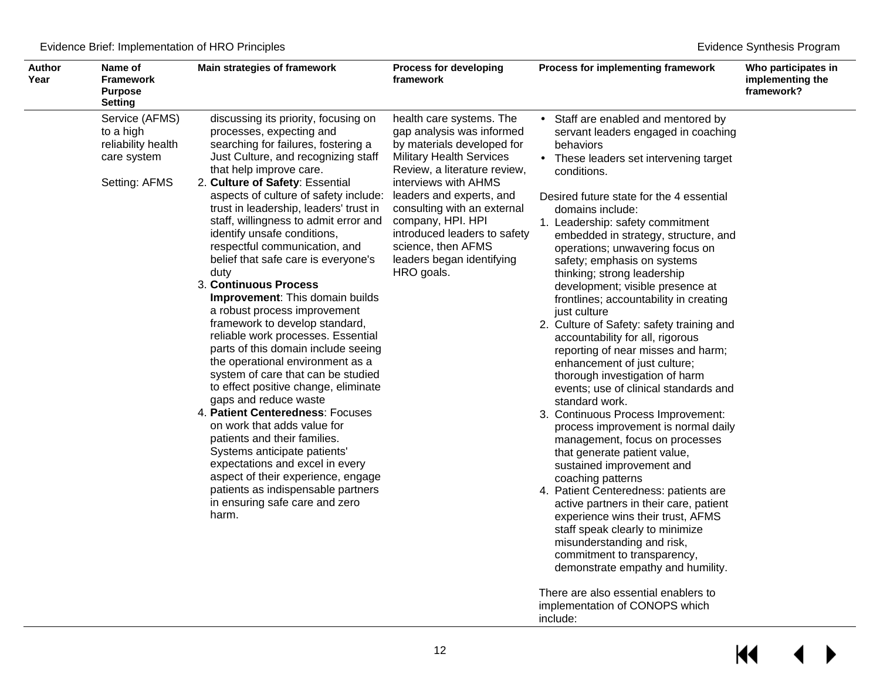| Author Year | Name of Framework Purpose Setting | Main strategies of framework | Process for developing framework | Process for implementing framework | Who participates in implementing the framework? |
|---|---|---|---|---|---|
| | Service (AFMS) to a high reliability health care system<br><br>Setting: AFMS | discussing its priority, focusing on processes, expecting and searching for failures, fostering a Just Culture, and recognizing staff that help improve care.<br>2. **Culture of Safety**: Essential aspects of culture of safety include: trust in leadership, leaders' trust in staff, willingness to admit error and identify unsafe conditions, respectful communication, and belief that safe care is everyone's duty<br>3. **Continuous Process Improvement**: This domain builds a robust process improvement framework to develop standard, reliable work processes. Essential parts of this domain include seeing the operational environment as a system of care that can be studied to effect positive change, eliminate gaps and reduce waste<br>4. **Patient Centeredness**: Focuses on work that adds value for patients and their families. Systems anticipate patients' expectations and excel in every aspect of their experience, engage patients as indispensable partners in ensuring safe care and zero harm. | health care systems. The gap analysis was informed by materials developed for Military Health Services Review, a literature review, interviews with AHMS leaders and experts, and consulting with an external company, HPI. HPI introduced leaders to safety science, then AFMS leaders began identifying HRO goals. | • Staff are enabled and mentored by servant leaders engaged in coaching behaviors<br>• These leaders set intervening target conditions.<br><br>Desired future state for the 4 essential domains include:<br>1. Leadership: safety commitment embedded in strategy, structure, and operations; unwavering focus on safety; emphasis on systems thinking; strong leadership development; visible presence at frontlines; accountability in creating just culture<br>2. Culture of Safety: safety training and accountability for all, rigorous reporting of near misses and harm; enhancement of just culture; thorough investigation of harm events; use of clinical standards and standard work.<br>3. Continuous Process Improvement: process improvement is normal daily management, focus on processes that generate patient value, sustained improvement and coaching patterns<br>4. Patient Centeredness: patients are active partners in their care, patient experience wins their trust, AFMS staff speak clearly to minimize misunderstanding and risk, commitment to transparency, demonstrate empathy and humility.<br><br>There are also essential enablers to implementation of CONOPS which include: | |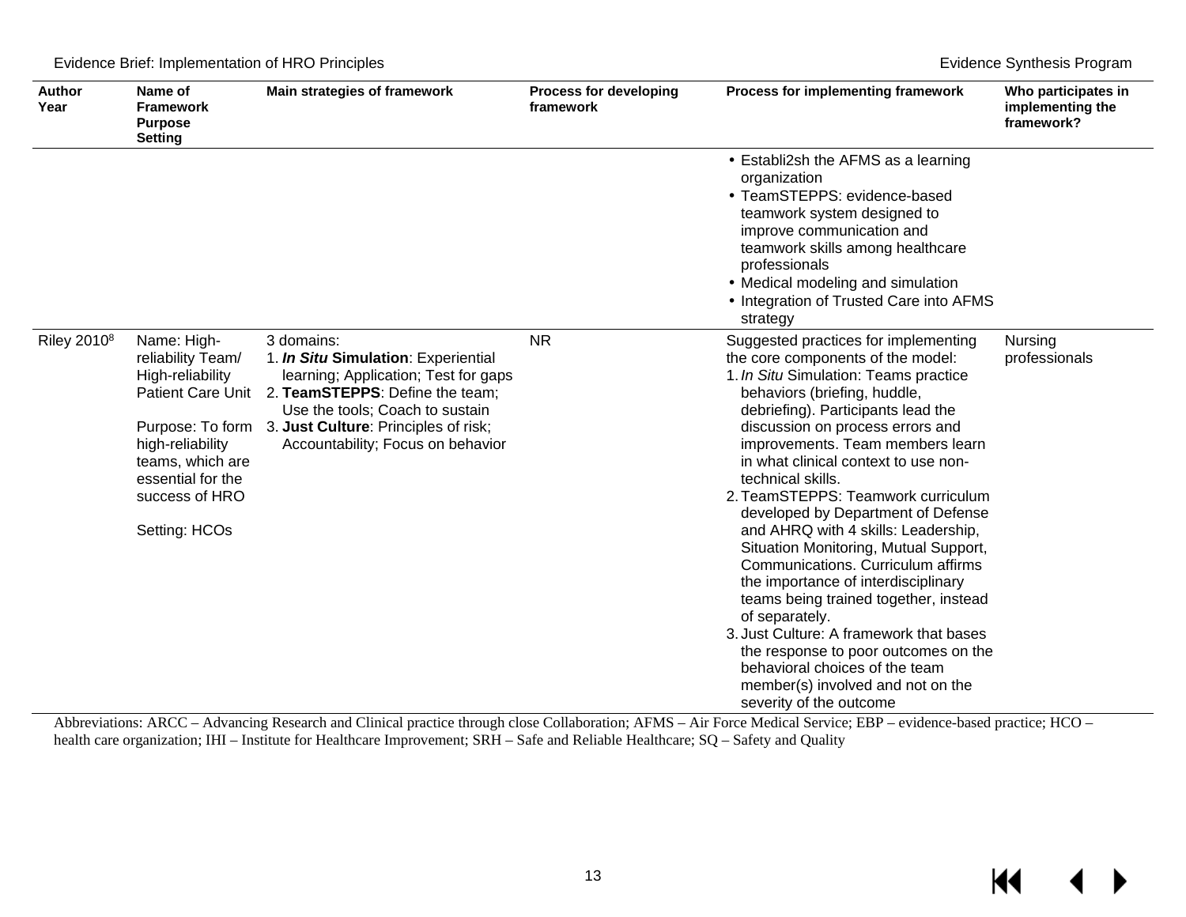| Author Year | Name of Framework Purpose Setting | Main strategies of framework | Process for developing framework | Process for implementing framework | Who participates in implementing the framework? |
|---|---|---|---|---|---|
| | | | | • Establi2sh the AFMS as a learning organization<br>• TeamSTEPPS: evidence-based teamwork system designed to improve communication and teamwork skills among healthcare professionals<br>• Medical modeling and simulation<br>• Integration of Trusted Care into AFMS strategy | |
| Riley 2010[8] | Name: High-reliability Team/ High-reliability Patient Care Unit<br><br>Purpose: To form high-reliability teams, which are essential for the success of HRO<br><br>Setting: HCOs | 3 domains:<br>1. ***In Situ* Simulation**: Experiential learning; Application; Test for gaps<br>2. **TeamSTEPPS**: Define the team; Use the tools; Coach to sustain<br>3. **Just Culture**: Principles of risk; Accountability; Focus on behavior | NR | Suggested practices for implementing the core components of the model:<br>1. *In Situ* Simulation: Teams practice behaviors (briefing, huddle, debriefing). Participants lead the discussion on process errors and improvements. Team members learn in what clinical context to use non-technical skills.<br>2. TeamSTEPPS: Teamwork curriculum developed by Department of Defense and AHRQ with 4 skills: Leadership, Situation Monitoring, Mutual Support, Communications. Curriculum affirms the importance of interdisciplinary teams being trained together, instead of separately.<br>3. Just Culture: A framework that bases the response to poor outcomes on the behavioral choices of the team member(s) involved and not on the severity of the outcome | Nursing professionals |

Abbreviations: ARCC – Advancing Research and Clinical practice through close Collaboration; AFMS – Air Force Medical Service; EBP – evidence-based practice; HCO – health care organization; IHI – Institute for Healthcare Improvement; SRH – Safe and Reliable Healthcare; SQ – Safety and Quality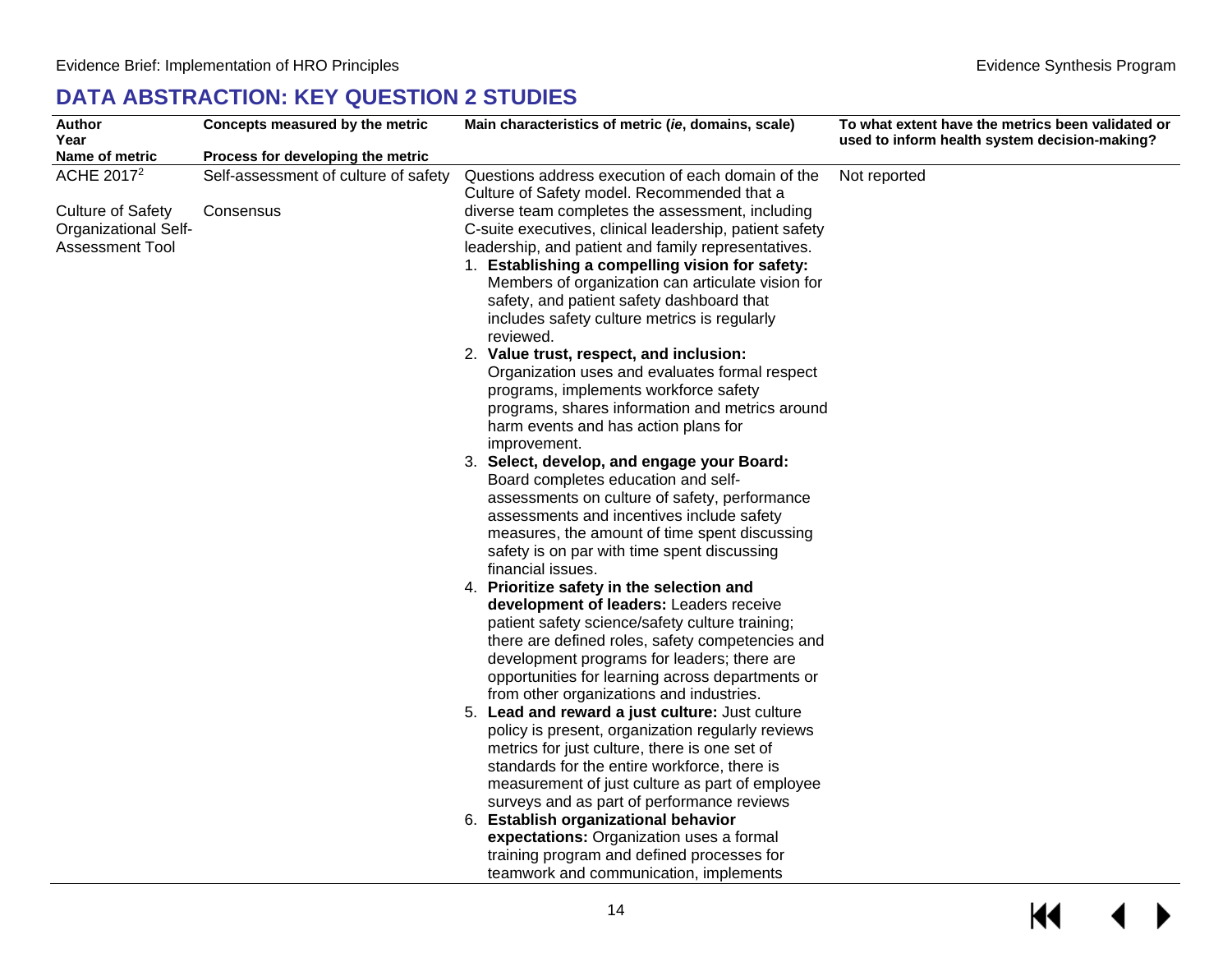## DATA ABSTRACTION: KEY QUESTION 2 STUDIES

| Author<br>Year<br>Name of metric | Concepts measured by the metric<br>Process for developing the metric | Main characteristics of metric (*ie*, domains, scale) | To what extent have the metrics been validated or used to inform health system decision-making? |
|---|---|---|---|
| ACHE 2017[2]<br><br>Culture of Safety Organizational Self-Assessment Tool | Self-assessment of culture of safety<br><br>Consensus | Questions address execution of each domain of the Culture of Safety model. Recommended that a diverse team completes the assessment, including C-suite executives, clinical leadership, patient safety leadership, and patient and family representatives.<br>1. **Establishing a compelling vision for safety:** Members of organization can articulate vision for safety, and patient safety dashboard that includes safety culture metrics is regularly reviewed.<br>2. **Value trust, respect, and inclusion:** Organization uses and evaluates formal respect programs, implements workforce safety programs, shares information and metrics around harm events and has action plans for improvement.<br>3. **Select, develop, and engage your Board:** Board completes education and self-assessments on culture of safety, performance assessments and incentives include safety measures, the amount of time spent discussing safety is on par with time spent discussing financial issues.<br>4. **Prioritize safety in the selection and development of leaders:** Leaders receive patient safety science/safety culture training; there are defined roles, safety competencies and development programs for leaders; there are opportunities for learning across departments or from other organizations and industries.<br>5. **Lead and reward a just culture:** Just culture policy is present, organization regularly reviews metrics for just culture, there is one set of standards for the entire workforce, there is measurement of just culture as part of employee surveys and as part of performance reviews<br>6. **Establish organizational behavior expectations:** Organization uses a formal training program and defined processes for teamwork and communication, implements | Not reported |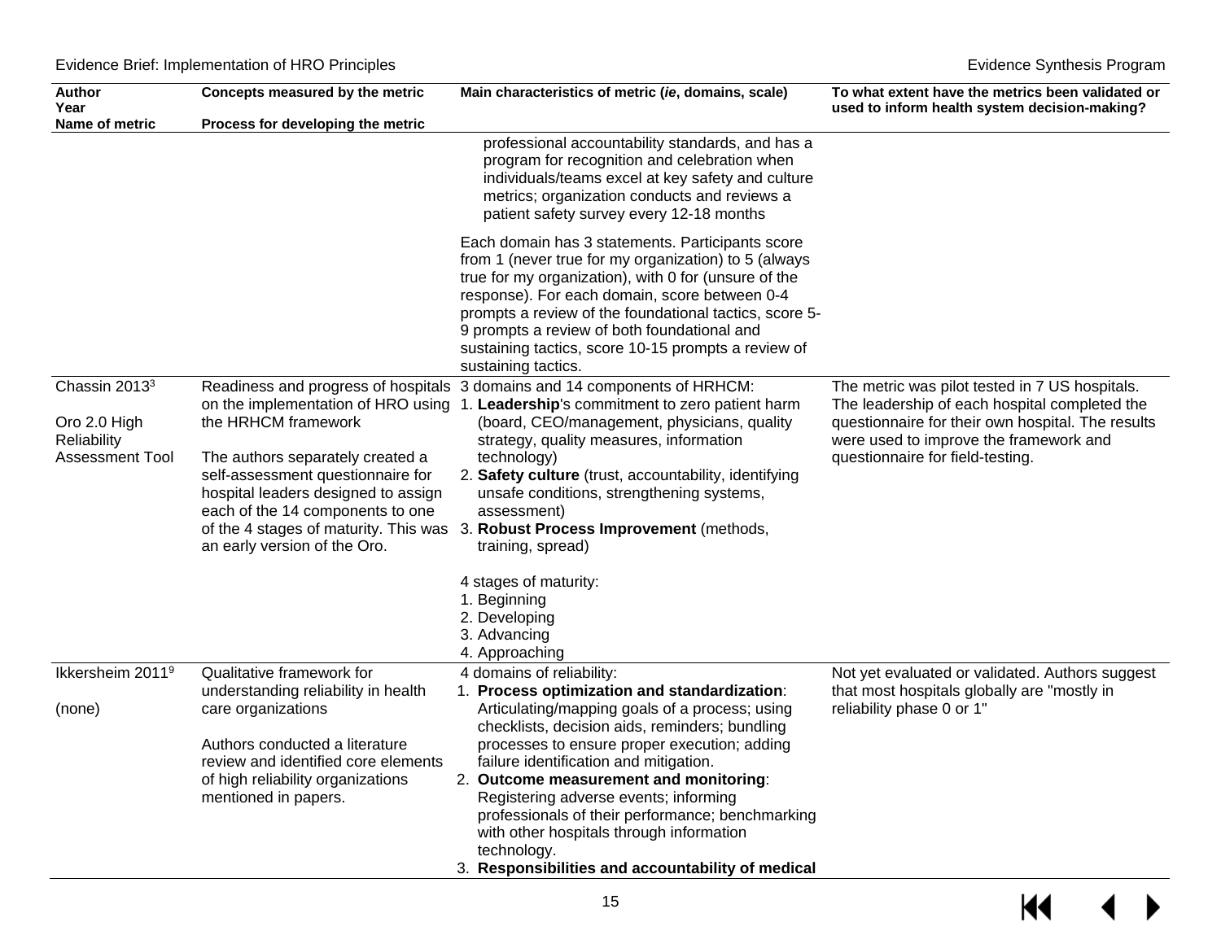| Author<br>Year<br>Name of metric | Concepts measured by the metric<br><br>Process for developing the metric | Main characteristics of metric (*ie*, domains, scale) | To what extent have the metrics been validated or used to inform health system decision-making? |
|---|---|---|---|
| | | professional accountability standards, and has a program for recognition and celebration when individuals/teams excel at key safety and culture metrics; organization conducts and reviews a patient safety survey every 12-18 months<br><br>Each domain has 3 statements. Participants score from 1 (never true for my organization) to 5 (always true for my organization), with 0 for (unsure of the response). For each domain, score between 0-4 prompts a review of the foundational tactics, score 5-9 prompts a review of both foundational and sustaining tactics, score 10-15 prompts a review of sustaining tactics. | |
| Chassin 2013[3]<br><br>Oro 2.0 High Reliability Assessment Tool | Readiness and progress of hospitals on the implementation of HRO using the HRHCM framework<br><br>The authors separately created a self-assessment questionnaire for hospital leaders designed to assign each of the 14 components to one of the 4 stages of maturity. This was an early version of the Oro. | 3 domains and 14 components of HRHCM:<br>1. **Leadership**'s commitment to zero patient harm (board, CEO/management, physicians, quality strategy, quality measures, information technology)<br>2. **Safety culture** (trust, accountability, identifying unsafe conditions, strengthening systems, assessment)<br>3. **Robust Process Improvement** (methods, training, spread)<br><br>4 stages of maturity:<br>1. Beginning<br>2. Developing<br>3. Advancing<br>4. Approaching | The metric was pilot tested in 7 US hospitals. The leadership of each hospital completed the questionnaire for their own hospital. The results were used to improve the framework and questionnaire for field-testing. |
| Ikkersheim 2011[9]<br><br>(none) | Qualitative framework for understanding reliability in health care organizations<br><br>Authors conducted a literature review and identified core elements of high reliability organizations mentioned in papers. | 4 domains of reliability:<br>1. **Process optimization and standardization**: Articulating/mapping goals of a process; using checklists, decision aids, reminders; bundling processes to ensure proper execution; adding failure identification and mitigation.<br>2. **Outcome measurement and monitoring**: Registering adverse events; informing professionals of their performance; benchmarking with other hospitals through information technology.<br>3. **Responsibilities and accountability of medical** | Not yet evaluated or validated. Authors suggest that most hospitals globally are "mostly in reliability phase 0 or 1" |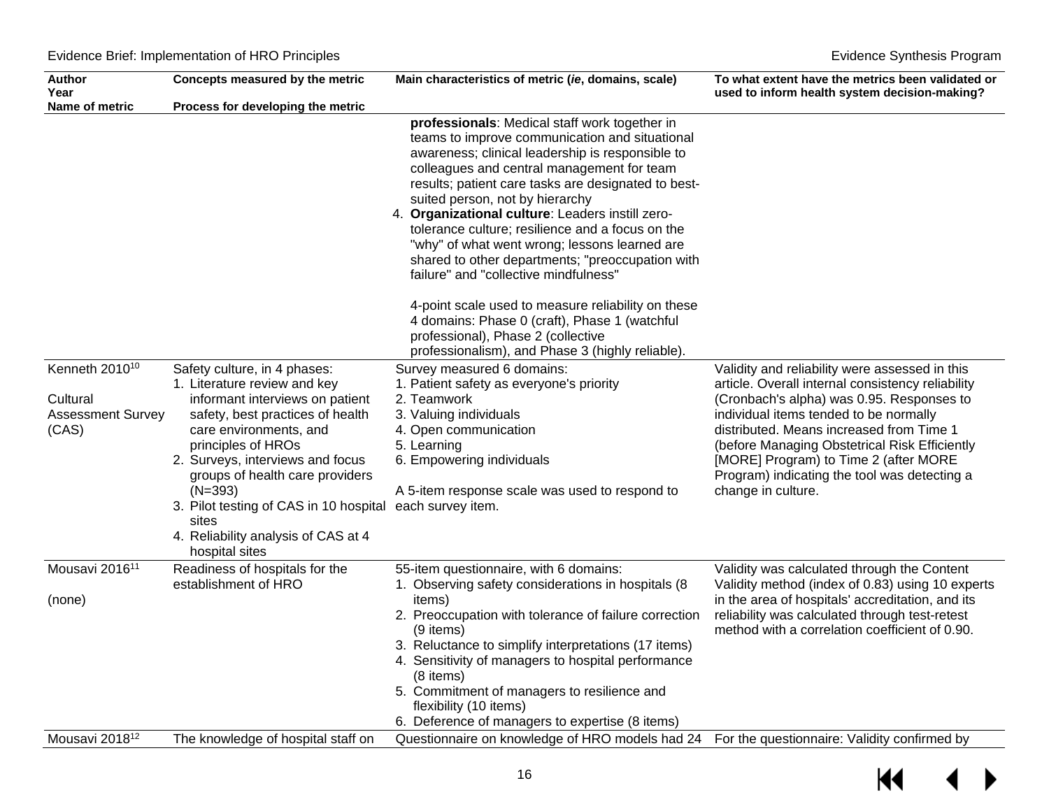| Author<br>Year<br>Name of metric | Concepts measured by the metric<br>Process for developing the metric | Main characteristics of metric (*ie*, domains, scale) | To what extent have the metrics been validated or used to inform health system decision-making? |
|---|---|---|---|
| | | **professionals**: Medical staff work together in teams to improve communication and situational awareness; clinical leadership is responsible to colleagues and central management for team results; patient care tasks are designated to best-suited person, not by hierarchy<br>4. **Organizational culture**: Leaders instill zero-tolerance culture; resilience and a focus on the "why" of what went wrong; lessons learned are shared to other departments; "preoccupation with failure" and "collective mindfulness"<br><br>4-point scale used to measure reliability on these 4 domains: Phase 0 (craft), Phase 1 (watchful professional), Phase 2 (collective professionalism), and Phase 3 (highly reliable). | |
| Kenneth 2010[10]<br><br>Cultural Assessment Survey (CAS) | Safety culture, in 4 phases:<br>1. Literature review and key informant interviews on patient safety, best practices of health care environments, and principles of HROs<br>2. Surveys, interviews and focus groups of health care providers (N=393)<br>3. Pilot testing of CAS in 10 hospital sites<br>4. Reliability analysis of CAS at 4 hospital sites | Survey measured 6 domains:<br>1. Patient safety as everyone's priority<br>2. Teamwork<br>3. Valuing individuals<br>4. Open communication<br>5. Learning<br>6. Empowering individuals<br><br>A 5-item response scale was used to respond to each survey item. | Validity and reliability were assessed in this article. Overall internal consistency reliability (Cronbach's alpha) was 0.95. Responses to individual items tended to be normally distributed. Means increased from Time 1 (before Managing Obstetrical Risk Efficiently [MORE] Program) to Time 2 (after MORE Program) indicating the tool was detecting a change in culture. |
| Mousavi 2016[11]<br><br>(none) | Readiness of hospitals for the establishment of HRO | 55-item questionnaire, with 6 domains:<br>1. Observing safety considerations in hospitals (8 items)<br>2. Preoccupation with tolerance of failure correction (9 items)<br>3. Reluctance to simplify interpretations (17 items)<br>4. Sensitivity of managers to hospital performance (8 items)<br>5. Commitment of managers to resilience and flexibility (10 items)<br>6. Deference of managers to expertise (8 items) | Validity was calculated through the Content Validity method (index of 0.83) using 10 experts in the area of hospitals' accreditation, and its reliability was calculated through test-retest method with a correlation coefficient of 0.90. |
| Mousavi 2018[12] | The knowledge of hospital staff on | Questionnaire on knowledge of HRO models had 24 | For the questionnaire: Validity confirmed by |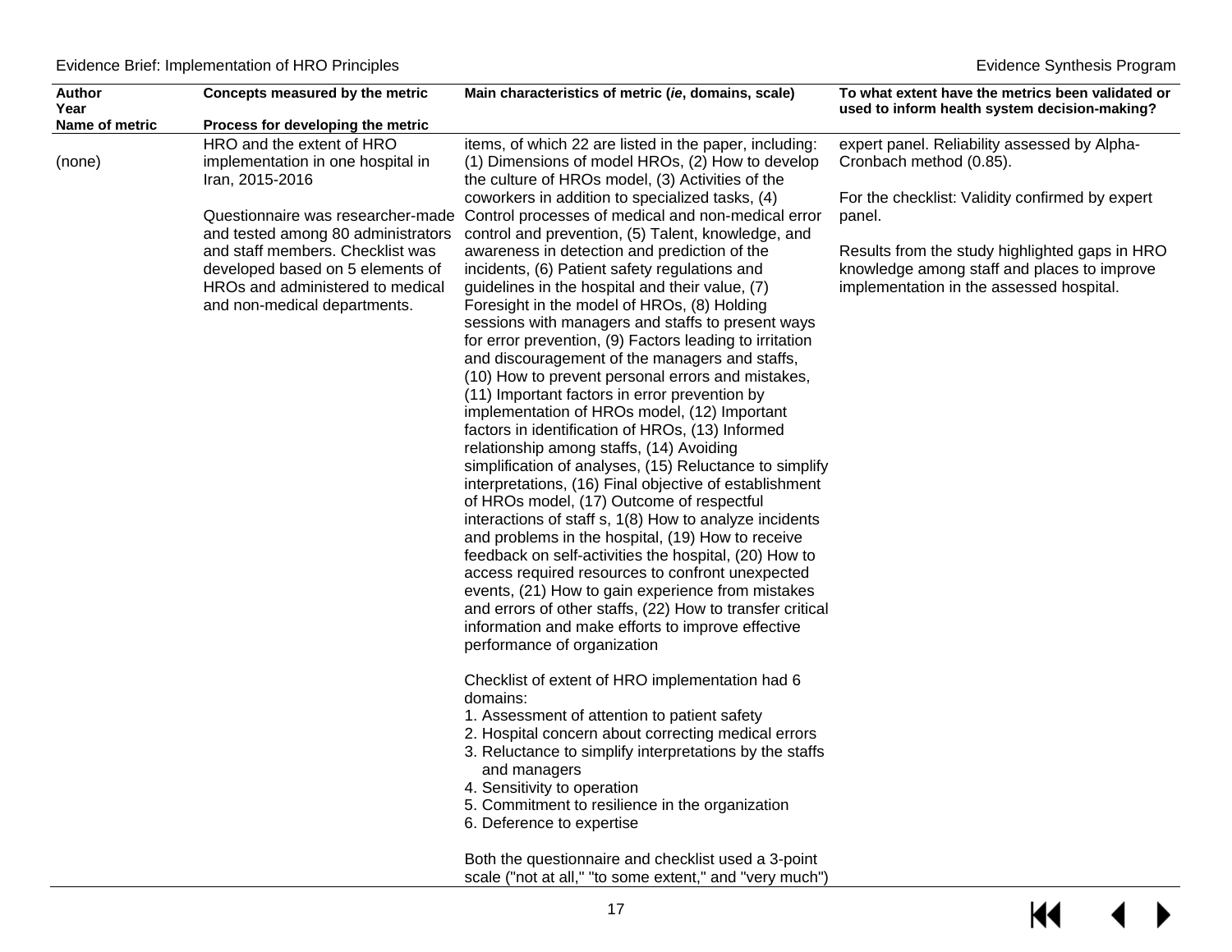| Author<br>Year<br>Name of metric | Concepts measured by the metric<br><br>Process for developing the metric | Main characteristics of metric (*ie*, domains, scale) | To what extent have the metrics been validated or used to inform health system decision-making? |
|---|---|---|---|
| (none) | HRO and the extent of HRO implementation in one hospital in Iran, 2015-2016<br><br>Questionnaire was researcher-made and tested among 80 administrators and staff members. Checklist was developed based on 5 elements of HROs and administered to medical and non-medical departments. | items, of which 22 are listed in the paper, including: (1) Dimensions of model HROs, (2) How to develop the culture of HROs model, (3) Activities of the coworkers in addition to specialized tasks, (4) Control processes of medical and non-medical error control and prevention, (5) Talent, knowledge, and awareness in detection and prediction of the incidents, (6) Patient safety regulations and guidelines in the hospital and their value, (7) Foresight in the model of HROs, (8) Holding sessions with managers and staffs to present ways for error prevention, (9) Factors leading to irritation and discouragement of the managers and staffs, (10) How to prevent personal errors and mistakes, (11) Important factors in error prevention by implementation of HROs model, (12) Important factors in identification of HROs, (13) Informed relationship among staffs, (14) Avoiding simplification of analyses, (15) Reluctance to simplify interpretations, (16) Final objective of establishment of HROs model, (17) Outcome of respectful interactions of staff s, 1(8) How to analyze incidents and problems in the hospital, (19) How to receive feedback on self-activities the hospital, (20) How to access required resources to confront unexpected events, (21) How to gain experience from mistakes and errors of other staffs, (22) How to transfer critical information and make efforts to improve effective performance of organization<br><br>Checklist of extent of HRO implementation had 6 domains:<br>1. Assessment of attention to patient safety<br>2. Hospital concern about correcting medical errors<br>3. Reluctance to simplify interpretations by the staffs and managers<br>4. Sensitivity to operation<br>5. Commitment to resilience in the organization<br>6. Deference to expertise<br><br>Both the questionnaire and checklist used a 3-point scale ("not at all," "to some extent," and "very much") | expert panel. Reliability assessed by Alpha-Cronbach method (0.85).<br><br>For the checklist: Validity confirmed by expert panel.<br><br>Results from the study highlighted gaps in HRO knowledge among staff and places to improve implementation in the assessed hospital. |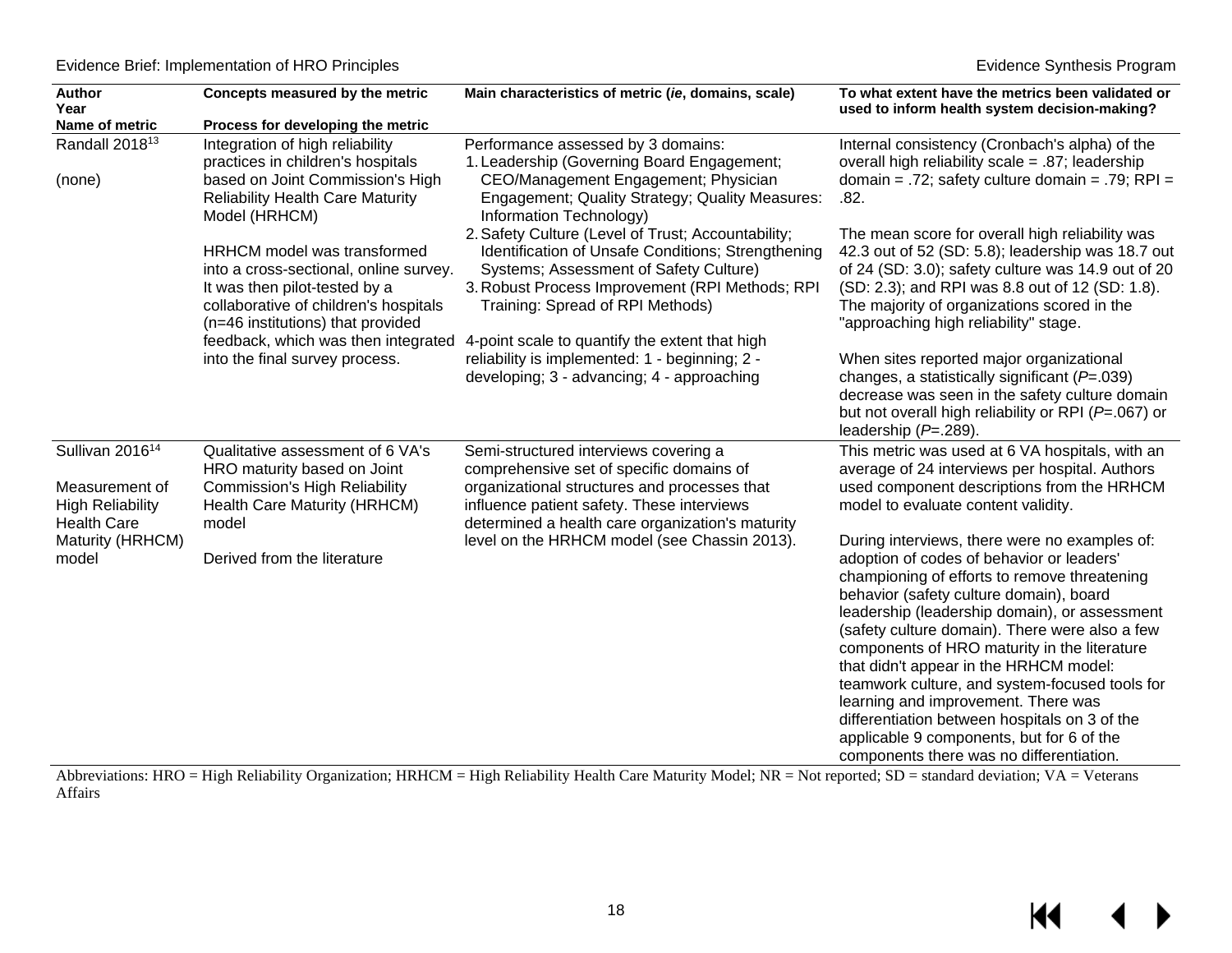| Author<br>Year<br>Name of metric | Concepts measured by the metric<br><br>Process for developing the metric | Main characteristics of metric (*ie*, domains, scale) | To what extent have the metrics been validated or used to inform health system decision-making? |
|---|---|---|---|
| Randall 2018[13]<br><br>(none) | Integration of high reliability practices in children's hospitals based on Joint Commission's High Reliability Health Care Maturity Model (HRHCM)<br><br>HRHCM model was transformed into a cross-sectional, online survey. It was then pilot-tested by a collaborative of children's hospitals (n=46 institutions) that provided feedback, which was then integrated into the final survey process. | Performance assessed by 3 domains:<br>1. Leadership (Governing Board Engagement; CEO/Management Engagement; Physician Engagement; Quality Strategy; Quality Measures: Information Technology)<br>2. Safety Culture (Level of Trust; Accountability; Identification of Unsafe Conditions; Strengthening Systems; Assessment of Safety Culture)<br>3. Robust Process Improvement (RPI Methods; RPI Training: Spread of RPI Methods)<br><br>4-point scale to quantify the extent that high reliability is implemented: 1 - beginning; 2 - developing; 3 - advancing; 4 - approaching | Internal consistency (Cronbach's alpha) of the overall high reliability scale = .87; leadership domain = .72; safety culture domain = .79; RPI = .82.<br><br>The mean score for overall high reliability was 42.3 out of 52 (SD: 5.8); leadership was 18.7 out of 24 (SD: 3.0); safety culture was 14.9 out of 20 (SD: 2.3); and RPI was 8.8 out of 12 (SD: 1.8). The majority of organizations scored in the "approaching high reliability" stage.<br><br>When sites reported major organizational changes, a statistically significant (*P*=.039) decrease was seen in the safety culture domain but not overall high reliability or RPI (*P*=.067) or leadership (*P*=.289). |
| Sullivan 2016[14]<br><br>Measurement of High Reliability Health Care Maturity (HRHCM) model | Qualitative assessment of 6 VA's HRO maturity based on Joint Commission's High Reliability Health Care Maturity (HRHCM) model<br><br>Derived from the literature | Semi-structured interviews covering a comprehensive set of specific domains of organizational structures and processes that influence patient safety. These interviews determined a health care organization's maturity level on the HRHCM model (see Chassin 2013). | This metric was used at 6 VA hospitals, with an average of 24 interviews per hospital. Authors used component descriptions from the HRHCM model to evaluate content validity.<br><br>During interviews, there were no examples of: adoption of codes of behavior or leaders' championing of efforts to remove threatening behavior (safety culture domain), board leadership (leadership domain), or assessment (safety culture domain). There were also a few components of HRO maturity in the literature that didn't appear in the HRHCM model: teamwork culture, and system-focused tools for learning and improvement. There was differentiation between hospitals on 3 of the applicable 9 components, but for 6 of the components there was no differentiation. |

Abbreviations: HRO = High Reliability Organization; HRHCM = High Reliability Health Care Maturity Model; NR = Not reported; SD = standard deviation; VA = Veterans Affairs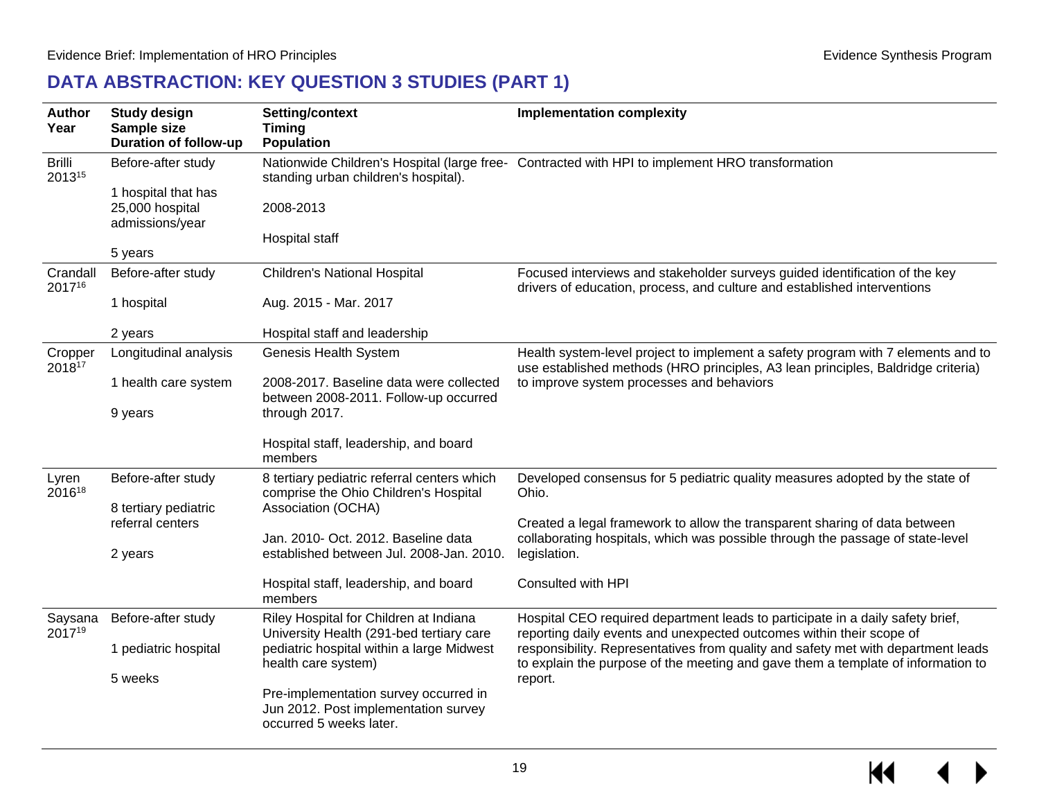## DATA ABSTRACTION: KEY QUESTION 3 STUDIES (PART 1)

| Author Year | Study design Sample size Duration of follow-up | Setting/context Timing Population | Implementation complexity |
|---|---|---|---|
| Brilli 2013[15] | Before-after study<br><br>1 hospital that has 25,000 hospital admissions/year<br><br>5 years | Nationwide Children's Hospital (large free-standing urban children's hospital).<br><br>2008-2013<br><br>Hospital staff | Contracted with HPI to implement HRO transformation |
| Crandall 2017[16] | Before-after study<br><br>1 hospital<br><br>2 years | Children's National Hospital<br><br>Aug. 2015 - Mar. 2017<br><br>Hospital staff and leadership | Focused interviews and stakeholder surveys guided identification of the key drivers of education, process, and culture and established interventions |
| Cropper 2018[17] | Longitudinal analysis<br><br>1 health care system<br><br>9 years | Genesis Health System<br><br>2008-2017. Baseline data were collected between 2008-2011. Follow-up occurred through 2017.<br><br>Hospital staff, leadership, and board members | Health system-level project to implement a safety program with 7 elements and to use established methods (HRO principles, A3 lean principles, Baldridge criteria) to improve system processes and behaviors |
| Lyren 2016[18] | Before-after study<br><br>8 tertiary pediatric referral centers<br><br>2 years | 8 tertiary pediatric referral centers which comprise the Ohio Children's Hospital Association (OCHA)<br><br>Jan. 2010- Oct. 2012. Baseline data established between Jul. 2008-Jan. 2010.<br><br>Hospital staff, leadership, and board members | Developed consensus for 5 pediatric quality measures adopted by the state of Ohio.<br><br>Created a legal framework to allow the transparent sharing of data between collaborating hospitals, which was possible through the passage of state-level legislation.<br><br>Consulted with HPI |
| Saysana 2017[19] | Before-after study<br><br>1 pediatric hospital<br><br>5 weeks | Riley Hospital for Children at Indiana University Health (291-bed tertiary care pediatric hospital within a large Midwest health care system)<br><br>Pre-implementation survey occurred in Jun 2012. Post implementation survey occurred 5 weeks later. | Hospital CEO required department leads to participate in a daily safety brief, reporting daily events and unexpected outcomes within their scope of responsibility. Representatives from quality and safety met with department leads to explain the purpose of the meeting and gave them a template of information to report. |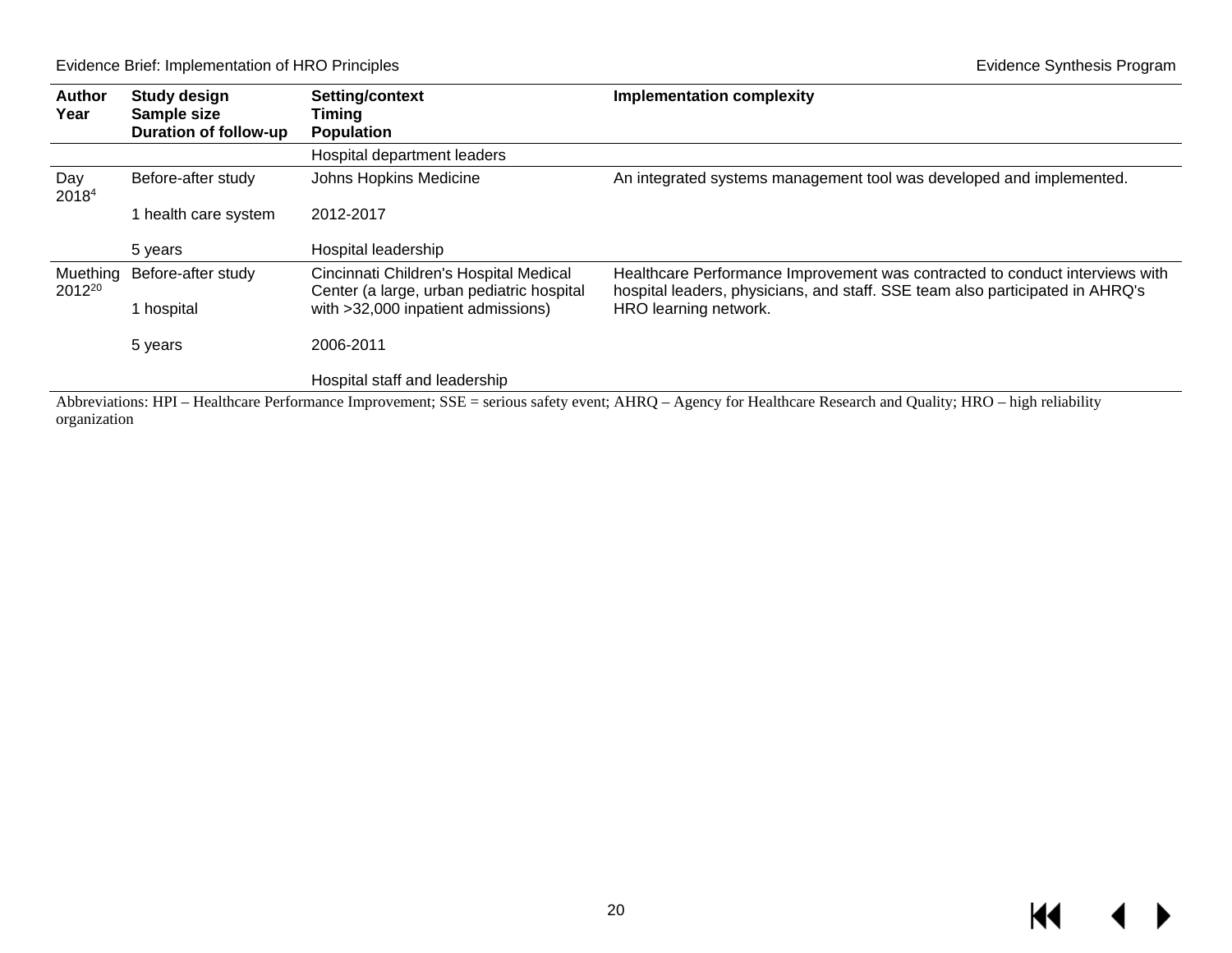| Author Year | Study design Sample size Duration of follow-up | Setting/context Timing Population | Implementation complexity |
|---|---|---|---|
| | | Hospital department leaders | |
| Day 2018[4] | Before-after study<br><br>1 health care system<br><br>5 years | Johns Hopkins Medicine<br><br>2012-2017<br><br>Hospital leadership | An integrated systems management tool was developed and implemented. |
| Muething 2012[20] | Before-after study<br><br>1 hospital<br><br>5 years | Cincinnati Children's Hospital Medical Center (a large, urban pediatric hospital with >32,000 inpatient admissions)<br><br>2006-2011<br><br>Hospital staff and leadership | Healthcare Performance Improvement was contracted to conduct interviews with hospital leaders, physicians, and staff. SSE team also participated in AHRQ's HRO learning network. |

Abbreviations: HPI – Healthcare Performance Improvement; SSE = serious safety event; AHRQ – Agency for Healthcare Research and Quality; HRO – high reliability organization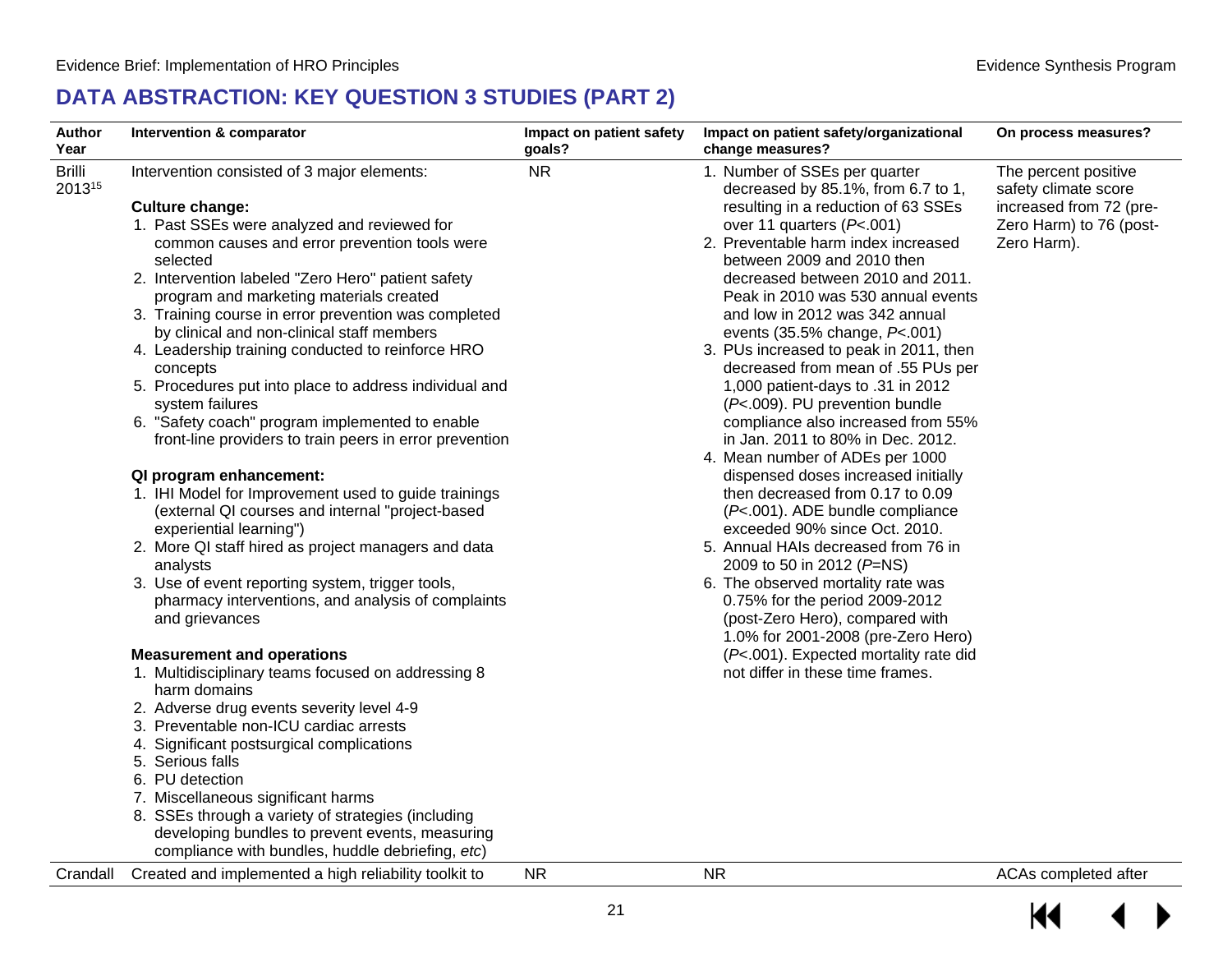## DATA ABSTRACTION: KEY QUESTION 3 STUDIES (PART 2)

| Author Year | Intervention & comparator | Impact on patient safety goals? | Impact on patient safety/organizational change measures? | On process measures? |
|---|---|---|---|---|
| Brilli 2013[15] | Intervention consisted of 3 major elements:<br><br>**Culture change:**<br>1. Past SSEs were analyzed and reviewed for common causes and error prevention tools were selected<br>2. Intervention labeled "Zero Hero" patient safety program and marketing materials created<br>3. Training course in error prevention was completed by clinical and non-clinical staff members<br>4. Leadership training conducted to reinforce HRO concepts<br>5. Procedures put into place to address individual and system failures<br>6. "Safety coach" program implemented to enable front-line providers to train peers in error prevention<br><br>**QI program enhancement:**<br>1. IHI Model for Improvement used to guide trainings (external QI courses and internal "project-based experiential learning")<br>2. More QI staff hired as project managers and data analysts<br>3. Use of event reporting system, trigger tools, pharmacy interventions, and analysis of complaints and grievances<br><br>**Measurement and operations**<br>1. Multidisciplinary teams focused on addressing 8 harm domains<br>2. Adverse drug events severity level 4-9<br>3. Preventable non-ICU cardiac arrests<br>4. Significant postsurgical complications<br>5. Serious falls<br>6. PU detection<br>7. Miscellaneous significant harms<br>8. SSEs through a variety of strategies (including developing bundles to prevent events, measuring compliance with bundles, huddle debriefing, *etc*) | NR | 1. Number of SSEs per quarter decreased by 85.1%, from 6.7 to 1, resulting in a reduction of 63 SSEs over 11 quarters (*P*<.001)<br>2. Preventable harm index increased between 2009 and 2010 then decreased between 2010 and 2011. Peak in 2010 was 530 annual events and low in 2012 was 342 annual events (35.5% change, *P*<.001)<br>3. PUs increased to peak in 2011, then decreased from mean of .55 PUs per 1,000 patient-days to .31 in 2012 (*P*<.009). PU prevention bundle compliance also increased from 55% in Jan. 2011 to 80% in Dec. 2012.<br>4. Mean number of ADEs per 1000 dispensed doses increased initially then decreased from 0.17 to 0.09 (*P*<.001). ADE bundle compliance exceeded 90% since Oct. 2010.<br>5. Annual HAIs decreased from 76 in 2009 to 50 in 2012 (*P*=NS)<br>6. The observed mortality rate was 0.75% for the period 2009-2012 (post-Zero Hero), compared with 1.0% for 2001-2008 (pre-Zero Hero) (*P*<.001). Expected mortality rate did not differ in these time frames. | The percent positive safety climate score increased from 72 (pre-Zero Harm) to 76 (post-Zero Harm). |
| Crandall | Created and implemented a high reliability toolkit to | NR | NR | ACAs completed after |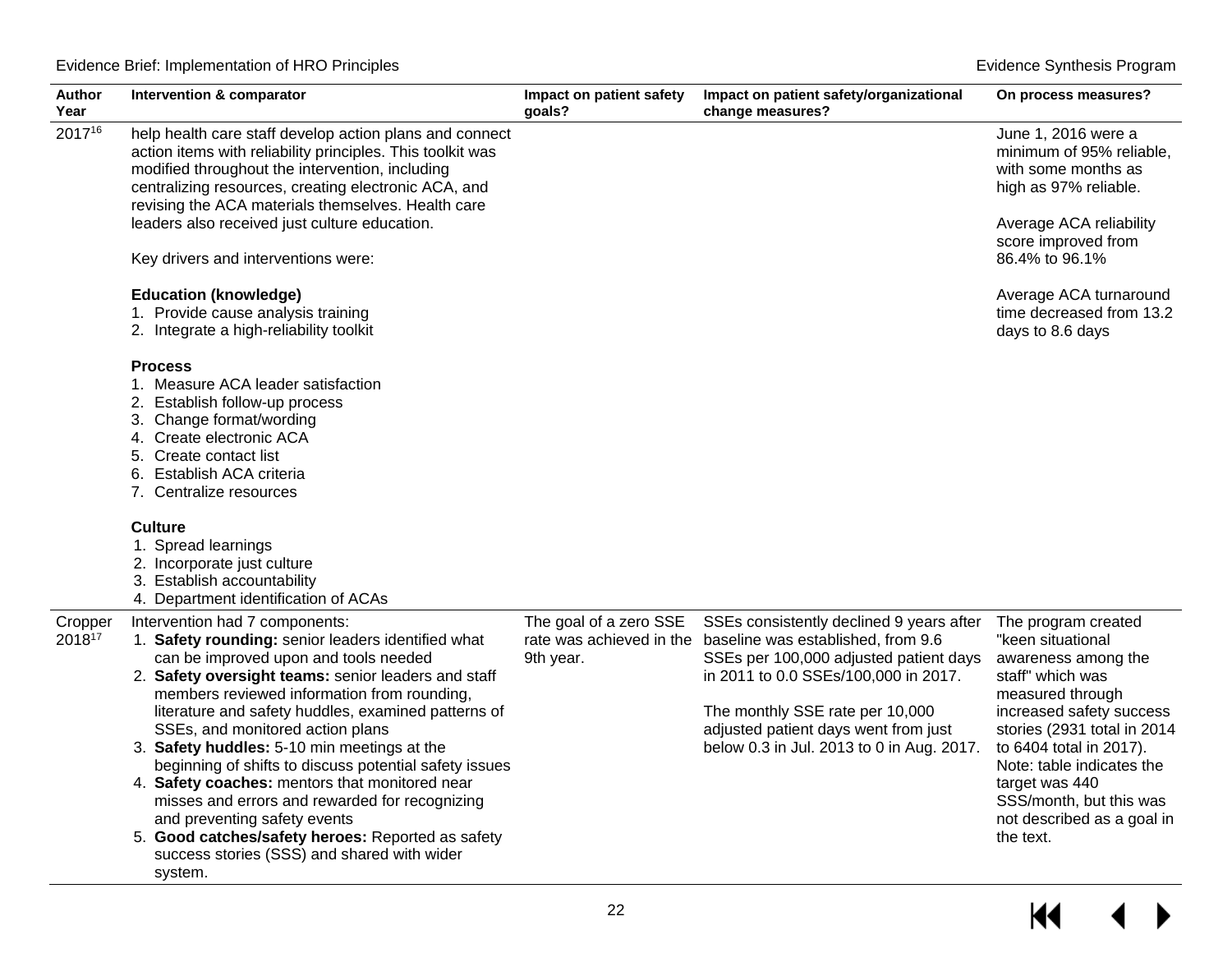| Author Year | Intervention & comparator | Impact on patient safety goals? | Impact on patient safety/organizational change measures? | On process measures? |
|---|---|---|---|---|
| 2017[16] | help health care staff develop action plans and connect action items with reliability principles. This toolkit was modified throughout the intervention, including centralizing resources, creating electronic ACA, and revising the ACA materials themselves. Health care leaders also received just culture education.<br><br>Key drivers and interventions were:<br><br>**Education (knowledge)**<br>1. Provide cause analysis training<br>2. Integrate a high-reliability toolkit<br><br>**Process**<br>1. Measure ACA leader satisfaction<br>2. Establish follow-up process<br>3. Change format/wording<br>4. Create electronic ACA<br>5. Create contact list<br>6. Establish ACA criteria<br>7. Centralize resources<br><br>**Culture**<br>1. Spread learnings<br>2. Incorporate just culture<br>3. Establish accountability<br>4. Department identification of ACAs | | | June 1, 2016 were a minimum of 95% reliable, with some months as high as 97% reliable.<br><br>Average ACA reliability score improved from 86.4% to 96.1%<br><br>Average ACA turnaround time decreased from 13.2 days to 8.6 days |
| Cropper 2018[17] | Intervention had 7 components:<br>1. **Safety rounding:** senior leaders identified what can be improved upon and tools needed<br>2. **Safety oversight teams:** senior leaders and staff members reviewed information from rounding, literature and safety huddles, examined patterns of SSEs, and monitored action plans<br>3. **Safety huddles:** 5-10 min meetings at the beginning of shifts to discuss potential safety issues<br>4. **Safety coaches:** mentors that monitored near misses and errors and rewarded for recognizing and preventing safety events<br>5. **Good catches/safety heroes:** Reported as safety success stories (SSS) and shared with wider system. | The goal of a zero SSE rate was achieved in the 9th year. | SSEs consistently declined 9 years after baseline was established, from 9.6 SSEs per 100,000 adjusted patient days in 2011 to 0.0 SSEs/100,000 in 2017.<br><br>The monthly SSE rate per 10,000 adjusted patient days went from just below 0.3 in Jul. 2013 to 0 in Aug. 2017. | The program created "keen situational awareness among the staff" which was measured through increased safety success stories (2931 total in 2014 to 6404 total in 2017). Note: table indicates the target was 440 SSS/month, but this was not described as a goal in the text. |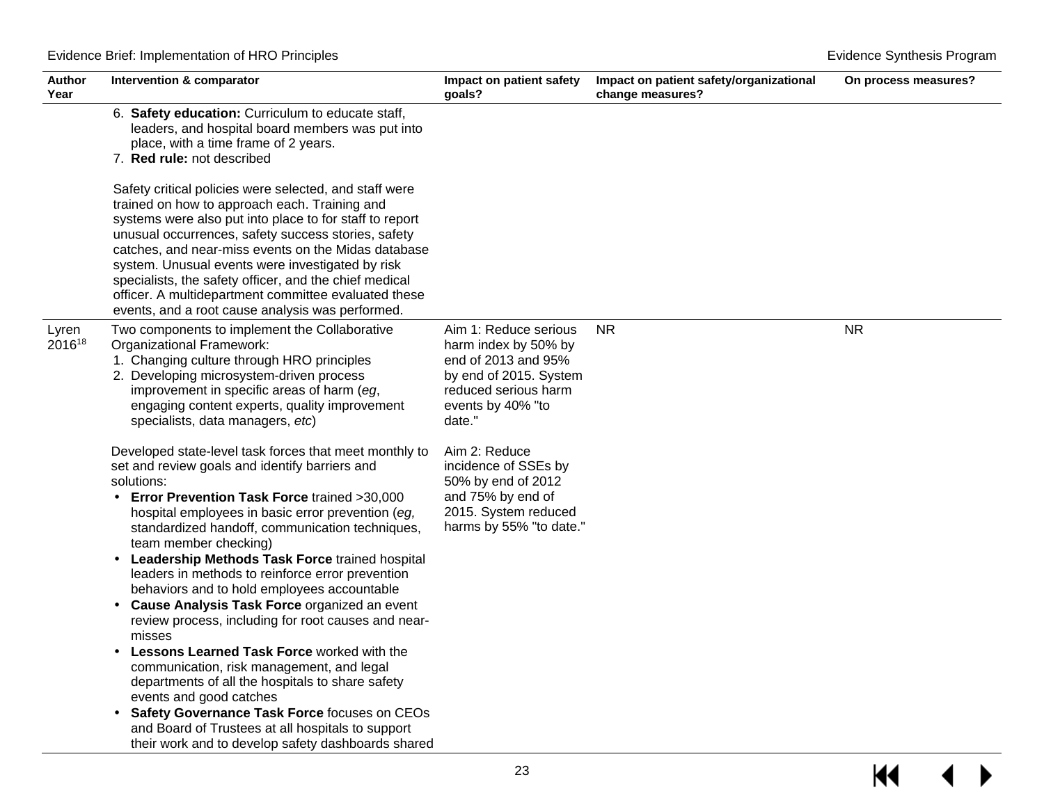| Author Year | Intervention & comparator | Impact on patient safety goals? | Impact on patient safety/organizational change measures? | On process measures? |
|---|---|---|---|---|
| | 6. **Safety education:** Curriculum to educate staff, leaders, and hospital board members was put into place, with a time frame of 2 years.<br>7. **Red rule:** not described<br><br>Safety critical policies were selected, and staff were trained on how to approach each. Training and systems were also put into place to for staff to report unusual occurrences, safety success stories, safety catches, and near-miss events on the Midas database system. Unusual events were investigated by risk specialists, the safety officer, and the chief medical officer. A multidepartment committee evaluated these events, and a root cause analysis was performed. | | | |
| Lyren 2016[18] | Two components to implement the Collaborative Organizational Framework:<br>1. Changing culture through HRO principles<br>2. Developing microsystem-driven process improvement in specific areas of harm (*eg*, engaging content experts, quality improvement specialists, data managers, *etc*)<br><br>Developed state-level task forces that meet monthly to set and review goals and identify barriers and solutions:<br>• **Error Prevention Task Force** trained >30,000 hospital employees in basic error prevention (*eg,* standardized handoff, communication techniques, team member checking)<br>• **Leadership Methods Task Force** trained hospital leaders in methods to reinforce error prevention behaviors and to hold employees accountable<br>• **Cause Analysis Task Force** organized an event review process, including for root causes and near-misses<br>• **Lessons Learned Task Force** worked with the communication, risk management, and legal departments of all the hospitals to share safety events and good catches<br>• **Safety Governance Task Force** focuses on CEOs and Board of Trustees at all hospitals to support their work and to develop safety dashboards shared | Aim 1: Reduce serious harm index by 50% by end of 2013 and 95% by end of 2015. System reduced serious harm events by 40% "to date."<br><br>Aim 2: Reduce incidence of SSEs by 50% by end of 2012 and 75% by end of 2015. System reduced harms by 55% "to date." | NR | NR |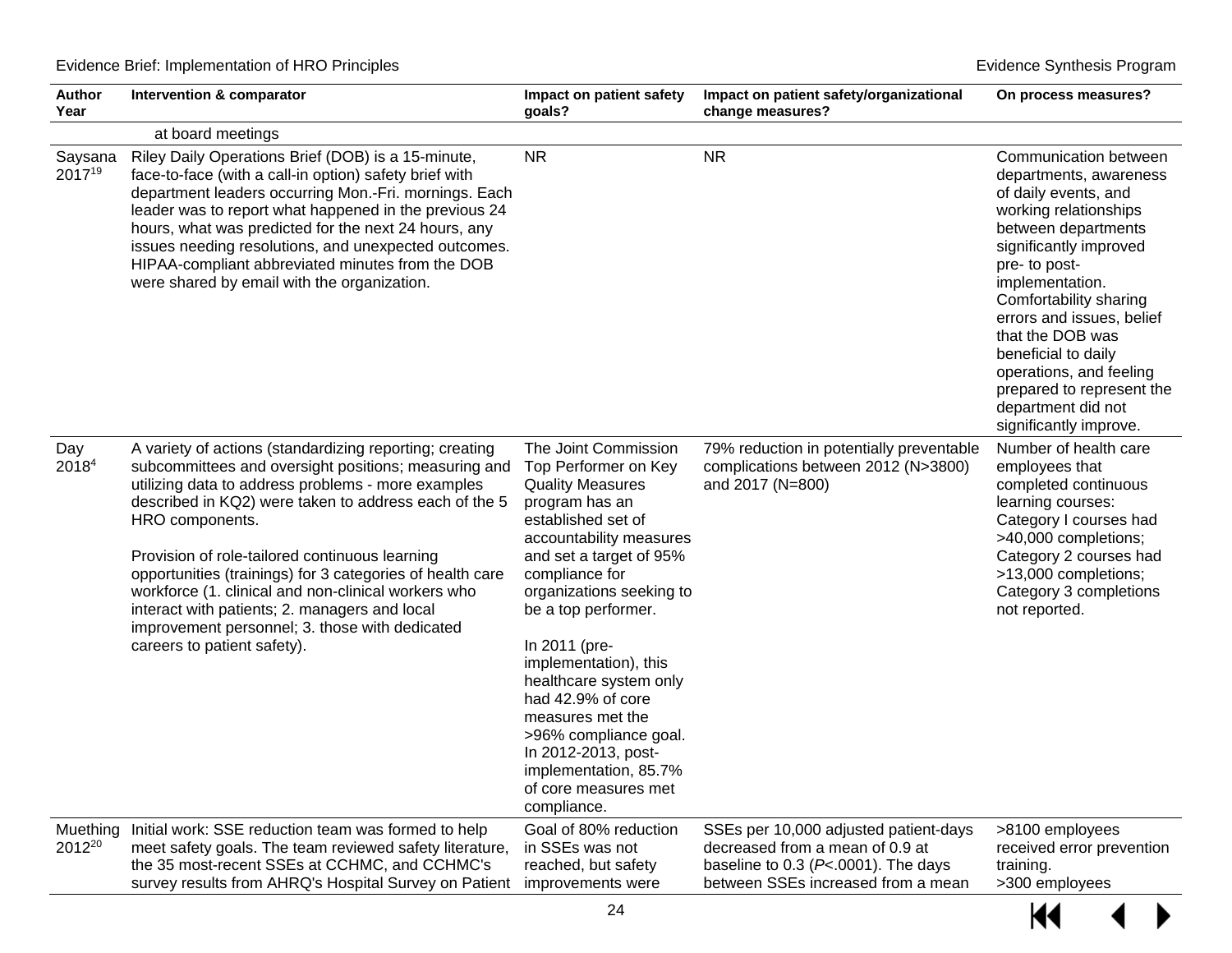| Author Year | Intervention & comparator | Impact on patient safety goals? | Impact on patient safety/organizational change measures? | On process measures? |
|---|---|---|---|---|
| | at board meetings | | | |
| Saysana 2017[19] | Riley Daily Operations Brief (DOB) is a 15-minute, face-to-face (with a call-in option) safety brief with department leaders occurring Mon.-Fri. mornings. Each leader was to report what happened in the previous 24 hours, what was predicted for the next 24 hours, any issues needing resolutions, and unexpected outcomes. HIPAA-compliant abbreviated minutes from the DOB were shared by email with the organization. | NR | NR | Communication between departments, awareness of daily events, and working relationships between departments significantly improved pre- to post-implementation. Comfortability sharing errors and issues, belief that the DOB was beneficial to daily operations, and feeling prepared to represent the department did not significantly improve. |
| Day 2018[4] | A variety of actions (standardizing reporting; creating subcommittees and oversight positions; measuring and utilizing data to address problems - more examples described in KQ2) were taken to address each of the 5 HRO components.<br><br>Provision of role-tailored continuous learning opportunities (trainings) for 3 categories of health care workforce (1. clinical and non-clinical workers who interact with patients; 2. managers and local improvement personnel; 3. those with dedicated careers to patient safety). | The Joint Commission Top Performer on Key Quality Measures program has an established set of accountability measures and set a target of 95% compliance for organizations seeking to be a top performer.<br><br>In 2011 (pre-implementation), this healthcare system only had 42.9% of core measures met the >96% compliance goal. In 2012-2013, post-implementation, 85.7% of core measures met compliance. | 79% reduction in potentially preventable complications between 2012 (N>3800) and 2017 (N=800) | Number of health care employees that completed continuous learning courses: Category I courses had >40,000 completions; Category 2 courses had >13,000 completions; Category 3 completions not reported. |
| Muething 2012[20] | Initial work: SSE reduction team was formed to help meet safety goals. The team reviewed safety literature, the 35 most-recent SSEs at CCHMC, and CCHMC's survey results from AHRQ's Hospital Survey on Patient | Goal of 80% reduction in SSEs was not reached, but safety improvements were | SSEs per 10,000 adjusted patient-days decreased from a mean of 0.9 at baseline to 0.3 ($P<.0001$). The days between SSEs increased from a mean | >8100 employees received error prevention training.<br>>300 employees |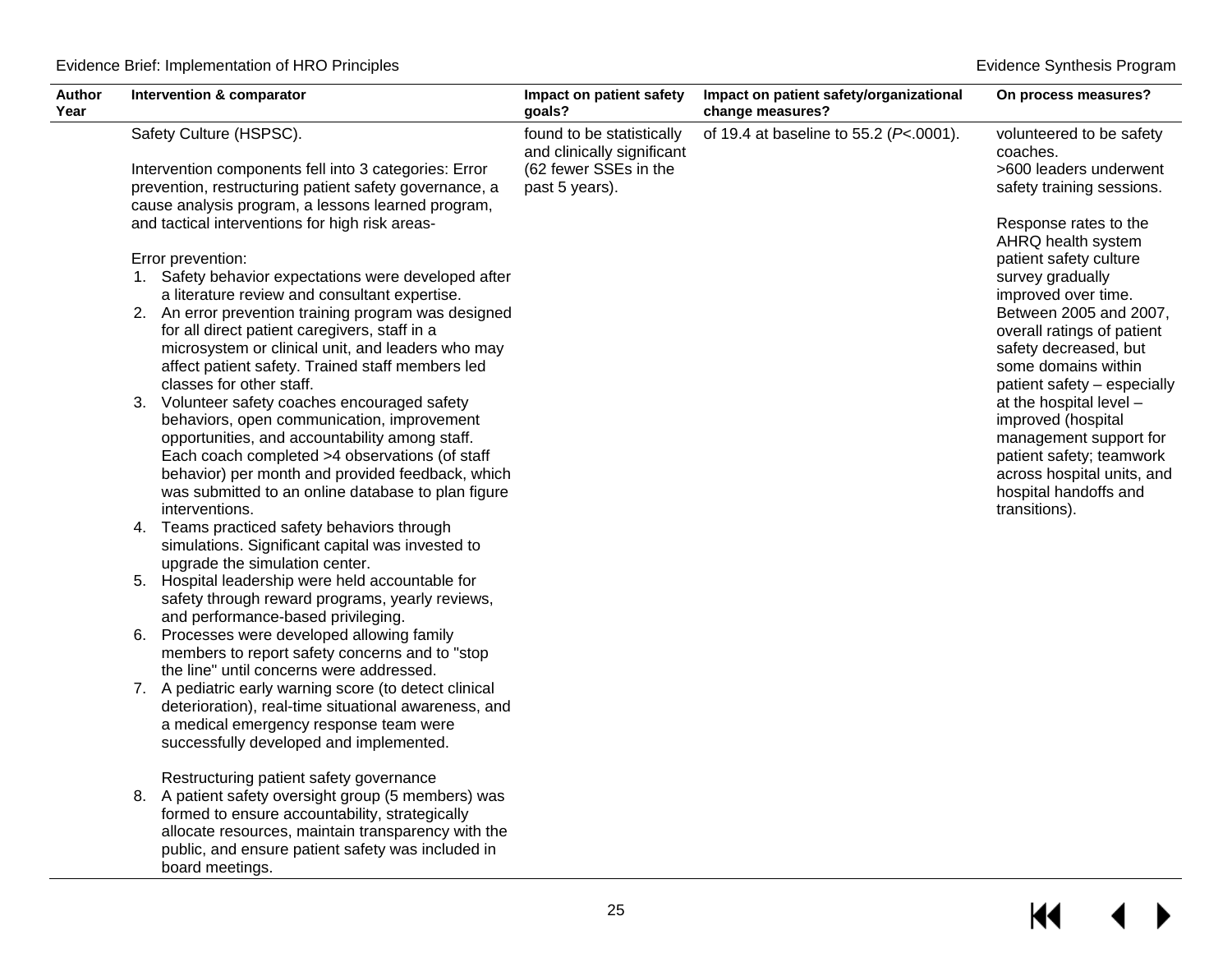| Author Year | Intervention & comparator | Impact on patient safety goals? | Impact on patient safety/organizational change measures? | On process measures? |
|---|---|---|---|---|
| | Safety Culture (HSPSC).<br><br>Intervention components fell into 3 categories: Error prevention, restructuring patient safety governance, a cause analysis program, a lessons learned program, and tactical interventions for high risk areas-<br><br>Error prevention:<br>1. Safety behavior expectations were developed after a literature review and consultant expertise.<br>2. An error prevention training program was designed for all direct patient caregivers, staff in a microsystem or clinical unit, and leaders who may affect patient safety. Trained staff members led classes for other staff.<br>3. Volunteer safety coaches encouraged safety behaviors, open communication, improvement opportunities, and accountability among staff. Each coach completed >4 observations (of staff behavior) per month and provided feedback, which was submitted to an online database to plan figure interventions.<br>4. Teams practiced safety behaviors through simulations. Significant capital was invested to upgrade the simulation center.<br>5. Hospital leadership were held accountable for safety through reward programs, yearly reviews, and performance-based privileging.<br>6. Processes were developed allowing family members to report safety concerns and to "stop the line" until concerns were addressed.<br>7. A pediatric early warning score (to detect clinical deterioration), real-time situational awareness, and a medical emergency response team were successfully developed and implemented.<br><br>Restructuring patient safety governance<br>8. A patient safety oversight group (5 members) was formed to ensure accountability, strategically allocate resources, maintain transparency with the public, and ensure patient safety was included in board meetings. | found to be statistically and clinically significant (62 fewer SSEs in the past 5 years). | of 19.4 at baseline to 55.2 (*P*<.0001). | volunteered to be safety coaches.<br>>600 leaders underwent safety training sessions.<br><br>Response rates to the AHRQ health system patient safety culture survey gradually improved over time. Between 2005 and 2007, overall ratings of patient safety decreased, but some domains within patient safety – especially at the hospital level – improved (hospital management support for patient safety; teamwork across hospital units, and hospital handoffs and transitions). |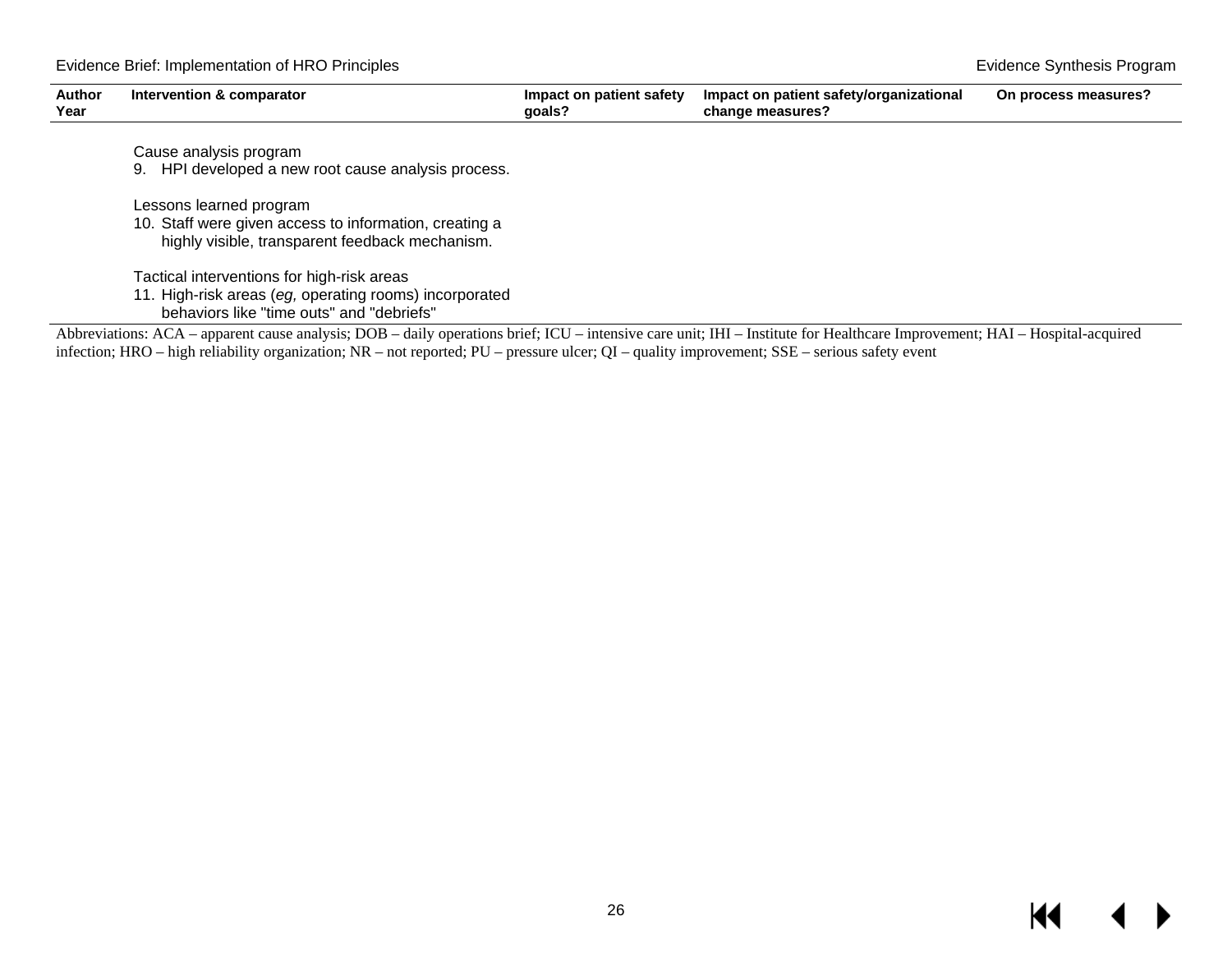| Author Year | Intervention & comparator | Impact on patient safety goals? | Impact on patient safety/organizational change measures? | On process measures? |
|---|---|---|---|---|
| | Cause analysis program<br>9. HPI developed a new root cause analysis process.<br><br>Lessons learned program<br>10. Staff were given access to information, creating a highly visible, transparent feedback mechanism.<br><br>Tactical interventions for high-risk areas<br>11. High-risk areas (*eg,* operating rooms) incorporated behaviors like "time outs" and "debriefs" | | | |

Abbreviations: ACA – apparent cause analysis; DOB – daily operations brief; ICU – intensive care unit; IHI – Institute for Healthcare Improvement; HAI – Hospital-acquired infection; HRO – high reliability organization; NR – not reported; PU – pressure ulcer; QI – quality improvement; SSE – serious safety event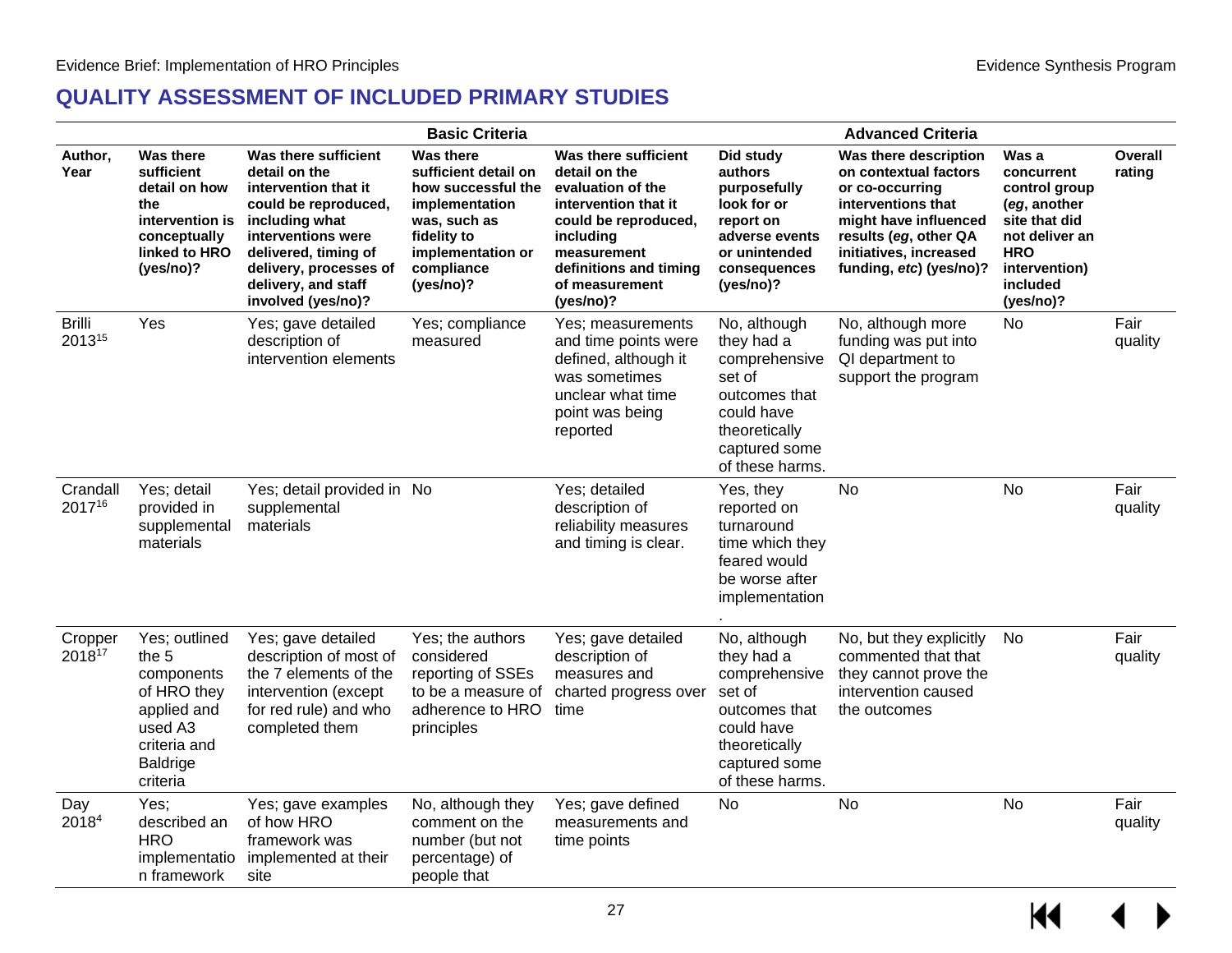## QUALITY ASSESSMENT OF INCLUDED PRIMARY STUDIES

| | Basic Criteria | | | | Advanced Criteria | | | |
|---|---|---|---|---|---|---|---|---|
| **Author, Year** | **Was there sufficient detail on how the intervention is conceptually linked to HRO (yes/no)?** | **Was there sufficient detail on the intervention that it could be reproduced, including what interventions were delivered, timing of delivery, processes of delivery, and staff involved (yes/no)?** | **Was there sufficient detail on how successful the implementation was, such as fidelity to implementation or compliance (yes/no)?** | **Was there sufficient detail on the evaluation of the intervention that it could be reproduced, including measurement definitions and timing of measurement (yes/no)?** | **Did study authors purposefully look for or report on adverse events or unintended consequences (yes/no)?** | **Was there description on contextual factors or co-occurring interventions that might have influenced results (*eg*, other QA initiatives, increased funding, *etc*) (yes/no)?** | **Was a concurrent control group (*eg*, another site that did not deliver an HRO intervention) included (yes/no)?** | **Overall rating** |
| Brilli 2013[15] | Yes | Yes; gave detailed description of intervention elements | Yes; compliance measured | Yes; measurements and time points were defined, although it was sometimes unclear what time point was being reported | No, although they had a comprehensive set of outcomes that could have theoretically captured some of these harms. | No, although more funding was put into QI department to support the program | No | Fair quality |
| Crandall 2017[16] | Yes; detail provided in supplemental materials | Yes; detail provided in supplemental materials | No | Yes; detailed description of reliability measures and timing is clear. | Yes, they reported on turnaround time which they feared would be worse after implementation. | No | No | Fair quality |
| Cropper 2018[17] | Yes; outlined the 5 components of HRO they applied and used A3 criteria and Baldrige criteria | Yes; gave detailed description of most of the 7 elements of the intervention (except for red rule) and who completed them | Yes; the authors considered reporting of SSEs to be a measure of adherence to HRO principles | Yes; gave detailed description of measures and charted progress over time | No, although they had a comprehensive set of outcomes that could have theoretically captured some of these harms. | No, but they explicitly commented that that they cannot prove the intervention caused the outcomes | No | Fair quality |
| Day 2018[4] | Yes; described an HRO implementation framework | Yes; gave examples of how HRO framework was implemented at their site | No, although they comment on the number (but not percentage) of people that | Yes; gave defined measurements and time points | No | No | No | Fair quality |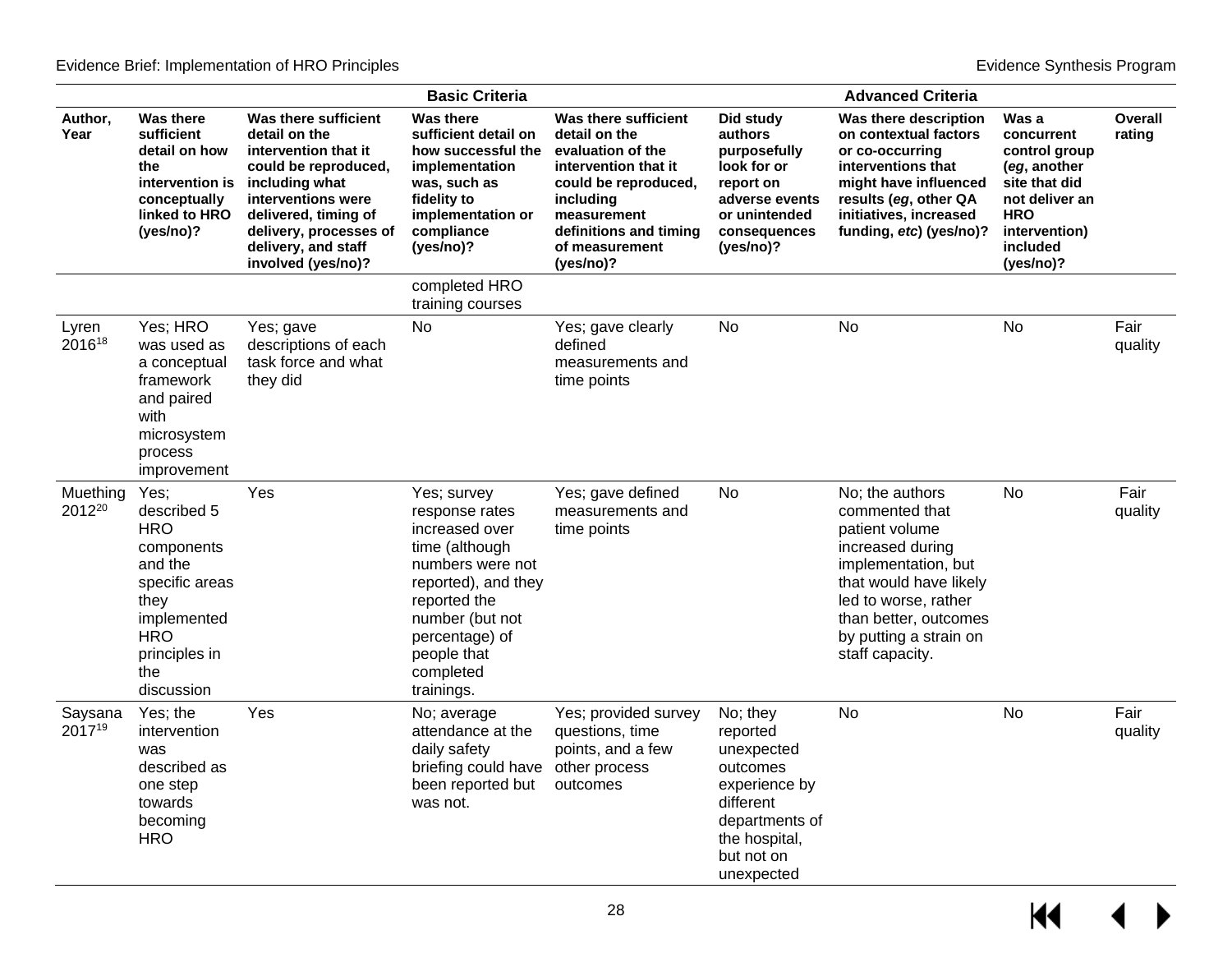| | Basic Criteria | | | | Advanced Criteria | | | |
|---|---|---|---|---|---|---|---|---|
| **Author, Year** | **Was there sufficient detail on how the intervention is conceptually linked to HRO (yes/no)?** | **Was there sufficient detail on the intervention that it could be reproduced, including what interventions were delivered, timing of delivery, processes of delivery, and staff involved (yes/no)?** | **Was there sufficient detail on how successful the implementation was, such as fidelity to implementation or compliance (yes/no)?** | **Was there sufficient detail on the evaluation of the intervention that it could be reproduced, including measurement definitions and timing of measurement (yes/no)?** | **Did study authors purposefully look for or report on adverse events or unintended consequences (yes/no)?** | **Was there description on contextual factors or co-occurring interventions that might have influenced results (*eg*, other QA initiatives, increased funding, *etc*) (yes/no)?** | **Was a concurrent control group (*eg*, another site that did not deliver an HRO intervention) included (yes/no)?** | **Overall rating** |
| | | | completed HRO training courses | | | | | |
| Lyren 2016[18] | Yes; HRO was used as a conceptual framework and paired with microsystem process improvement | Yes; gave descriptions of each task force and what they did | No | Yes; gave clearly defined measurements and time points | No | No | No | Fair quality |
| Muething 2012[20] | Yes; described 5 HRO components and the specific areas they implemented HRO principles in the discussion | Yes | Yes; survey response rates increased over time (although numbers were not reported), and they reported the number (but not percentage) of people that completed trainings. | Yes; gave defined measurements and time points | No | No; the authors commented that patient volume increased during implementation, but that would have likely led to worse, rather than better, outcomes by putting a strain on staff capacity. | No | Fair quality |
| Saysana 2017[19] | Yes; the intervention was described as one step towards becoming HRO | Yes | No; average attendance at the daily safety briefing could have been reported but was not. | Yes; provided survey questions, time points, and a few other process outcomes | No; they reported unexpected outcomes experience by different departments of the hospital, but not on unexpected | No | No | Fair quality |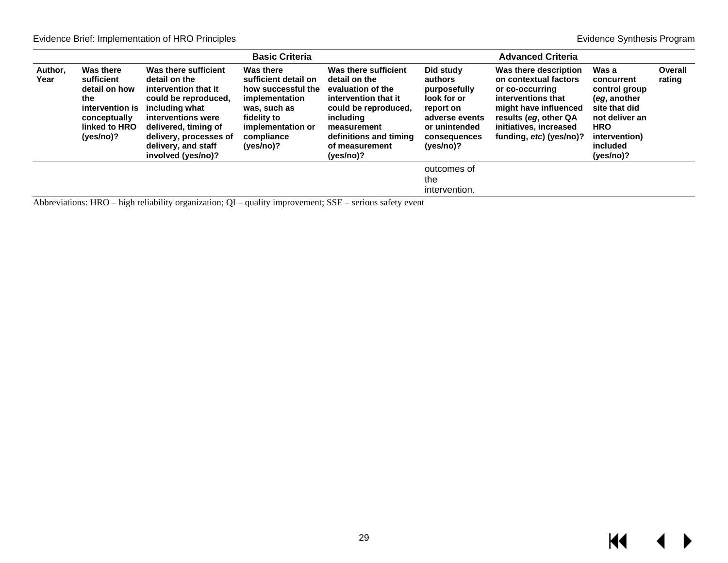| | Basic Criteria | | | | Advanced Criteria | | | |
|---|---|---|---|---|---|---|---|---|
| **Author, Year** | **Was there sufficient detail on how the intervention is conceptually linked to HRO (yes/no)?** | **Was there sufficient detail on the intervention that it could be reproduced, including what interventions were delivered, timing of delivery, processes of delivery, and staff involved (yes/no)?** | **Was there sufficient detail on how successful the implementation was, such as fidelity to implementation or compliance (yes/no)?** | **Was there sufficient detail on the evaluation of the intervention that it could be reproduced, including measurement definitions and timing of measurement (yes/no)?** | **Did study authors purposefully look for or report on adverse events or unintended consequences (yes/no)?** | **Was there description on contextual factors or co-occurring interventions that might have influenced results (*eg*, other QA initiatives, increased funding, *etc*) (yes/no)?** | **Was a concurrent control group (*eg*, another site that did not deliver an HRO intervention) included (yes/no)?** | **Overall rating** |
| | | | | | outcomes of the intervention. | | | |

Abbreviations: HRO – high reliability organization; QI – quality improvement; SSE – serious safety event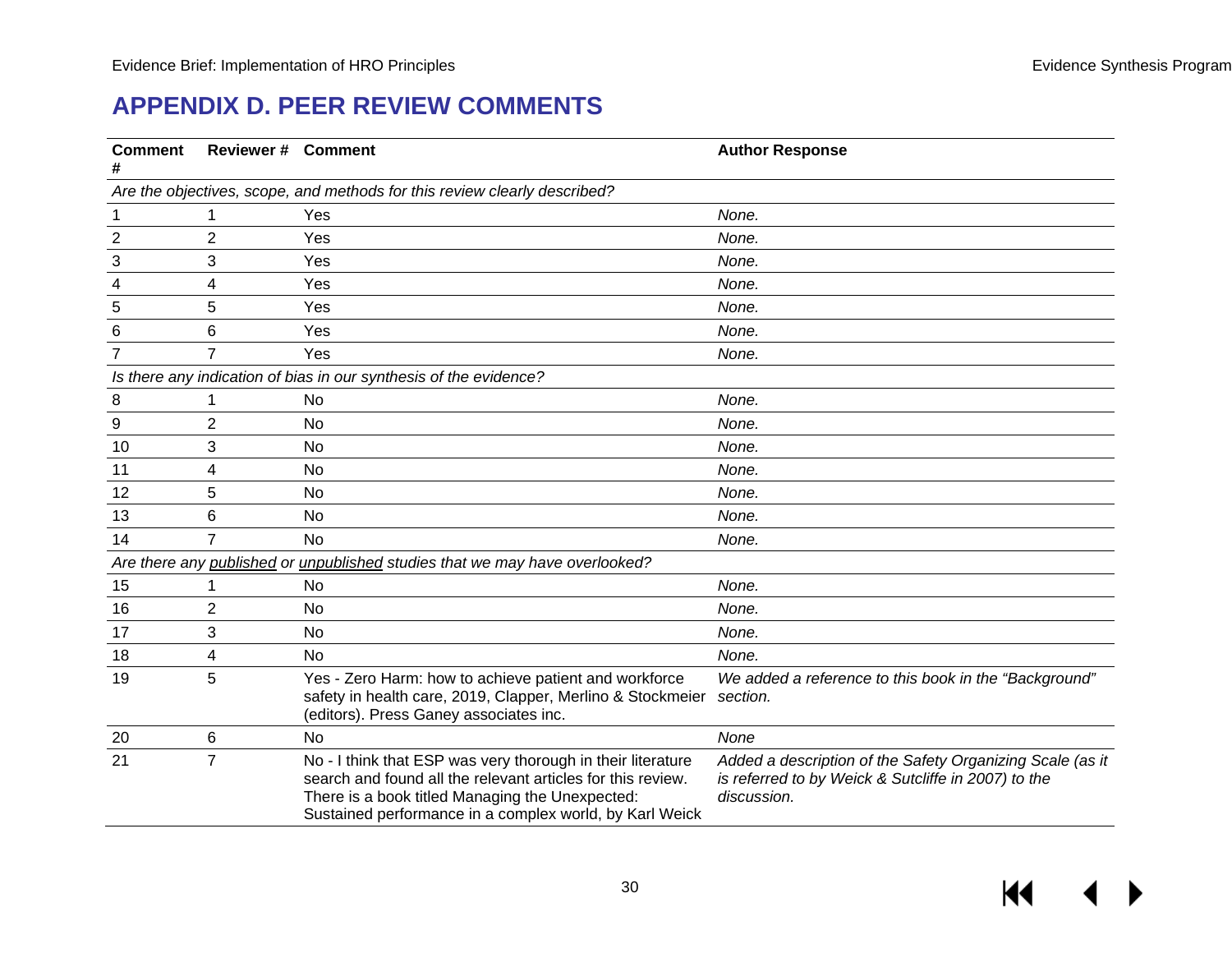# APPENDIX D. PEER REVIEW COMMENTS

| Comment # | Reviewer # | Comment | Author Response |
|---|---|---|---|
| *Are the objectives, scope, and methods for this review clearly described?* | | | |
| 1 | 1 | Yes | *None.* |
| 2 | 2 | Yes | *None.* |
| 3 | 3 | Yes | *None.* |
| 4 | 4 | Yes | *None.* |
| 5 | 5 | Yes | *None.* |
| 6 | 6 | Yes | *None.* |
| 7 | 7 | Yes | *None.* |
| *Is there any indication of bias in our synthesis of the evidence?* | | | |
| 8 | 1 | No | *None.* |
| 9 | 2 | No | *None.* |
| 10 | 3 | No | *None.* |
| 11 | 4 | No | *None.* |
| 12 | 5 | No | *None.* |
| 13 | 6 | No | *None.* |
| 14 | 7 | No | *None.* |
| *Are there any published or unpublished studies that we may have overlooked?* | | | |
| 15 | 1 | No | *None.* |
| 16 | 2 | No | *None.* |
| 17 | 3 | No | *None.* |
| 18 | 4 | No | *None.* |
| 19 | 5 | Yes - Zero Harm: how to achieve patient and workforce safety in health care, 2019, Clapper, Merlino & Stockmeier (editors). Press Ganey associates inc. | *We added a reference to this book in the "Background" section.* |
| 20 | 6 | No | *None* |
| 21 | 7 | No - I think that ESP was very thorough in their literature search and found all the relevant articles for this review. There is a book titled Managing the Unexpected: Sustained performance in a complex world, by Karl Weick | *Added a description of the Safety Organizing Scale (as it is referred to by Weick & Sutcliffe in 2007) to the discussion.* |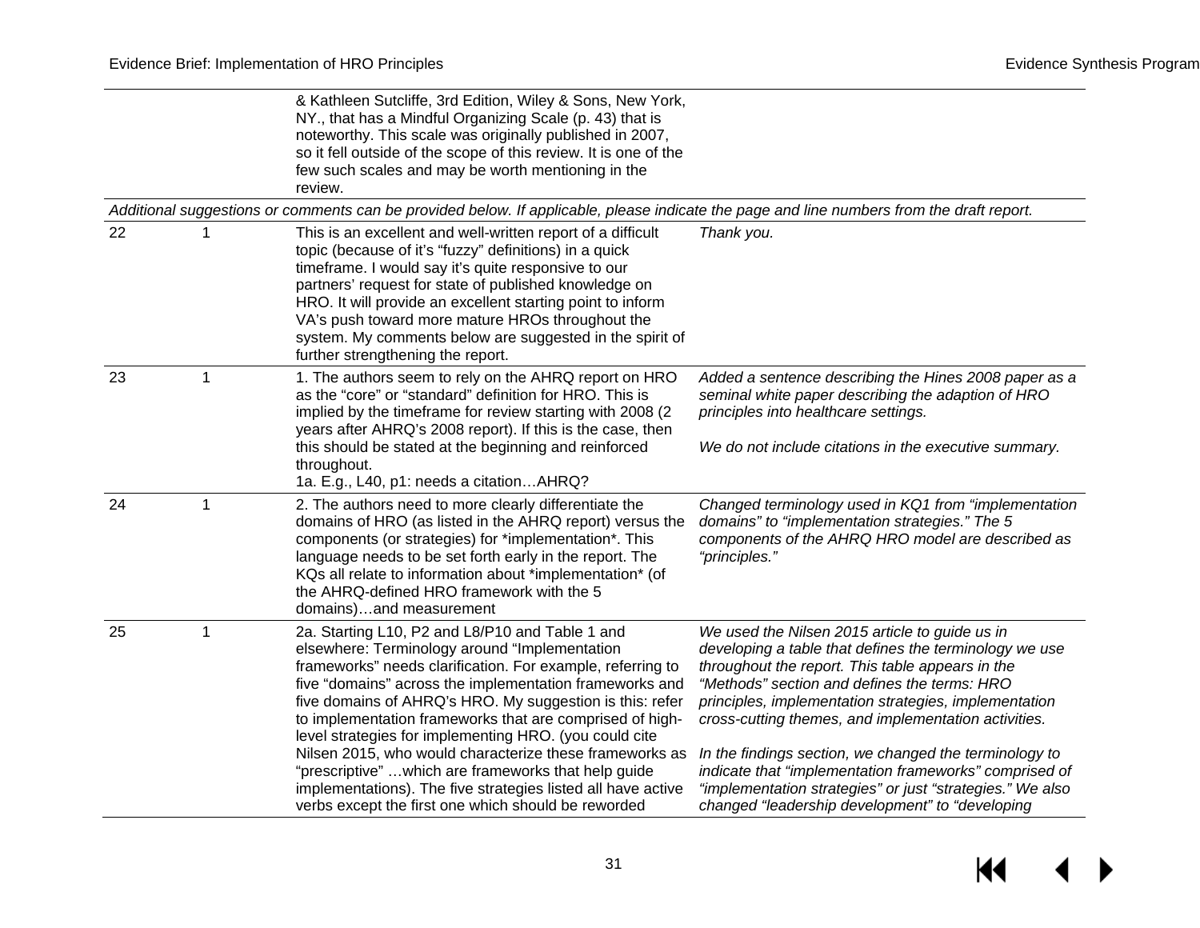| | | | |
|---|---|---|---|
| | | & Kathleen Sutcliffe, 3rd Edition, Wiley & Sons, New York, NY., that has a Mindful Organizing Scale (p. 43) that is noteworthy. This scale was originally published in 2007, so it fell outside of the scope of this review. It is one of the few such scales and may be worth mentioning in the review. | |
| *Additional suggestions or comments can be provided below. If applicable, please indicate the page and line numbers from the draft report.* | | | |
| 22 | 1 | This is an excellent and well-written report of a difficult topic (because of it's "fuzzy" definitions) in a quick timeframe. I would say it's quite responsive to our partners' request for state of published knowledge on HRO. It will provide an excellent starting point to inform VA's push toward more mature HROs throughout the system. My comments below are suggested in the spirit of further strengthening the report. | *Thank you.* |
| 23 | 1 | 1. The authors seem to rely on the AHRQ report on HRO as the "core" or "standard" definition for HRO. This is implied by the timeframe for review starting with 2008 (2 years after AHRQ's 2008 report). If this is the case, then this should be stated at the beginning and reinforced throughout.<br>1a. E.g., L40, p1: needs a citation…AHRQ? | *Added a sentence describing the Hines 2008 paper as a seminal white paper describing the adaption of HRO principles into healthcare settings.*<br><br>*We do not include citations in the executive summary.* |
| 24 | 1 | 2. The authors need to more clearly differentiate the domains of HRO (as listed in the AHRQ report) versus the components (or strategies) for *implementation*. This language needs to be set forth early in the report. The KQs all relate to information about *implementation* (of the AHRQ-defined HRO framework with the 5 domains)…and measurement | *Changed terminology used in KQ1 from "implementation domains" to "implementation strategies." The 5 components of the AHRQ HRO model are described as "principles."* |
| 25 | 1 | 2a. Starting L10, P2 and L8/P10 and Table 1 and elsewhere: Terminology around "Implementation frameworks" needs clarification. For example, referring to five "domains" across the implementation frameworks and five domains of AHRQ's HRO. My suggestion is this: refer to implementation frameworks that are comprised of high-level strategies for implementing HRO. (you could cite Nilsen 2015, who would characterize these frameworks as "prescriptive" …which are frameworks that help guide implementations). The five strategies listed all have active verbs except the first one which should be reworded | *We used the Nilsen 2015 article to guide us in developing a table that defines the terminology we use throughout the report. This table appears in the "Methods" section and defines the terms: HRO principles, implementation strategies, implementation cross-cutting themes, and implementation activities.*<br><br>*In the findings section, we changed the terminology to indicate that "implementation frameworks" comprised of "implementation strategies" or just "strategies." We also changed "leadership development" to "developing* |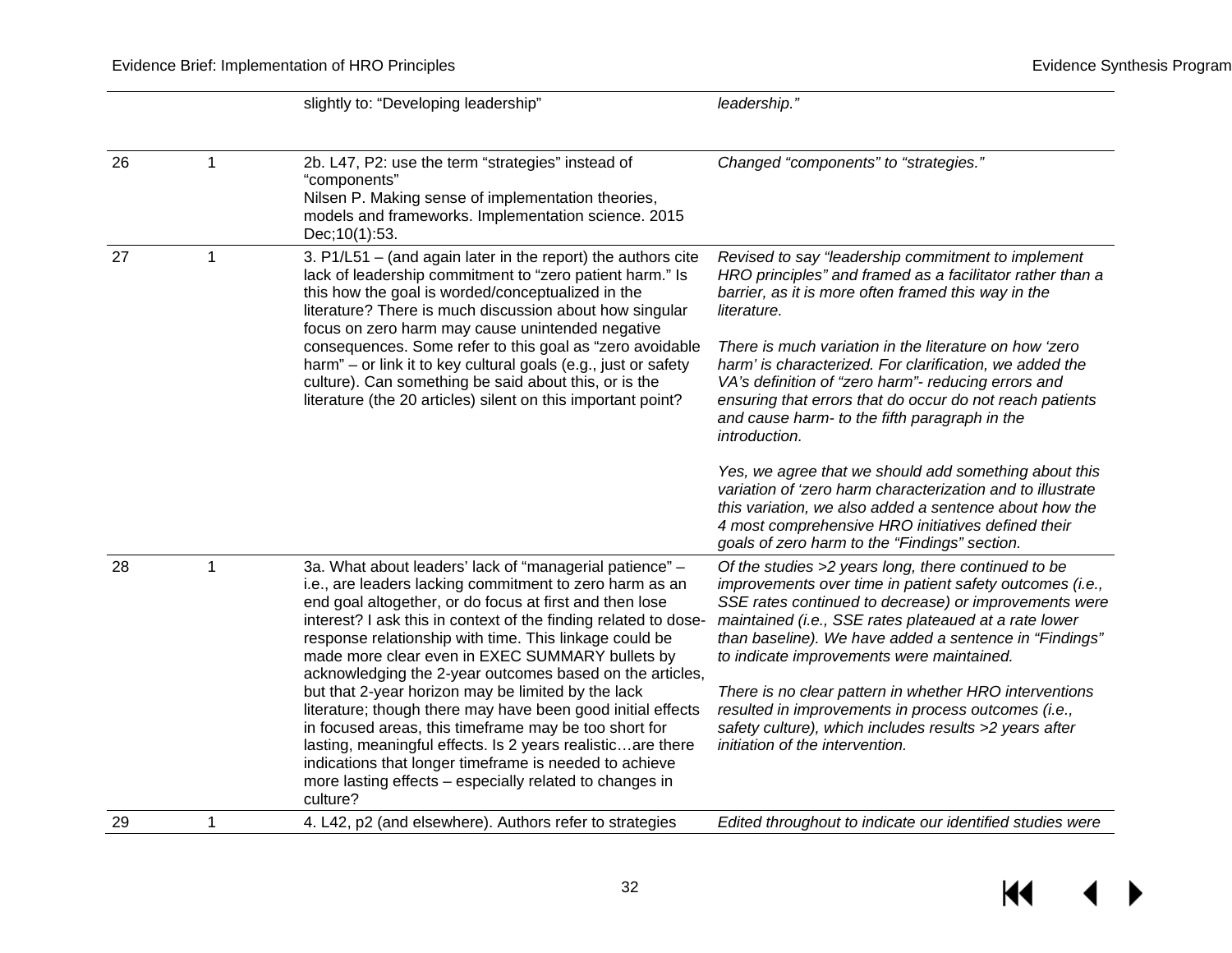| | | | |
|---|---|---|---|
| | | slightly to: "Developing leadership" | *leadership."* |
| 26 | 1 | 2b. L47, P2: use the term "strategies" instead of "components"<br>Nilsen P. Making sense of implementation theories, models and frameworks. Implementation science. 2015 Dec;10(1):53. | *Changed "components" to "strategies."* |
| 27 | 1 | 3. P1/L51 – (and again later in the report) the authors cite lack of leadership commitment to "zero patient harm." Is this how the goal is worded/conceptualized in the literature? There is much discussion about how singular focus on zero harm may cause unintended negative consequences. Some refer to this goal as "zero avoidable harm" – or link it to key cultural goals (e.g., just or safety culture). Can something be said about this, or is the literature (the 20 articles) silent on this important point? | *Revised to say "leadership commitment to implement HRO principles" and framed as a facilitator rather than a barrier, as it is more often framed this way in the literature.*<br><br>*There is much variation in the literature on how 'zero harm' is characterized. For clarification, we added the VA's definition of "zero harm"- reducing errors and ensuring that errors that do occur do not reach patients and cause harm- to the fifth paragraph in the introduction.*<br><br>*Yes, we agree that we should add something about this variation of 'zero harm characterization and to illustrate this variation, we also added a sentence about how the 4 most comprehensive HRO initiatives defined their goals of zero harm to the "Findings" section.* |
| 28 | 1 | 3a. What about leaders' lack of "managerial patience" – i.e., are leaders lacking commitment to zero harm as an end goal altogether, or do focus at first and then lose interest? I ask this in context of the finding related to dose-response relationship with time. This linkage could be made more clear even in EXEC SUMMARY bullets by acknowledging the 2-year outcomes based on the articles, but that 2-year horizon may be limited by the lack literature; though there may have been good initial effects in focused areas, this timeframe may be too short for lasting, meaningful effects. Is 2 years realistic…are there indications that longer timeframe is needed to achieve more lasting effects – especially related to changes in culture? | *Of the studies >2 years long, there continued to be improvements over time in patient safety outcomes (i.e., SSE rates continued to decrease) or improvements were maintained (i.e., SSE rates plateaued at a rate lower than baseline). We have added a sentence in "Findings" to indicate improvements were maintained.*<br><br>*There is no clear pattern in whether HRO interventions resulted in improvements in process outcomes (i.e., safety culture), which includes results >2 years after initiation of the intervention.* |
| 29 | 1 | 4. L42, p2 (and elsewhere). Authors refer to strategies | *Edited throughout to indicate our identified studies were* |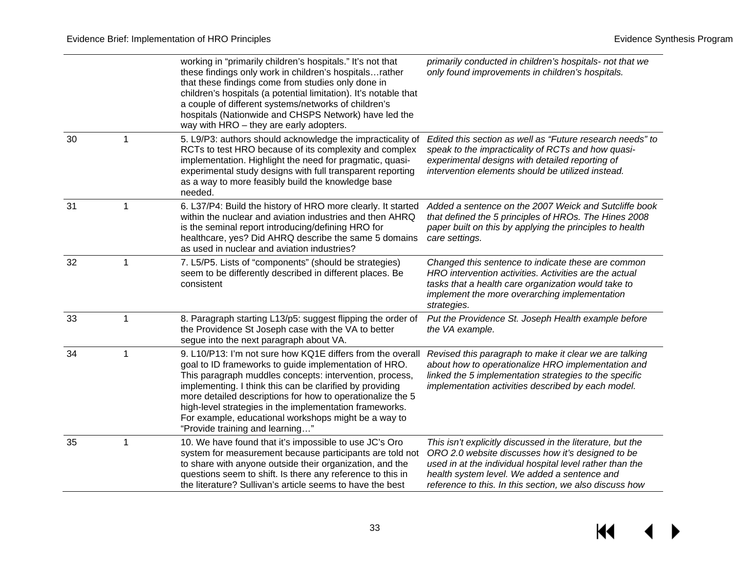| | | | |
|---|---|---|---|
| | | working in "primarily children's hospitals." It's not that these findings only work in children's hospitals…rather that these findings come from studies only done in children's hospitals (a potential limitation). It's notable that a couple of different systems/networks of children's hospitals (Nationwide and CHSPS Network) have led the way with HRO – they are early adopters. | *primarily conducted in children's hospitals- not that we only found improvements in children's hospitals.* |
| 30 | 1 | 5. L9/P3: authors should acknowledge the impracticality of RCTs to test HRO because of its complexity and complex implementation. Highlight the need for pragmatic, quasi-experimental study designs with full transparent reporting as a way to more feasibly build the knowledge base needed. | *Edited this section as well as "Future research needs" to speak to the impracticality of RCTs and how quasi-experimental designs with detailed reporting of intervention elements should be utilized instead.* |
| 31 | 1 | 6. L37/P4: Build the history of HRO more clearly. It started within the nuclear and aviation industries and then AHRQ is the seminal report introducing/defining HRO for healthcare, yes? Did AHRQ describe the same 5 domains as used in nuclear and aviation industries? | *Added a sentence on the 2007 Weick and Sutcliffe book that defined the 5 principles of HROs. The Hines 2008 paper built on this by applying the principles to health care settings.* |
| 32 | 1 | 7. L5/P5. Lists of "components" (should be strategies) seem to be differently described in different places. Be consistent | *Changed this sentence to indicate these are common HRO intervention activities. Activities are the actual tasks that a health care organization would take to implement the more overarching implementation strategies.* |
| 33 | 1 | 8. Paragraph starting L13/p5: suggest flipping the order of the Providence St Joseph case with the VA to better segue into the next paragraph about VA. | *Put the Providence St. Joseph Health example before the VA example.* |
| 34 | 1 | 9. L10/P13: I'm not sure how KQ1E differs from the overall goal to ID frameworks to guide implementation of HRO. This paragraph muddles concepts: intervention, process, implementing. I think this can be clarified by providing more detailed descriptions for how to operationalize the 5 high-level strategies in the implementation frameworks. For example, educational workshops might be a way to "Provide training and learning…" | *Revised this paragraph to make it clear we are talking about how to operationalize HRO implementation and linked the 5 implementation strategies to the specific implementation activities described by each model.* |
| 35 | 1 | 10. We have found that it's impossible to use JC's Oro system for measurement because participants are told not to share with anyone outside their organization, and the questions seem to shift. Is there any reference to this in the literature? Sullivan's article seems to have the best | *This isn't explicitly discussed in the literature, but the ORO 2.0 website discusses how it's designed to be used in at the individual hospital level rather than the health system level. We added a sentence and reference to this. In this section, we also discuss how* |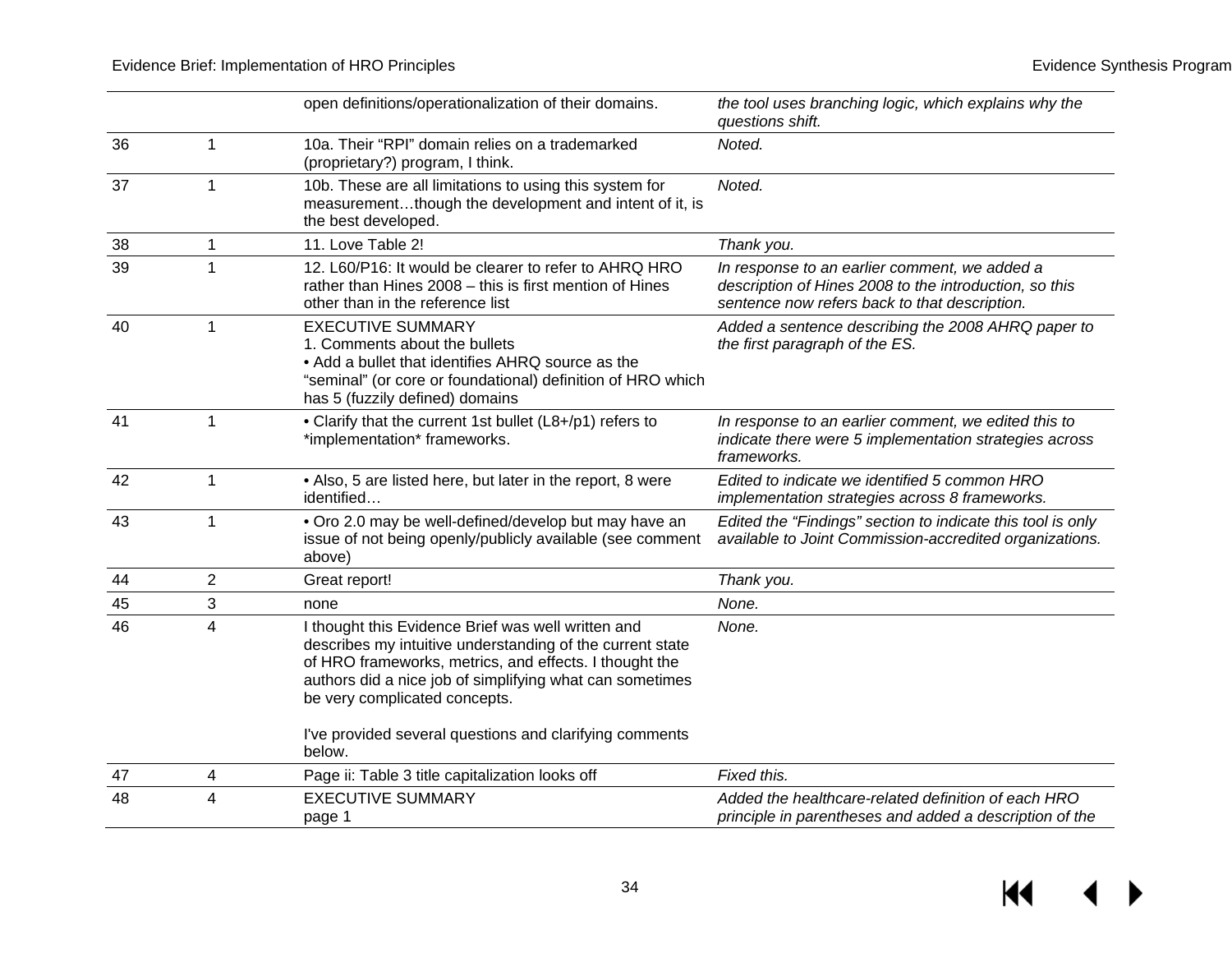| | | | |
|---|---|---|---|
| | | open definitions/operationalization of their domains. | *the tool uses branching logic, which explains why the questions shift.* |
| 36 | 1 | 10a. Their "RPI" domain relies on a trademarked (proprietary?) program, I think. | *Noted.* |
| 37 | 1 | 10b. These are all limitations to using this system for measurement…though the development and intent of it, is the best developed. | *Noted.* |
| 38 | 1 | 11. Love Table 2! | *Thank you.* |
| 39 | 1 | 12. L60/P16: It would be clearer to refer to AHRQ HRO rather than Hines 2008 – this is first mention of Hines other than in the reference list | *In response to an earlier comment, we added a description of Hines 2008 to the introduction, so this sentence now refers back to that description.* |
| 40 | 1 | EXECUTIVE SUMMARY<br>1. Comments about the bullets<br>• Add a bullet that identifies AHRQ source as the "seminal" (or core or foundational) definition of HRO which has 5 (fuzzily defined) domains | *Added a sentence describing the 2008 AHRQ paper to the first paragraph of the ES.* |
| 41 | 1 | • Clarify that the current 1st bullet (L8+/p1) refers to *implementation* frameworks. | *In response to an earlier comment, we edited this to indicate there were 5 implementation strategies across frameworks.* |
| 42 | 1 | • Also, 5 are listed here, but later in the report, 8 were identified… | *Edited to indicate we identified 5 common HRO implementation strategies across 8 frameworks.* |
| 43 | 1 | • Oro 2.0 may be well-defined/develop but may have an issue of not being openly/publicly available (see comment above) | *Edited the "Findings" section to indicate this tool is only available to Joint Commission-accredited organizations.* |
| 44 | 2 | Great report! | *Thank you.* |
| 45 | 3 | none | *None.* |
| 46 | 4 | I thought this Evidence Brief was well written and describes my intuitive understanding of the current state of HRO frameworks, metrics, and effects. I thought the authors did a nice job of simplifying what can sometimes be very complicated concepts.<br><br>I've provided several questions and clarifying comments below. | *None.* |
| 47 | 4 | Page ii: Table 3 title capitalization looks off | *Fixed this.* |
| 48 | 4 | EXECUTIVE SUMMARY<br>page 1 | *Added the healthcare-related definition of each HRO principle in parentheses and added a description of the* |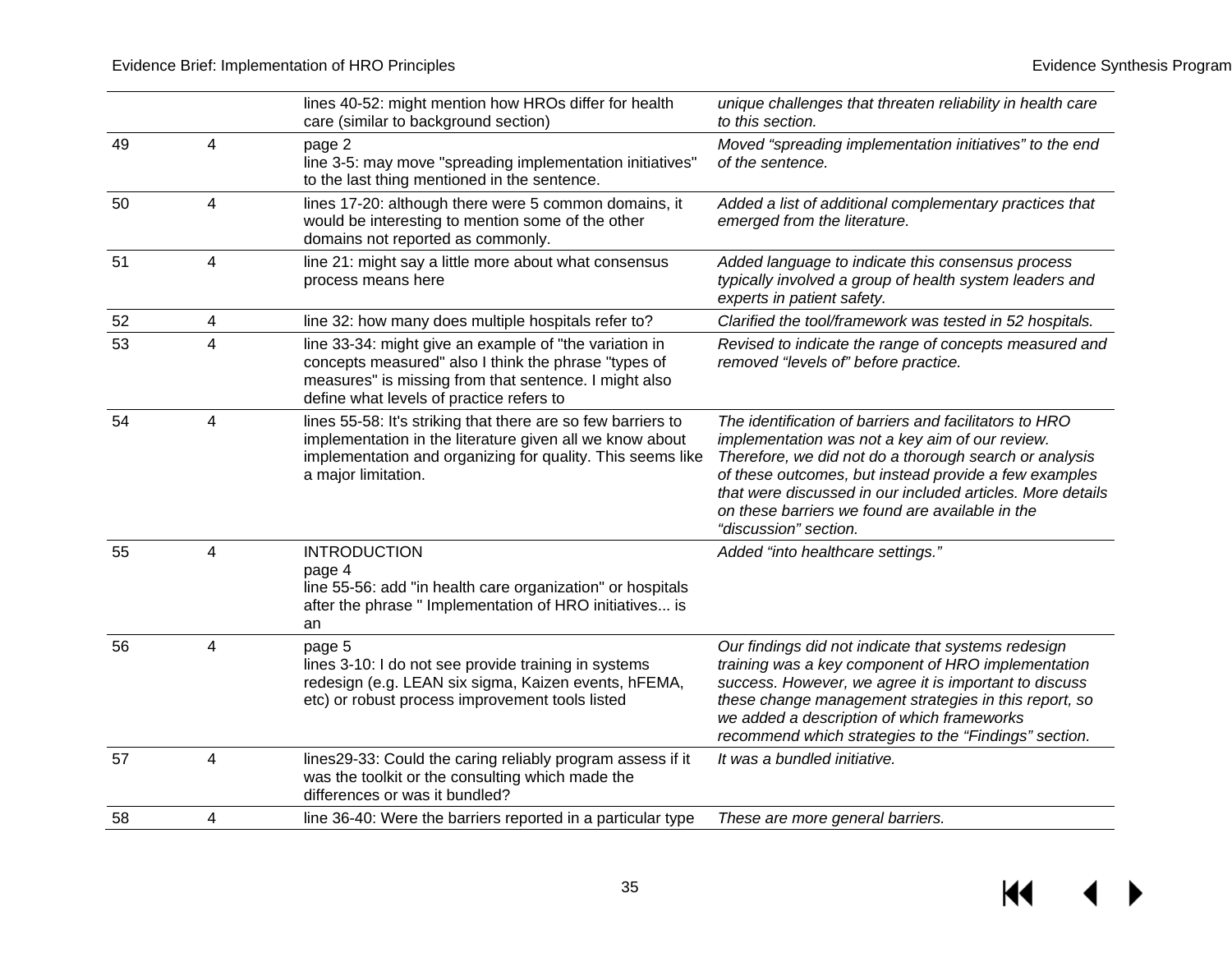| | | | |
|---|---|---|---|
| | | lines 40-52: might mention how HROs differ for health care (similar to background section) | *unique challenges that threaten reliability in health care to this section.* |
| 49 | 4 | page 2<br>line 3-5: may move "spreading implementation initiatives" to the last thing mentioned in the sentence. | *Moved "spreading implementation initiatives" to the end of the sentence.* |
| 50 | 4 | lines 17-20: although there were 5 common domains, it would be interesting to mention some of the other domains not reported as commonly. | *Added a list of additional complementary practices that emerged from the literature.* |
| 51 | 4 | line 21: might say a little more about what consensus process means here | *Added language to indicate this consensus process typically involved a group of health system leaders and experts in patient safety.* |
| 52 | 4 | line 32: how many does multiple hospitals refer to? | *Clarified the tool/framework was tested in 52 hospitals.* |
| 53 | 4 | line 33-34: might give an example of "the variation in concepts measured" also I think the phrase "types of measures" is missing from that sentence. I might also define what levels of practice refers to | *Revised to indicate the range of concepts measured and removed "levels of" before practice.* |
| 54 | 4 | lines 55-58: It's striking that there are so few barriers to implementation in the literature given all we know about implementation and organizing for quality. This seems like a major limitation. | *The identification of barriers and facilitators to HRO implementation was not a key aim of our review. Therefore, we did not do a thorough search or analysis of these outcomes, but instead provide a few examples that were discussed in our included articles. More details on these barriers we found are available in the "discussion" section.* |
| 55 | 4 | INTRODUCTION<br>page 4<br>line 55-56: add "in health care organization" or hospitals after the phrase " Implementation of HRO initiatives... is an | *Added "into healthcare settings."* |
| 56 | 4 | page 5<br>lines 3-10: I do not see provide training in systems redesign (e.g. LEAN six sigma, Kaizen events, hFEMA, etc) or robust process improvement tools listed | *Our findings did not indicate that systems redesign training was a key component of HRO implementation success. However, we agree it is important to discuss these change management strategies in this report, so we added a description of which frameworks recommend which strategies to the "Findings" section.* |
| 57 | 4 | lines29-33: Could the caring reliably program assess if it was the toolkit or the consulting which made the differences or was it bundled? | *It was a bundled initiative.* |
| 58 | 4 | line 36-40: Were the barriers reported in a particular type | *These are more general barriers.* |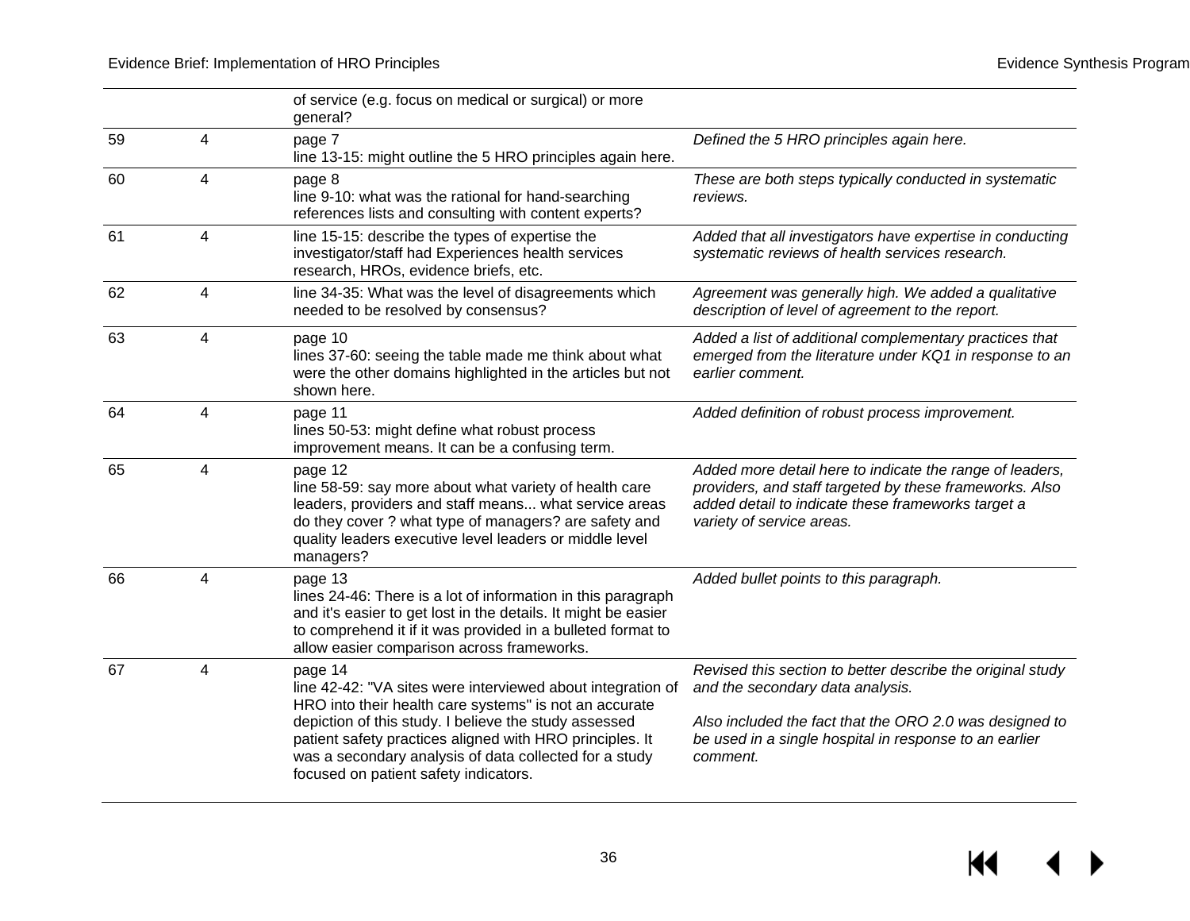| | | | |
|---|---|---|---|
| | | of service (e.g. focus on medical or surgical) or more general? | |
| 59 | 4 | page 7<br>line 13-15: might outline the 5 HRO principles again here. | *Defined the 5 HRO principles again here.* |
| 60 | 4 | page 8<br>line 9-10: what was the rational for hand-searching references lists and consulting with content experts? | *These are both steps typically conducted in systematic reviews.* |
| 61 | 4 | line 15-15: describe the types of expertise the investigator/staff had Experiences health services research, HROs, evidence briefs, etc. | *Added that all investigators have expertise in conducting systematic reviews of health services research.* |
| 62 | 4 | line 34-35: What was the level of disagreements which needed to be resolved by consensus? | *Agreement was generally high. We added a qualitative description of level of agreement to the report.* |
| 63 | 4 | page 10<br>lines 37-60: seeing the table made me think about what were the other domains highlighted in the articles but not shown here. | *Added a list of additional complementary practices that emerged from the literature under KQ1 in response to an earlier comment.* |
| 64 | 4 | page 11<br>lines 50-53: might define what robust process improvement means. It can be a confusing term. | *Added definition of robust process improvement.* |
| 65 | 4 | page 12<br>line 58-59: say more about what variety of health care leaders, providers and staff means... what service areas do they cover ? what type of managers? are safety and quality leaders executive level leaders or middle level managers? | *Added more detail here to indicate the range of leaders, providers, and staff targeted by these frameworks. Also added detail to indicate these frameworks target a variety of service areas.* |
| 66 | 4 | page 13<br>lines 24-46: There is a lot of information in this paragraph and it's easier to get lost in the details. It might be easier to comprehend it if it was provided in a bulleted format to allow easier comparison across frameworks. | *Added bullet points to this paragraph.* |
| 67 | 4 | page 14<br>line 42-42: "VA sites were interviewed about integration of HRO into their health care systems" is not an accurate depiction of this study. I believe the study assessed patient safety practices aligned with HRO principles. It was a secondary analysis of data collected for a study focused on patient safety indicators. | *Revised this section to better describe the original study and the secondary data analysis.*<br><br>*Also included the fact that the ORO 2.0 was designed to be used in a single hospital in response to an earlier comment.* |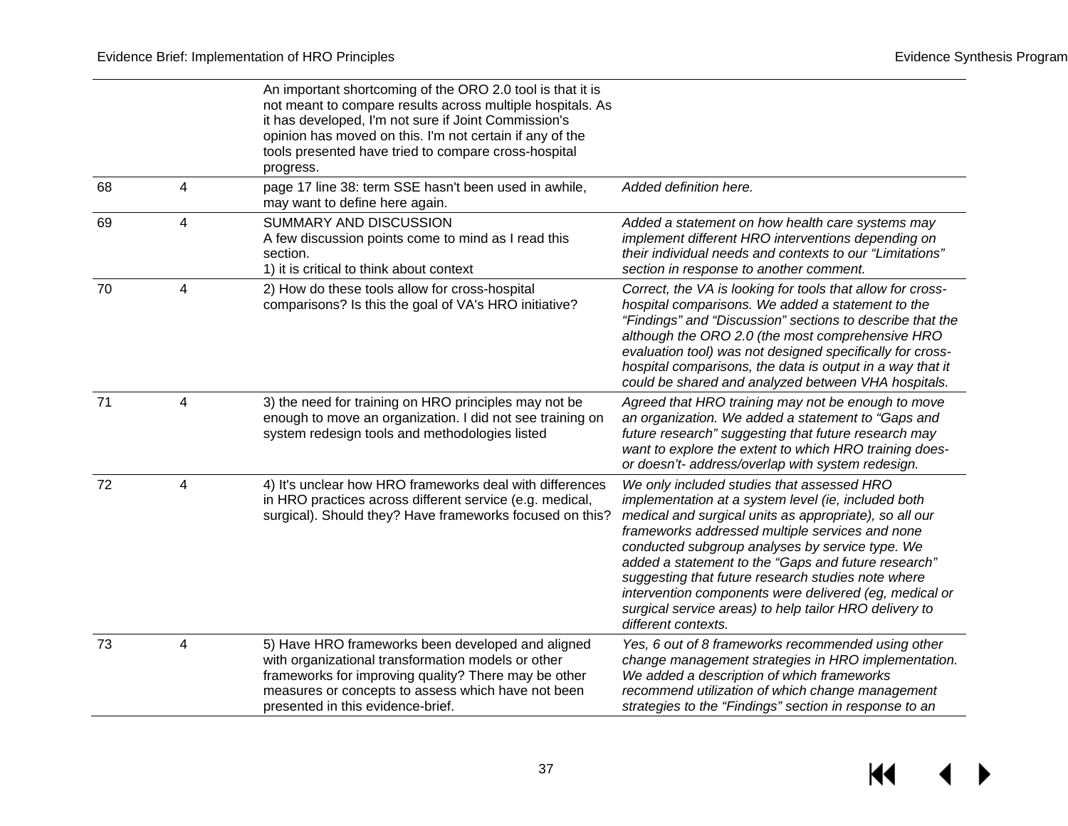| | | | |
|---|---|---|---|
| | | An important shortcoming of the ORO 2.0 tool is that it is not meant to compare results across multiple hospitals. As it has developed, I'm not sure if Joint Commission's opinion has moved on this. I'm not certain if any of the tools presented have tried to compare cross-hospital progress. | |
| 68 | 4 | page 17 line 38: term SSE hasn't been used in awhile, may want to define here again. | *Added definition here.* |
| 69 | 4 | SUMMARY AND DISCUSSION<br>A few discussion points come to mind as I read this section.<br>1) it is critical to think about context | *Added a statement on how health care systems may implement different HRO interventions depending on their individual needs and contexts to our "Limitations" section in response to another comment.* |
| 70 | 4 | 2) How do these tools allow for cross-hospital comparisons? Is this the goal of VA's HRO initiative? | *Correct, the VA is looking for tools that allow for cross-hospital comparisons. We added a statement to the "Findings" and "Discussion" sections to describe that the although the ORO 2.0 (the most comprehensive HRO evaluation tool) was not designed specifically for cross-hospital comparisons, the data is output in a way that it could be shared and analyzed between VHA hospitals.* |
| 71 | 4 | 3) the need for training on HRO principles may not be enough to move an organization. I did not see training on system redesign tools and methodologies listed | *Agreed that HRO training may not be enough to move an organization. We added a statement to "Gaps and future research" suggesting that future research may want to explore the extent to which HRO training does- or doesn't- address/overlap with system redesign.* |
| 72 | 4 | 4) It's unclear how HRO frameworks deal with differences in HRO practices across different service (e.g. medical, surgical). Should they? Have frameworks focused on this? | *We only included studies that assessed HRO implementation at a system level (ie, included both medical and surgical units as appropriate), so all our frameworks addressed multiple services and none conducted subgroup analyses by service type. We added a statement to the "Gaps and future research" suggesting that future research studies note where intervention components were delivered (eg, medical or surgical service areas) to help tailor HRO delivery to different contexts.* |
| 73 | 4 | 5) Have HRO frameworks been developed and aligned with organizational transformation models or other frameworks for improving quality? There may be other measures or concepts to assess which have not been presented in this evidence-brief. | *Yes, 6 out of 8 frameworks recommended using other change management strategies in HRO implementation. We added a description of which frameworks recommend utilization of which change management strategies to the "Findings" section in response to an* |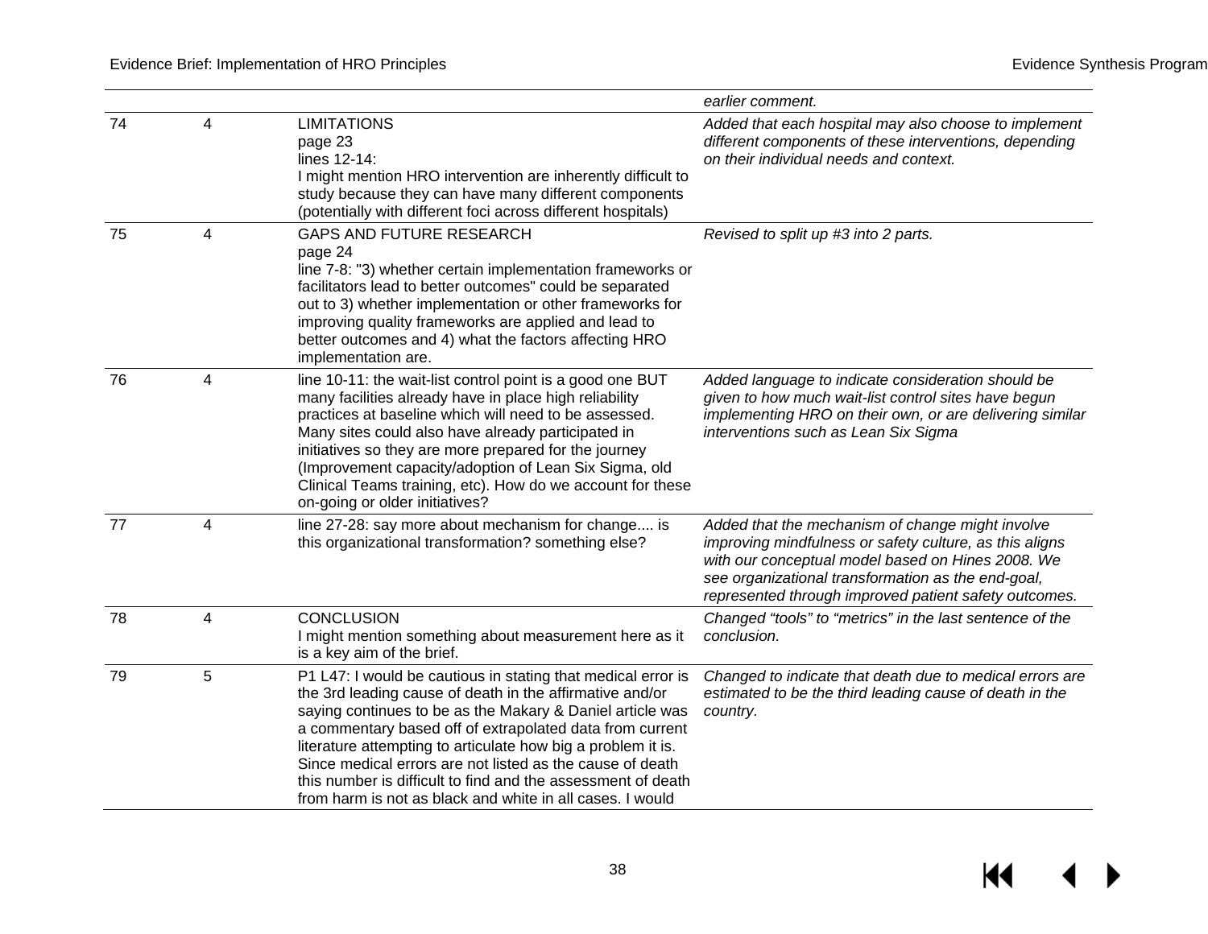| | | | earlier comment. |
|---|---|---|---|
| 74 | 4 | LIMITATIONS<br>page 23<br>lines 12-14:<br>I might mention HRO intervention are inherently difficult to study because they can have many different components (potentially with different foci across different hospitals) | *Added that each hospital may also choose to implement different components of these interventions, depending on their individual needs and context.* |
| 75 | 4 | GAPS AND FUTURE RESEARCH<br>page 24<br>line 7-8: "3) whether certain implementation frameworks or facilitators lead to better outcomes" could be separated out to 3) whether implementation or other frameworks for improving quality frameworks are applied and lead to better outcomes and 4) what the factors affecting HRO implementation are. | *Revised to split up #3 into 2 parts.* |
| 76 | 4 | line 10-11: the wait-list control point is a good one BUT many facilities already have in place high reliability practices at baseline which will need to be assessed. Many sites could also have already participated in initiatives so they are more prepared for the journey (Improvement capacity/adoption of Lean Six Sigma, old Clinical Teams training, etc). How do we account for these on-going or older initiatives? | *Added language to indicate consideration should be given to how much wait-list control sites have begun implementing HRO on their own, or are delivering similar interventions such as Lean Six Sigma* |
| 77 | 4 | line 27-28: say more about mechanism for change.... is this organizational transformation? something else? | *Added that the mechanism of change might involve improving mindfulness or safety culture, as this aligns with our conceptual model based on Hines 2008. We see organizational transformation as the end-goal, represented through improved patient safety outcomes.* |
| 78 | 4 | CONCLUSION<br>I might mention something about measurement here as it is a key aim of the brief. | *Changed "tools" to "metrics" in the last sentence of the conclusion.* |
| 79 | 5 | P1 L47: I would be cautious in stating that medical error is the 3rd leading cause of death in the affirmative and/or saying continues to be as the Makary & Daniel article was a commentary based off of extrapolated data from current literature attempting to articulate how big a problem it is. Since medical errors are not listed as the cause of death this number is difficult to find and the assessment of death from harm is not as black and white in all cases. I would | *Changed to indicate that death due to medical errors are estimated to be the third leading cause of death in the country.* |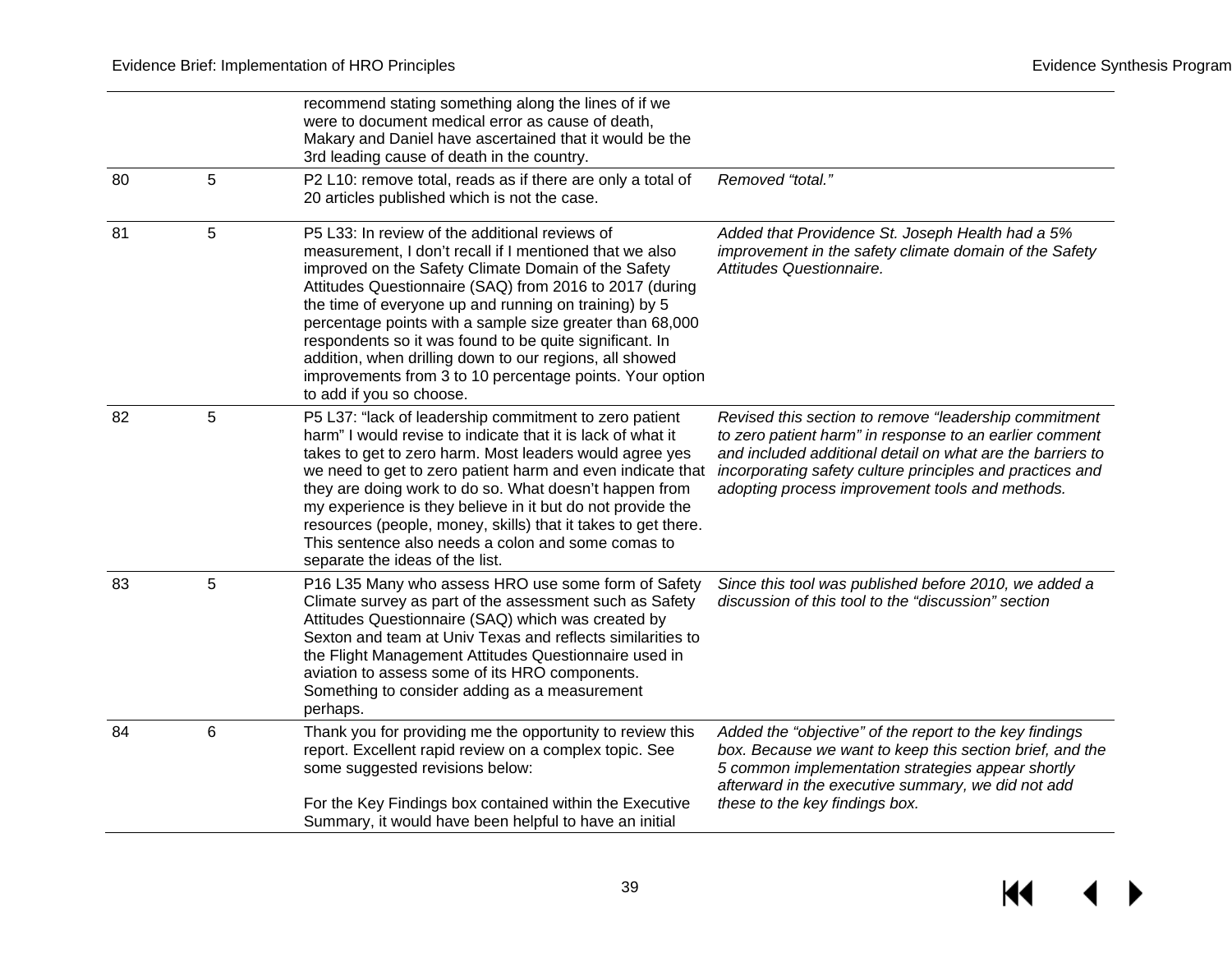|  |  | recommend stating something along the lines of if we were to document medical error as cause of death, Makary and Daniel have ascertained that it would be the 3rd leading cause of death in the country. |  |
|---|---|---|---|
| 80 | 5 | P2 L10: remove total, reads as if there are only a total of 20 articles published which is not the case. | *Removed "total."* |
| 81 | 5 | P5 L33: In review of the additional reviews of measurement, I don't recall if I mentioned that we also improved on the Safety Climate Domain of the Safety Attitudes Questionnaire (SAQ) from 2016 to 2017 (during the time of everyone up and running on training) by 5 percentage points with a sample size greater than 68,000 respondents so it was found to be quite significant. In addition, when drilling down to our regions, all showed improvements from 3 to 10 percentage points. Your option to add if you so choose. | *Added that Providence St. Joseph Health had a 5% improvement in the safety climate domain of the Safety Attitudes Questionnaire.* |
| 82 | 5 | P5 L37: "lack of leadership commitment to zero patient harm" I would revise to indicate that it is lack of what it takes to get to zero harm. Most leaders would agree yes we need to get to zero patient harm and even indicate that they are doing work to do so. What doesn't happen from my experience is they believe in it but do not provide the resources (people, money, skills) that it takes to get there. This sentence also needs a colon and some comas to separate the ideas of the list. | *Revised this section to remove "leadership commitment to zero patient harm" in response to an earlier comment and included additional detail on what are the barriers to incorporating safety culture principles and practices and adopting process improvement tools and methods.* |
| 83 | 5 | P16 L35 Many who assess HRO use some form of Safety Climate survey as part of the assessment such as Safety Attitudes Questionnaire (SAQ) which was created by Sexton and team at Univ Texas and reflects similarities to the Flight Management Attitudes Questionnaire used in aviation to assess some of its HRO components. Something to consider adding as a measurement perhaps. | *Since this tool was published before 2010, we added a discussion of this tool to the "discussion" section* |
| 84 | 6 | Thank you for providing me the opportunity to review this report. Excellent rapid review on a complex topic. See some suggested revisions below:<br><br>For the Key Findings box contained within the Executive Summary, it would have been helpful to have an initial | *Added the "objective" of the report to the key findings box. Because we want to keep this section brief, and the 5 common implementation strategies appear shortly afterward in the executive summary, we did not add these to the key findings box.* |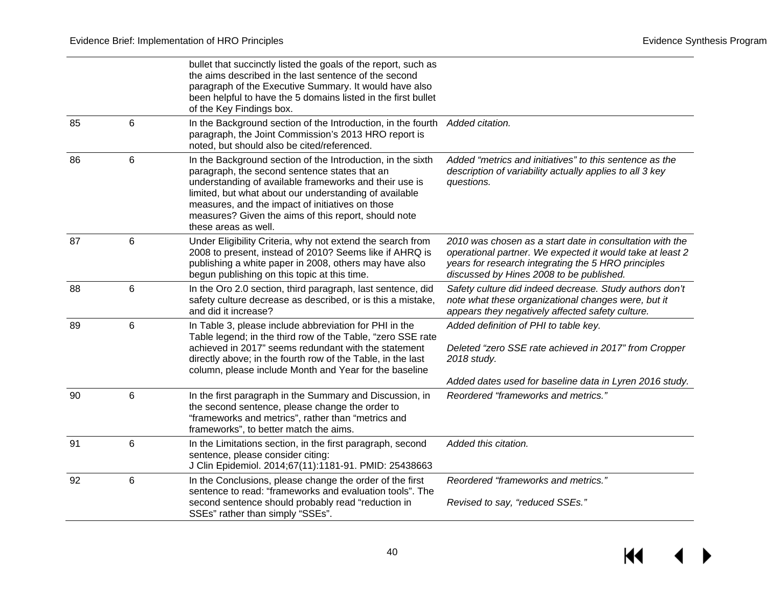| | | | |
|---|---|---|---|
| | | bullet that succinctly listed the goals of the report, such as the aims described in the last sentence of the second paragraph of the Executive Summary. It would have also been helpful to have the 5 domains listed in the first bullet of the Key Findings box. | |
| 85 | 6 | In the Background section of the Introduction, in the fourth paragraph, the Joint Commission's 2013 HRO report is noted, but should also be cited/referenced. | *Added citation.* |
| 86 | 6 | In the Background section of the Introduction, in the sixth paragraph, the second sentence states that an understanding of available frameworks and their use is limited, but what about our understanding of available measures, and the impact of initiatives on those measures? Given the aims of this report, should note these areas as well. | *Added "metrics and initiatives" to this sentence as the description of variability actually applies to all 3 key questions.* |
| 87 | 6 | Under Eligibility Criteria, why not extend the search from 2008 to present, instead of 2010? Seems like if AHRQ is publishing a white paper in 2008, others may have also begun publishing on this topic at this time. | *2010 was chosen as a start date in consultation with the operational partner. We expected it would take at least 2 years for research integrating the 5 HRO principles discussed by Hines 2008 to be published.* |
| 88 | 6 | In the Oro 2.0 section, third paragraph, last sentence, did safety culture decrease as described, or is this a mistake, and did it increase? | *Safety culture did indeed decrease. Study authors don't note what these organizational changes were, but it appears they negatively affected safety culture.* |
| 89 | 6 | In Table 3, please include abbreviation for PHI in the Table legend; in the third row of the Table, "zero SSE rate achieved in 2017" seems redundant with the statement directly above; in the fourth row of the Table, in the last column, please include Month and Year for the baseline | *Added definition of PHI to table key.*<br><br>*Deleted "zero SSE rate achieved in 2017" from Cropper 2018 study.*<br><br>*Added dates used for baseline data in Lyren 2016 study.* |
| 90 | 6 | In the first paragraph in the Summary and Discussion, in the second sentence, please change the order to "frameworks and metrics", rather than "metrics and frameworks", to better match the aims. | *Reordered "frameworks and metrics."* |
| 91 | 6 | In the Limitations section, in the first paragraph, second sentence, please consider citing:<br>J Clin Epidemiol. 2014;67(11):1181-91. PMID: 25438663 | *Added this citation.* |
| 92 | 6 | In the Conclusions, please change the order of the first sentence to read: "frameworks and evaluation tools". The second sentence should probably read "reduction in SSEs" rather than simply "SSEs". | *Reordered "frameworks and metrics."*<br><br>*Revised to say, "reduced SSEs."* |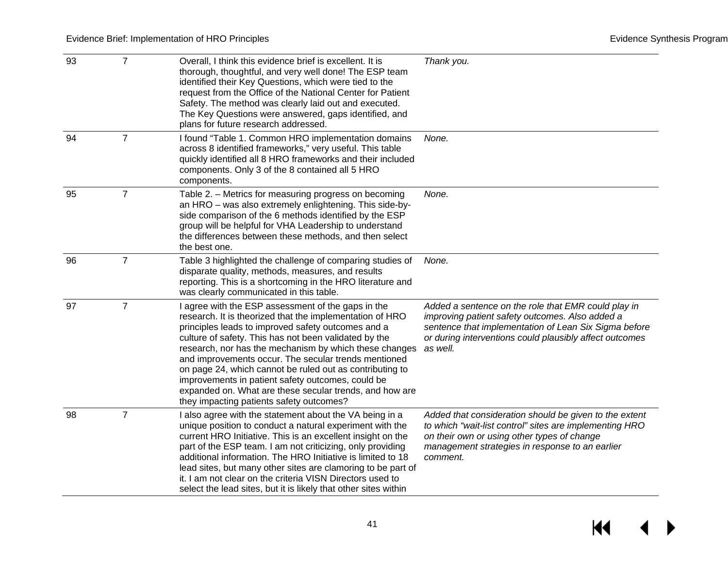| 93 | 7 | Overall, I think this evidence brief is excellent. It is thorough, thoughtful, and very well done! The ESP team identified their Key Questions, which were tied to the request from the Office of the National Center for Patient Safety. The method was clearly laid out and executed. The Key Questions were answered, gaps identified, and plans for future research addressed. | *Thank you.* |
|---|---|---|---|
| 94 | 7 | I found "Table 1. Common HRO implementation domains across 8 identified frameworks," very useful. This table quickly identified all 8 HRO frameworks and their included components. Only 3 of the 8 contained all 5 HRO components. | *None.* |
| 95 | 7 | Table 2. – Metrics for measuring progress on becoming an HRO – was also extremely enlightening. This side-by-side comparison of the 6 methods identified by the ESP group will be helpful for VHA Leadership to understand the differences between these methods, and then select the best one. | *None.* |
| 96 | 7 | Table 3 highlighted the challenge of comparing studies of disparate quality, methods, measures, and results reporting. This is a shortcoming in the HRO literature and was clearly communicated in this table. | *None.* |
| 97 | 7 | I agree with the ESP assessment of the gaps in the research. It is theorized that the implementation of HRO principles leads to improved safety outcomes and a culture of safety. This has not been validated by the research, nor has the mechanism by which these changes and improvements occur. The secular trends mentioned on page 24, which cannot be ruled out as contributing to improvements in patient safety outcomes, could be expanded on. What are these secular trends, and how are they impacting patients safety outcomes? | *Added a sentence on the role that EMR could play in improving patient safety outcomes. Also added a sentence that implementation of Lean Six Sigma before or during interventions could plausibly affect outcomes as well.* |
| 98 | 7 | I also agree with the statement about the VA being in a unique position to conduct a natural experiment with the current HRO Initiative. This is an excellent insight on the part of the ESP team. I am not criticizing, only providing additional information. The HRO Initiative is limited to 18 lead sites, but many other sites are clamoring to be part of it. I am not clear on the criteria VISN Directors used to select the lead sites, but it is likely that other sites within | *Added that consideration should be given to the extent to which "wait-list control" sites are implementing HRO on their own or using other types of change management strategies in response to an earlier comment.* |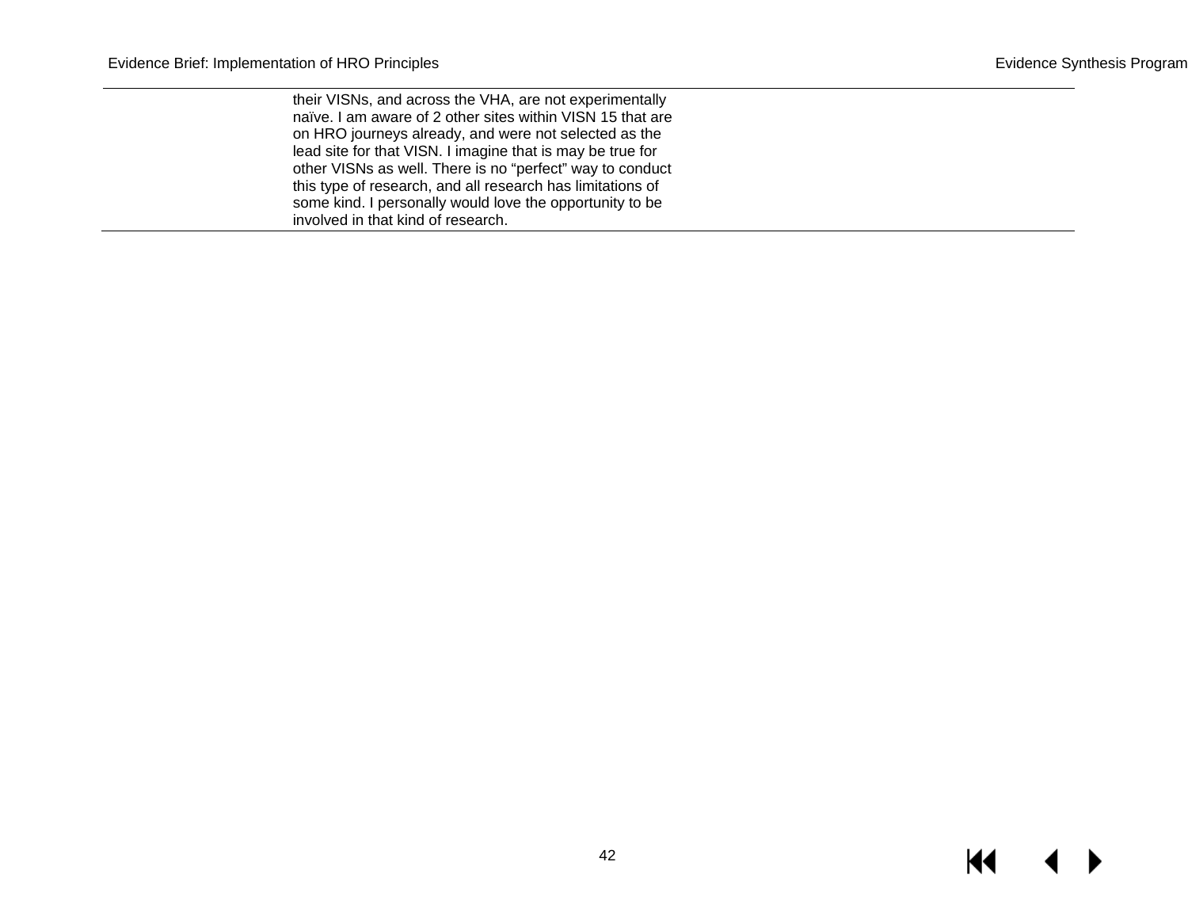| | | |
|---|---|---|
| | their VISNs, and across the VHA, are not experimentally naïve. I am aware of 2 other sites within VISN 15 that are on HRO journeys already, and were not selected as the lead site for that VISN. I imagine that is may be true for other VISNs as well. There is no "perfect" way to conduct this type of research, and all research has limitations of some kind. I personally would love the opportunity to be involved in that kind of research. | |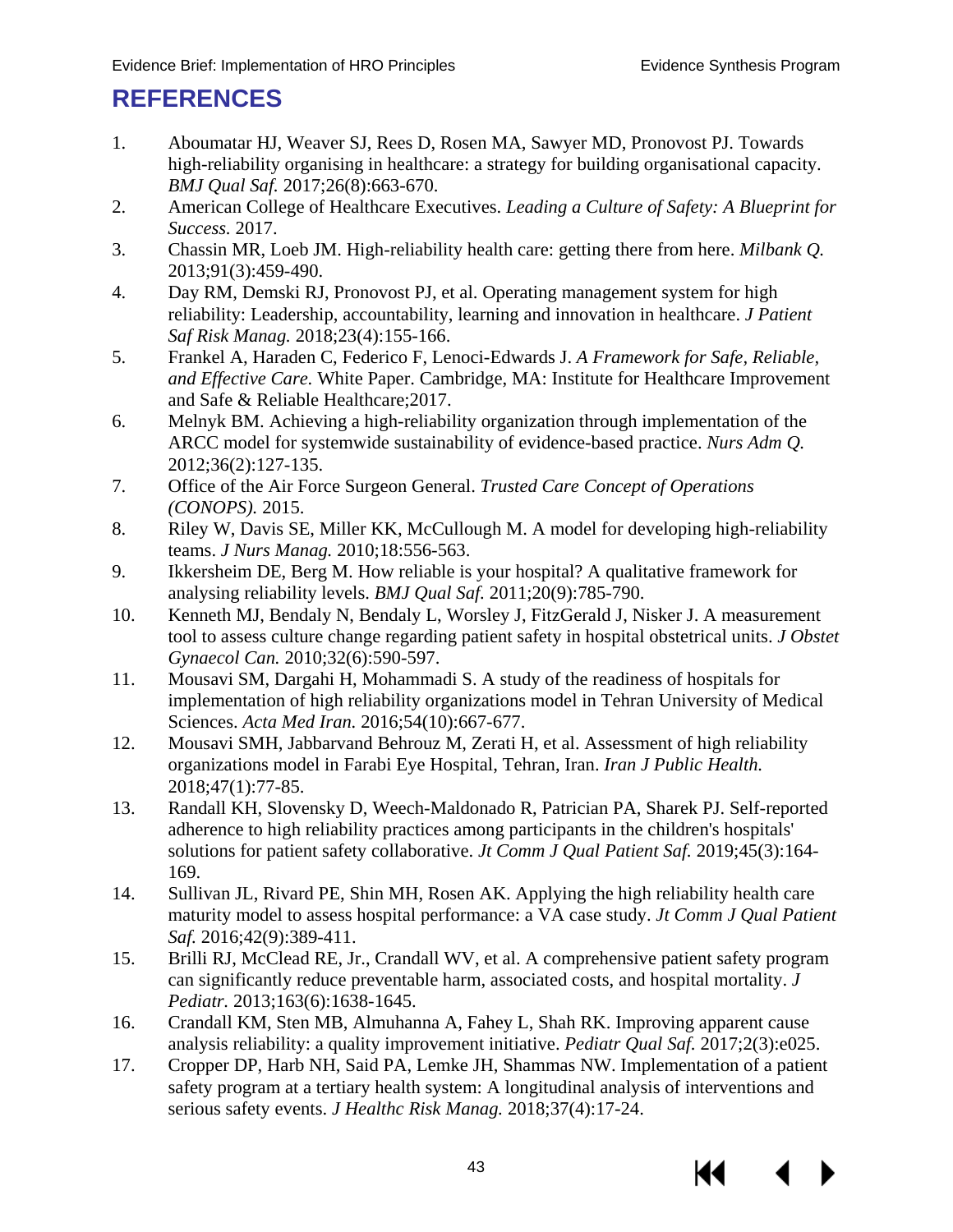# REFERENCES

1. Aboumatar HJ, Weaver SJ, Rees D, Rosen MA, Sawyer MD, Pronovost PJ. Towards high-reliability organising in healthcare: a strategy for building organisational capacity. *BMJ Qual Saf.* 2017;26(8):663-670.
2. American College of Healthcare Executives. *Leading a Culture of Safety: A Blueprint for Success.* 2017.
3. Chassin MR, Loeb JM. High-reliability health care: getting there from here. *Milbank Q.* 2013;91(3):459-490.
4. Day RM, Demski RJ, Pronovost PJ, et al. Operating management system for high reliability: Leadership, accountability, learning and innovation in healthcare. *J Patient Saf Risk Manag.* 2018;23(4):155-166.
5. Frankel A, Haraden C, Federico F, Lenoci-Edwards J. *A Framework for Safe, Reliable, and Effective Care.* White Paper. Cambridge, MA: Institute for Healthcare Improvement and Safe & Reliable Healthcare;2017.
6. Melnyk BM. Achieving a high-reliability organization through implementation of the ARCC model for systemwide sustainability of evidence-based practice. *Nurs Adm Q.* 2012;36(2):127-135.
7. Office of the Air Force Surgeon General. *Trusted Care Concept of Operations (CONOPS).* 2015.
8. Riley W, Davis SE, Miller KK, McCullough M. A model for developing high-reliability teams. *J Nurs Manag.* 2010;18:556-563.
9. Ikkersheim DE, Berg M. How reliable is your hospital? A qualitative framework for analysing reliability levels. *BMJ Qual Saf.* 2011;20(9):785-790.
10. Kenneth MJ, Bendaly N, Bendaly L, Worsley J, FitzGerald J, Nisker J. A measurement tool to assess culture change regarding patient safety in hospital obstetrical units. *J Obstet Gynaecol Can.* 2010;32(6):590-597.
11. Mousavi SM, Dargahi H, Mohammadi S. A study of the readiness of hospitals for implementation of high reliability organizations model in Tehran University of Medical Sciences. *Acta Med Iran.* 2016;54(10):667-677.
12. Mousavi SMH, Jabbarvand Behrouz M, Zerati H, et al. Assessment of high reliability organizations model in Farabi Eye Hospital, Tehran, Iran. *Iran J Public Health.* 2018;47(1):77-85.
13. Randall KH, Slovensky D, Weech-Maldonado R, Patrician PA, Sharek PJ. Self-reported adherence to high reliability practices among participants in the children's hospitals' solutions for patient safety collaborative. *Jt Comm J Qual Patient Saf.* 2019;45(3):164-169.
14. Sullivan JL, Rivard PE, Shin MH, Rosen AK. Applying the high reliability health care maturity model to assess hospital performance: a VA case study. *Jt Comm J Qual Patient Saf.* 2016;42(9):389-411.
15. Brilli RJ, McClead RE, Jr., Crandall WV, et al. A comprehensive patient safety program can significantly reduce preventable harm, associated costs, and hospital mortality. *J Pediatr.* 2013;163(6):1638-1645.
16. Crandall KM, Sten MB, Almuhanna A, Fahey L, Shah RK. Improving apparent cause analysis reliability: a quality improvement initiative. *Pediatr Qual Saf.* 2017;2(3):e025.
17. Cropper DP, Harb NH, Said PA, Lemke JH, Shammas NW. Implementation of a patient safety program at a tertiary health system: A longitudinal analysis of interventions and serious safety events. *J Healthc Risk Manag.* 2018;37(4):17-24.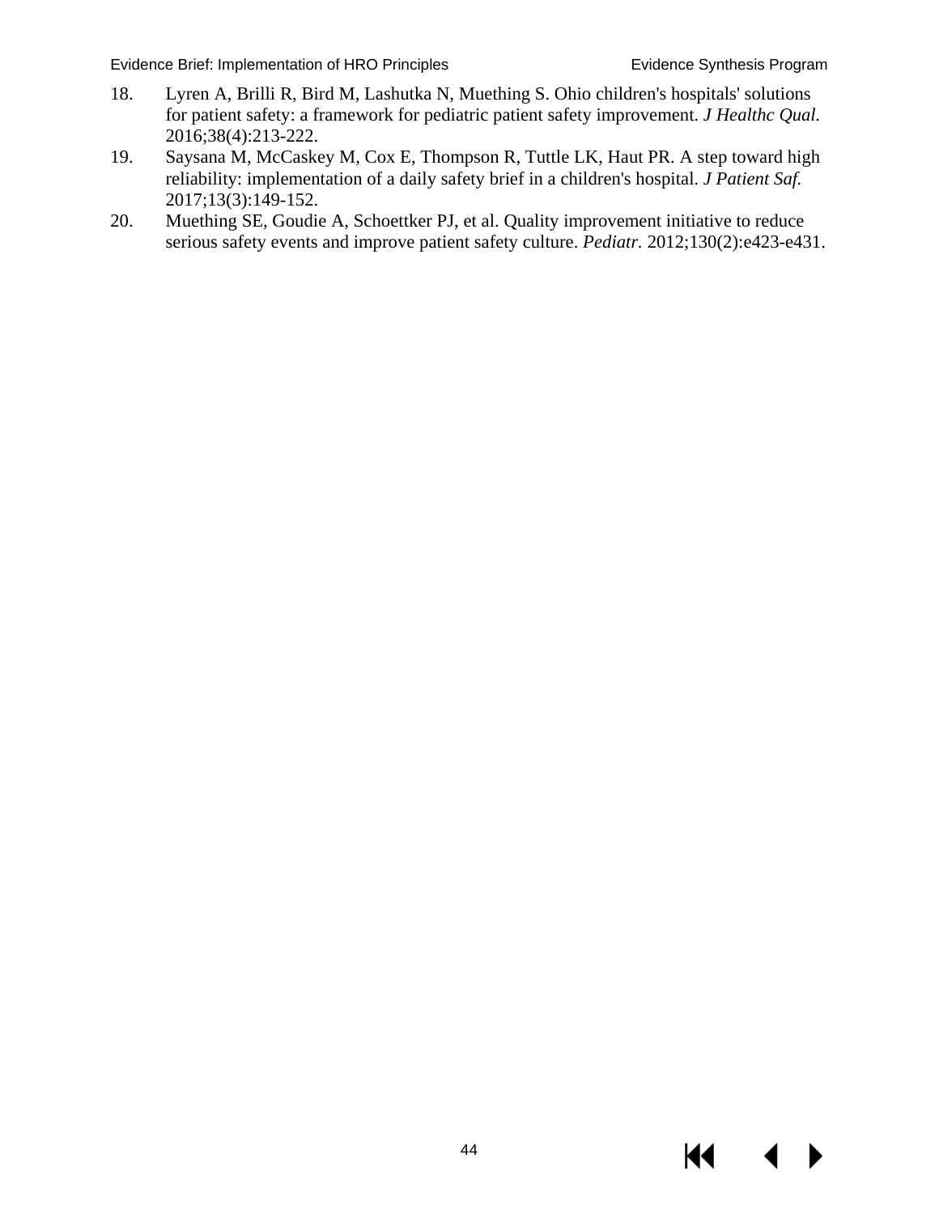18. Lyren A, Brilli R, Bird M, Lashutka N, Muething S. Ohio children's hospitals' solutions for patient safety: a framework for pediatric patient safety improvement. *J Healthc Qual.* 2016;38(4):213-222.
19. Saysana M, McCaskey M, Cox E, Thompson R, Tuttle LK, Haut PR. A step toward high reliability: implementation of a daily safety brief in a children's hospital. *J Patient Saf.* 2017;13(3):149-152.
20. Muething SE, Goudie A, Schoettker PJ, et al. Quality improvement initiative to reduce serious safety events and improve patient safety culture. *Pediatr.* 2012;130(2):e423-e431.